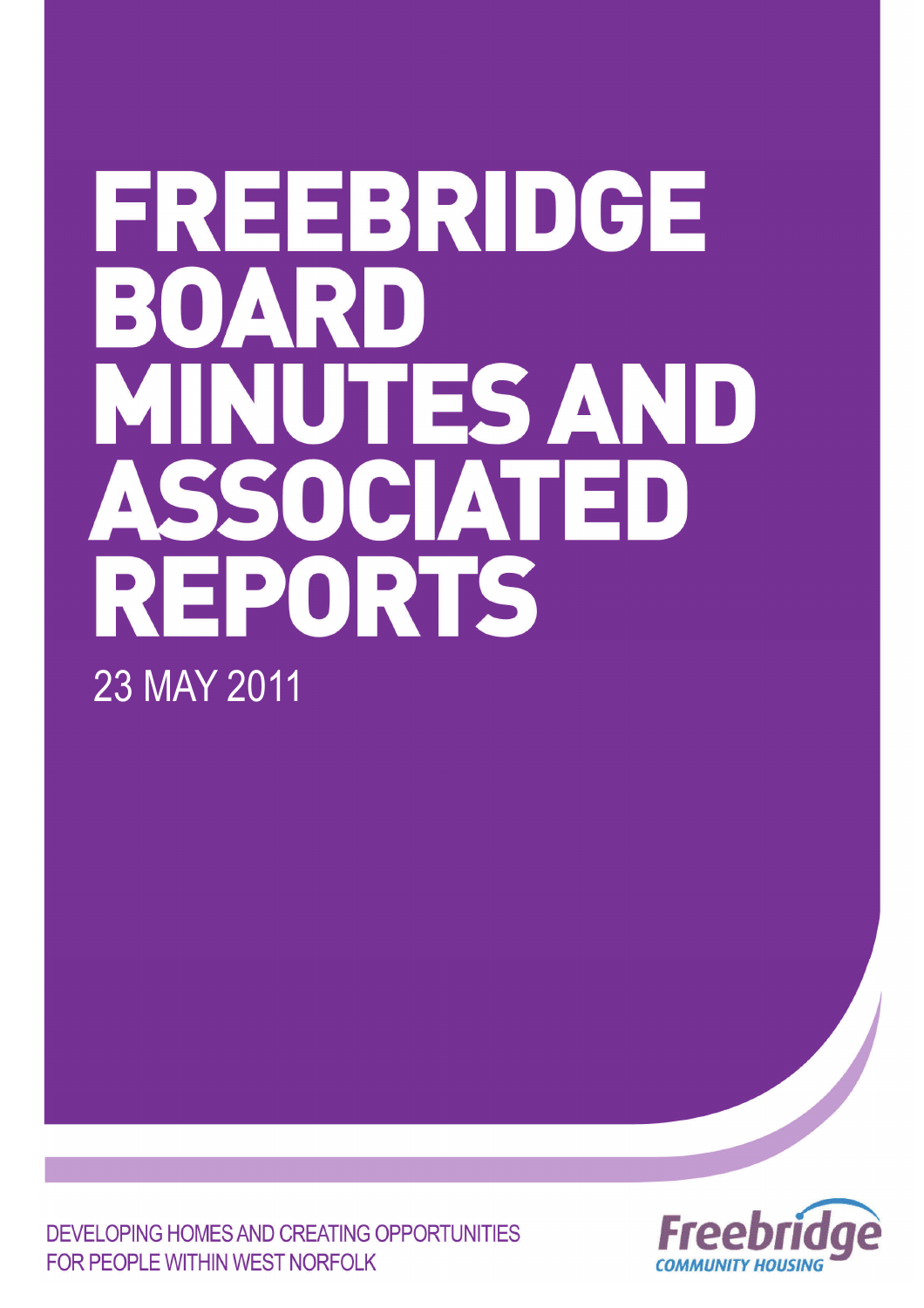# FREEBRIDGE BOARD MINUTES AND ASSOCIATED REPORTS

23 MAY 2011

DEVELOPING HOMES AND CREATING OPPORTUNITIES FOR PEOPLE WITHIN WEST NORFOLK

Freebridge
COMMUNITY HOUSING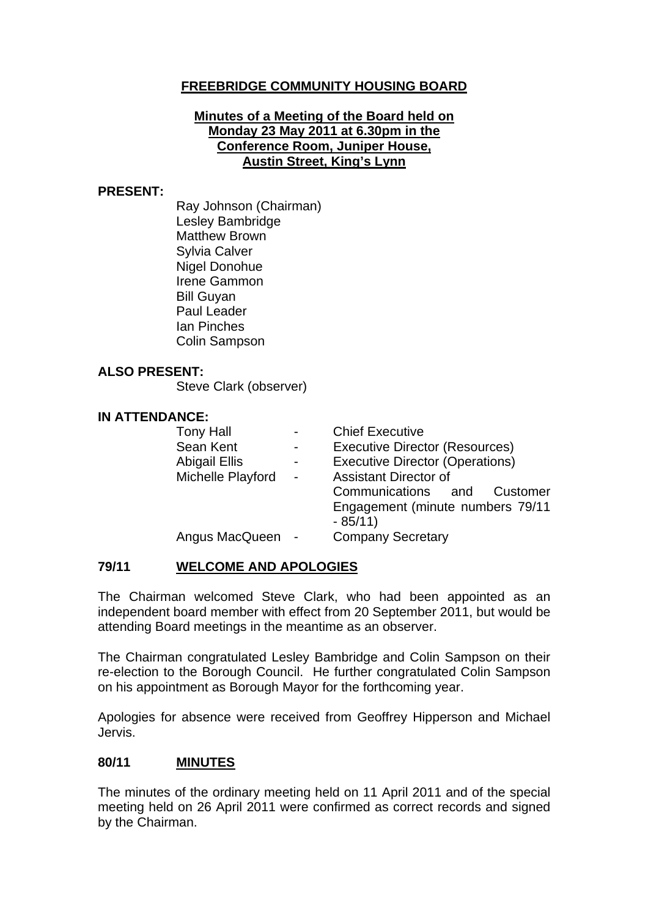**FREEBRIDGE COMMUNITY HOUSING BOARD**

**Minutes of a Meeting of the Board held on Monday 23 May 2011 at 6.30pm in the Conference Room, Juniper House, Austin Street, King's Lynn**

**PRESENT:**

Ray Johnson (Chairman)
Lesley Bambridge
Matthew Brown
Sylvia Calver
Nigel Donohue
Irene Gammon
Bill Guyan
Paul Leader
Ian Pinches
Colin Sampson

**ALSO PRESENT:**

Steve Clark (observer)

**IN ATTENDANCE:**

| | | |
|---|---|---|
| Tony Hall | - | Chief Executive |
| Sean Kent | - | Executive Director (Resources) |
| Abigail Ellis | - | Executive Director (Operations) |
| Michelle Playford | - | Assistant Director of Communications and Customer Engagement (minute numbers 79/11 - 85/11) |
| Angus MacQueen | - | Company Secretary |

## 79/11 WELCOME AND APOLOGIES

The Chairman welcomed Steve Clark, who had been appointed as an independent board member with effect from 20 September 2011, but would be attending Board meetings in the meantime as an observer.

The Chairman congratulated Lesley Bambridge and Colin Sampson on their re-election to the Borough Council. He further congratulated Colin Sampson on his appointment as Borough Mayor for the forthcoming year.

Apologies for absence were received from Geoffrey Hipperson and Michael Jervis.

## 80/11 MINUTES

The minutes of the ordinary meeting held on 11 April 2011 and of the special meeting held on 26 April 2011 were confirmed as correct records and signed by the Chairman.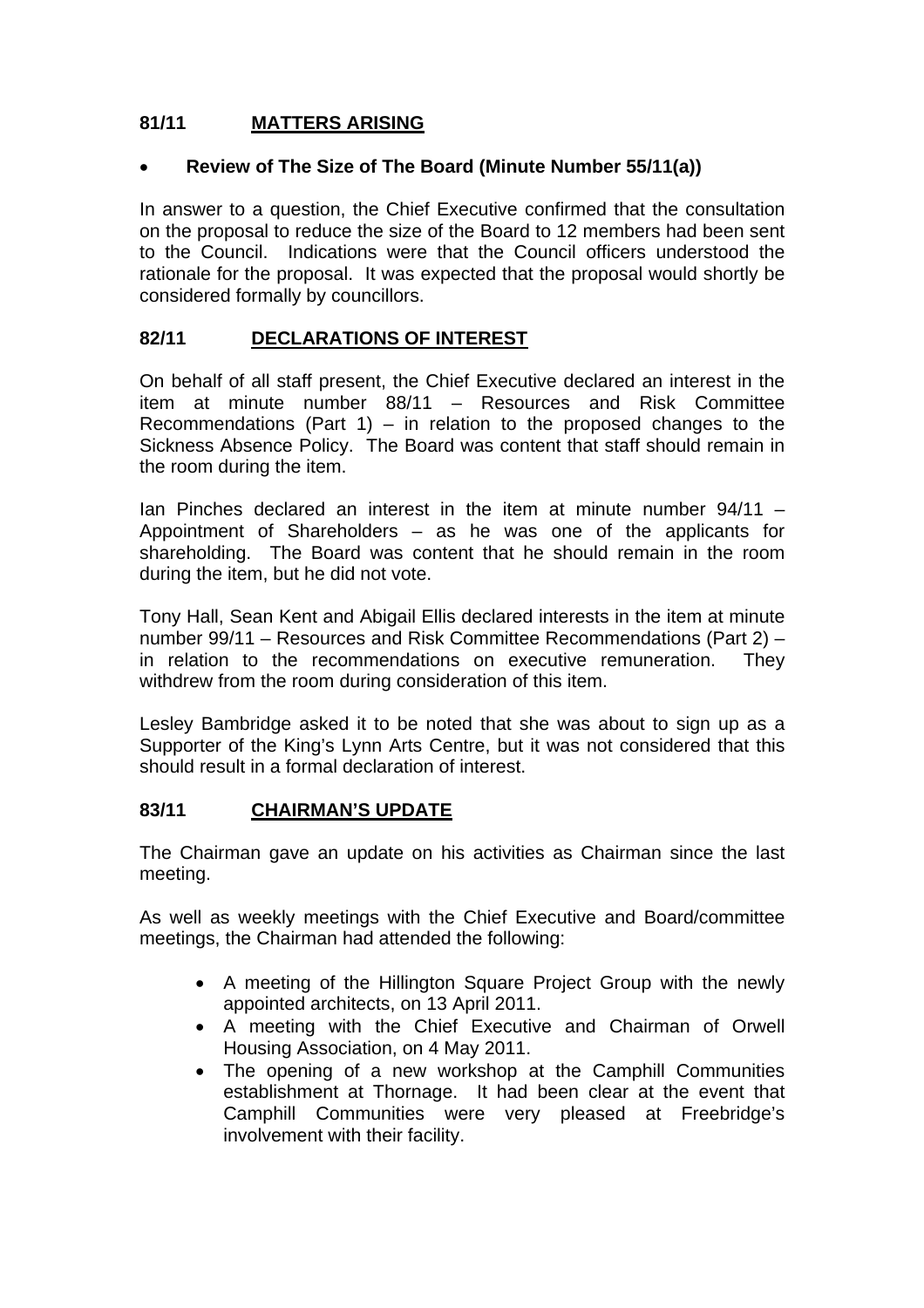## 81/11 MATTERS ARISING

- **Review of The Size of The Board (Minute Number 55/11(a))**

In answer to a question, the Chief Executive confirmed that the consultation on the proposal to reduce the size of the Board to 12 members had been sent to the Council. Indications were that the Council officers understood the rationale for the proposal. It was expected that the proposal would shortly be considered formally by councillors.

## 82/11 DECLARATIONS OF INTEREST

On behalf of all staff present, the Chief Executive declared an interest in the item at minute number 88/11 – Resources and Risk Committee Recommendations (Part 1) – in relation to the proposed changes to the Sickness Absence Policy. The Board was content that staff should remain in the room during the item.

Ian Pinches declared an interest in the item at minute number 94/11 – Appointment of Shareholders – as he was one of the applicants for shareholding. The Board was content that he should remain in the room during the item, but he did not vote.

Tony Hall, Sean Kent and Abigail Ellis declared interests in the item at minute number 99/11 – Resources and Risk Committee Recommendations (Part 2) – in relation to the recommendations on executive remuneration. They withdrew from the room during consideration of this item.

Lesley Bambridge asked it to be noted that she was about to sign up as a Supporter of the King's Lynn Arts Centre, but it was not considered that this should result in a formal declaration of interest.

## 83/11 CHAIRMAN'S UPDATE

The Chairman gave an update on his activities as Chairman since the last meeting.

As well as weekly meetings with the Chief Executive and Board/committee meetings, the Chairman had attended the following:

- A meeting of the Hillington Square Project Group with the newly appointed architects, on 13 April 2011.
- A meeting with the Chief Executive and Chairman of Orwell Housing Association, on 4 May 2011.
- The opening of a new workshop at the Camphill Communities establishment at Thornage. It had been clear at the event that Camphill Communities were very pleased at Freebridge's involvement with their facility.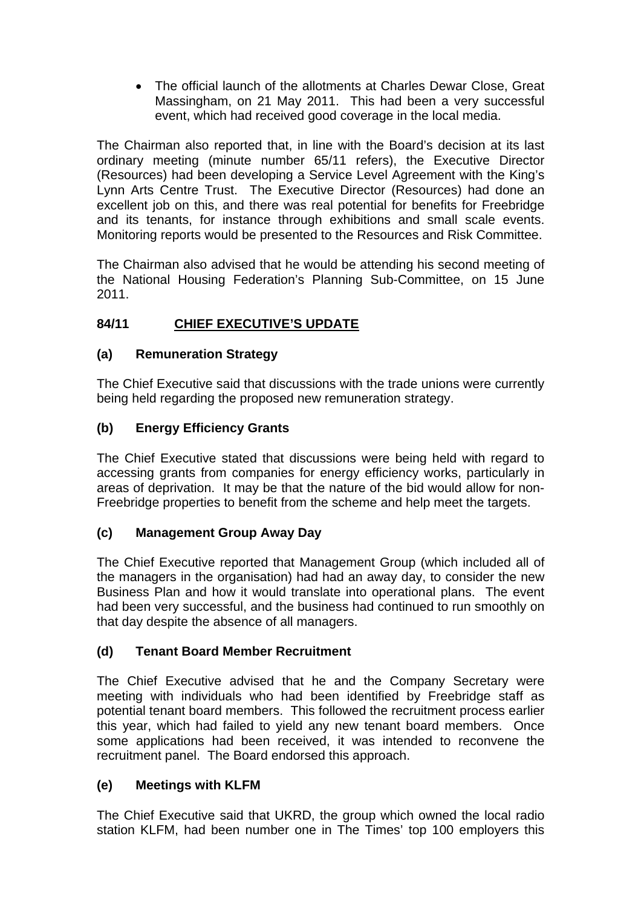- The official launch of the allotments at Charles Dewar Close, Great Massingham, on 21 May 2011. This had been a very successful event, which had received good coverage in the local media.

The Chairman also reported that, in line with the Board's decision at its last ordinary meeting (minute number 65/11 refers), the Executive Director (Resources) had been developing a Service Level Agreement with the King's Lynn Arts Centre Trust. The Executive Director (Resources) had done an excellent job on this, and there was real potential for benefits for Freebridge and its tenants, for instance through exhibitions and small scale events. Monitoring reports would be presented to the Resources and Risk Committee.

The Chairman also advised that he would be attending his second meeting of the National Housing Federation's Planning Sub-Committee, on 15 June 2011.

## 84/11 CHIEF EXECUTIVE'S UPDATE

### (a) Remuneration Strategy

The Chief Executive said that discussions with the trade unions were currently being held regarding the proposed new remuneration strategy.

### (b) Energy Efficiency Grants

The Chief Executive stated that discussions were being held with regard to accessing grants from companies for energy efficiency works, particularly in areas of deprivation. It may be that the nature of the bid would allow for non-Freebridge properties to benefit from the scheme and help meet the targets.

### (c) Management Group Away Day

The Chief Executive reported that Management Group (which included all of the managers in the organisation) had had an away day, to consider the new Business Plan and how it would translate into operational plans. The event had been very successful, and the business had continued to run smoothly on that day despite the absence of all managers.

### (d) Tenant Board Member Recruitment

The Chief Executive advised that he and the Company Secretary were meeting with individuals who had been identified by Freebridge staff as potential tenant board members. This followed the recruitment process earlier this year, which had failed to yield any new tenant board members. Once some applications had been received, it was intended to reconvene the recruitment panel. The Board endorsed this approach.

### (e) Meetings with KLFM

The Chief Executive said that UKRD, the group which owned the local radio station KLFM, had been number one in The Times' top 100 employers this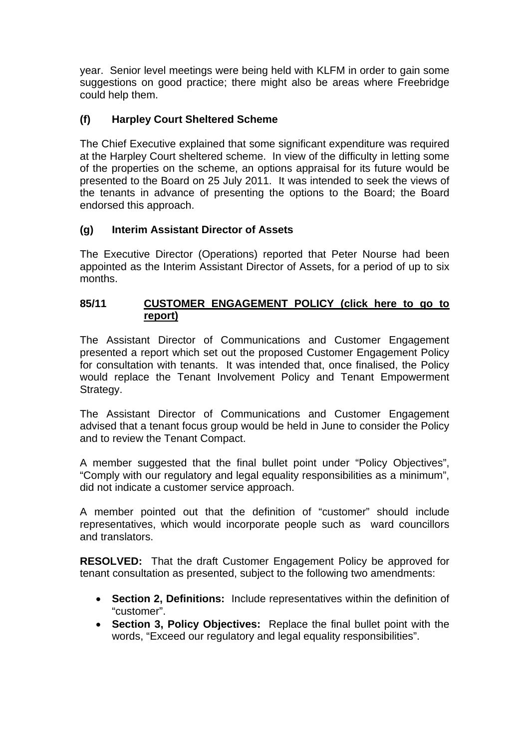year. Senior level meetings were being held with KLFM in order to gain some suggestions on good practice; there might also be areas where Freebridge could help them.

### (f) Harpley Court Sheltered Scheme

The Chief Executive explained that some significant expenditure was required at the Harpley Court sheltered scheme. In view of the difficulty in letting some of the properties on the scheme, an options appraisal for its future would be presented to the Board on 25 July 2011. It was intended to seek the views of the tenants in advance of presenting the options to the Board; the Board endorsed this approach.

### (g) Interim Assistant Director of Assets

The Executive Director (Operations) reported that Peter Nourse had been appointed as the Interim Assistant Director of Assets, for a period of up to six months.

## 85/11 CUSTOMER ENGAGEMENT POLICY (click here to go to report)

The Assistant Director of Communications and Customer Engagement presented a report which set out the proposed Customer Engagement Policy for consultation with tenants. It was intended that, once finalised, the Policy would replace the Tenant Involvement Policy and Tenant Empowerment Strategy.

The Assistant Director of Communications and Customer Engagement advised that a tenant focus group would be held in June to consider the Policy and to review the Tenant Compact.

A member suggested that the final bullet point under "Policy Objectives", "Comply with our regulatory and legal equality responsibilities as a minimum", did not indicate a customer service approach.

A member pointed out that the definition of "customer" should include representatives, which would incorporate people such as ward councillors and translators.

**RESOLVED:** That the draft Customer Engagement Policy be approved for tenant consultation as presented, subject to the following two amendments:

- **Section 2, Definitions:** Include representatives within the definition of "customer".
- **Section 3, Policy Objectives:** Replace the final bullet point with the words, "Exceed our regulatory and legal equality responsibilities".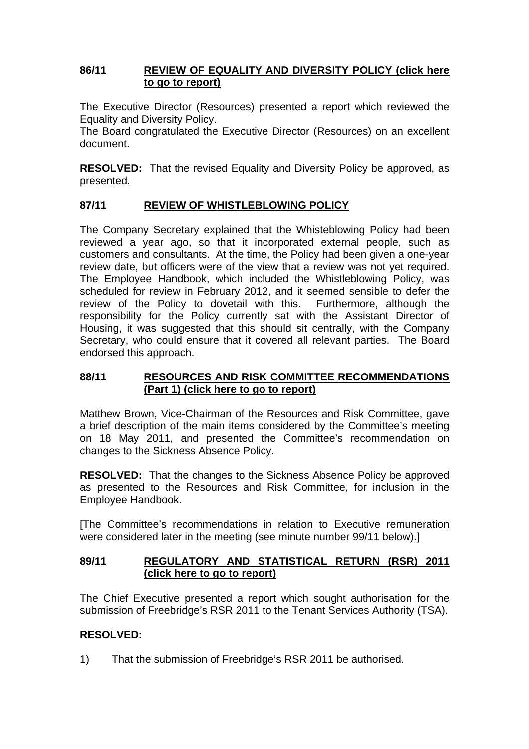### 86/11 REVIEW OF EQUALITY AND DIVERSITY POLICY (click here to go to report)

The Executive Director (Resources) presented a report which reviewed the Equality and Diversity Policy.
The Board congratulated the Executive Director (Resources) on an excellent document.

**RESOLVED:** That the revised Equality and Diversity Policy be approved, as presented.

### 87/11 REVIEW OF WHISTLEBLOWING POLICY

The Company Secretary explained that the Whisteblowing Policy had been reviewed a year ago, so that it incorporated external people, such as customers and consultants. At the time, the Policy had been given a one-year review date, but officers were of the view that a review was not yet required. The Employee Handbook, which included the Whistleblowing Policy, was scheduled for review in February 2012, and it seemed sensible to defer the review of the Policy to dovetail with this. Furthermore, although the responsibility for the Policy currently sat with the Assistant Director of Housing, it was suggested that this should sit centrally, with the Company Secretary, who could ensure that it covered all relevant parties. The Board endorsed this approach.

### 88/11 RESOURCES AND RISK COMMITTEE RECOMMENDATIONS (Part 1) (click here to go to report)

Matthew Brown, Vice-Chairman of the Resources and Risk Committee, gave a brief description of the main items considered by the Committee's meeting on 18 May 2011, and presented the Committee's recommendation on changes to the Sickness Absence Policy.

**RESOLVED:** That the changes to the Sickness Absence Policy be approved as presented to the Resources and Risk Committee, for inclusion in the Employee Handbook.

[The Committee's recommendations in relation to Executive remuneration were considered later in the meeting (see minute number 99/11 below).]

### 89/11 REGULATORY AND STATISTICAL RETURN (RSR) 2011 (click here to go to report)

The Chief Executive presented a report which sought authorisation for the submission of Freebridge's RSR 2011 to the Tenant Services Authority (TSA).

**RESOLVED:**

1) That the submission of Freebridge's RSR 2011 be authorised.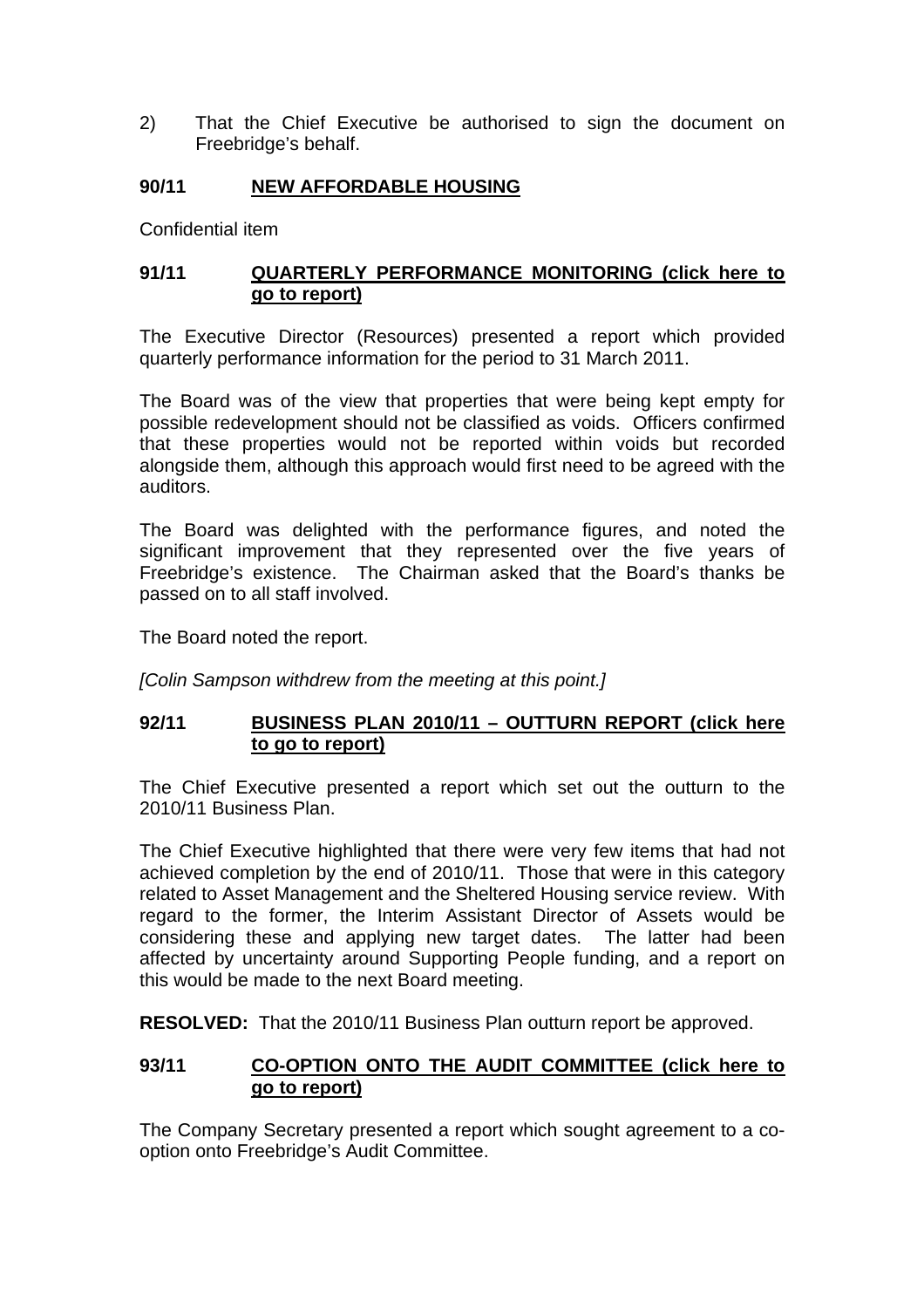2) That the Chief Executive be authorised to sign the document on Freebridge's behalf.

### 90/11 NEW AFFORDABLE HOUSING

Confidential item

### 91/11 QUARTERLY PERFORMANCE MONITORING (click here to go to report)

The Executive Director (Resources) presented a report which provided quarterly performance information for the period to 31 March 2011.

The Board was of the view that properties that were being kept empty for possible redevelopment should not be classified as voids. Officers confirmed that these properties would not be reported within voids but recorded alongside them, although this approach would first need to be agreed with the auditors.

The Board was delighted with the performance figures, and noted the significant improvement that they represented over the five years of Freebridge's existence. The Chairman asked that the Board's thanks be passed on to all staff involved.

The Board noted the report.

*[Colin Sampson withdrew from the meeting at this point.]*

### 92/11 BUSINESS PLAN 2010/11 – OUTTURN REPORT (click here to go to report)

The Chief Executive presented a report which set out the outturn to the 2010/11 Business Plan.

The Chief Executive highlighted that there were very few items that had not achieved completion by the end of 2010/11. Those that were in this category related to Asset Management and the Sheltered Housing service review. With regard to the former, the Interim Assistant Director of Assets would be considering these and applying new target dates. The latter had been affected by uncertainty around Supporting People funding, and a report on this would be made to the next Board meeting.

**RESOLVED:** That the 2010/11 Business Plan outturn report be approved.

### 93/11 CO-OPTION ONTO THE AUDIT COMMITTEE (click here to go to report)

The Company Secretary presented a report which sought agreement to a co-option onto Freebridge's Audit Committee.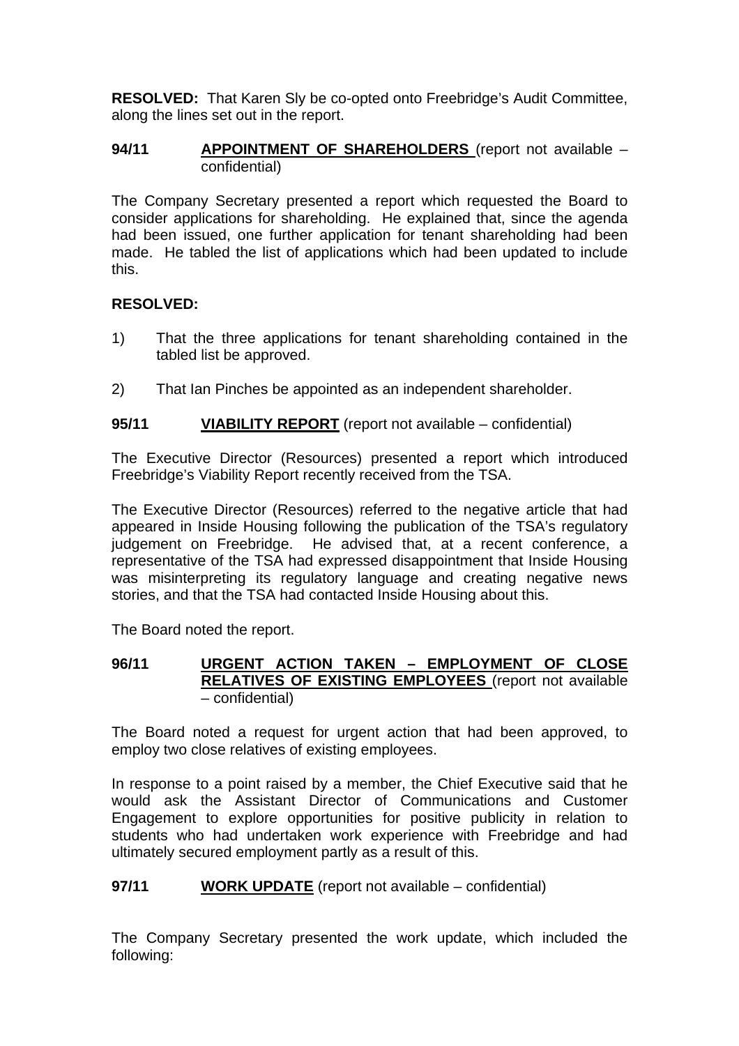**RESOLVED:** That Karen Sly be co-opted onto Freebridge's Audit Committee, along the lines set out in the report.

**94/11 APPOINTMENT OF SHAREHOLDERS** (report not available – confidential)

The Company Secretary presented a report which requested the Board to consider applications for shareholding. He explained that, since the agenda had been issued, one further application for tenant shareholding had been made. He tabled the list of applications which had been updated to include this.

**RESOLVED:**

1) That the three applications for tenant shareholding contained in the tabled list be approved.

2) That Ian Pinches be appointed as an independent shareholder.

**95/11 VIABILITY REPORT** (report not available – confidential)

The Executive Director (Resources) presented a report which introduced Freebridge's Viability Report recently received from the TSA.

The Executive Director (Resources) referred to the negative article that had appeared in Inside Housing following the publication of the TSA's regulatory judgement on Freebridge. He advised that, at a recent conference, a representative of the TSA had expressed disappointment that Inside Housing was misinterpreting its regulatory language and creating negative news stories, and that the TSA had contacted Inside Housing about this.

The Board noted the report.

**96/11 URGENT ACTION TAKEN – EMPLOYMENT OF CLOSE RELATIVES OF EXISTING EMPLOYEES** (report not available – confidential)

The Board noted a request for urgent action that had been approved, to employ two close relatives of existing employees.

In response to a point raised by a member, the Chief Executive said that he would ask the Assistant Director of Communications and Customer Engagement to explore opportunities for positive publicity in relation to students who had undertaken work experience with Freebridge and had ultimately secured employment partly as a result of this.

**97/11 WORK UPDATE** (report not available – confidential)

The Company Secretary presented the work update, which included the following: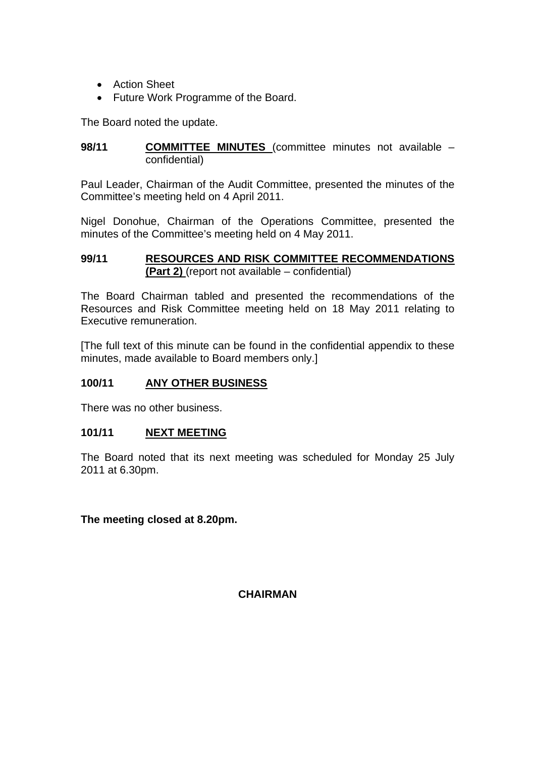- Action Sheet
- Future Work Programme of the Board.

The Board noted the update.

**98/11** **COMMITTEE MINUTES** (committee minutes not available – confidential)

Paul Leader, Chairman of the Audit Committee, presented the minutes of the Committee's meeting held on 4 April 2011.

Nigel Donohue, Chairman of the Operations Committee, presented the minutes of the Committee's meeting held on 4 May 2011.

**99/11** **RESOURCES AND RISK COMMITTEE RECOMMENDATIONS (Part 2)** (report not available – confidential)

The Board Chairman tabled and presented the recommendations of the Resources and Risk Committee meeting held on 18 May 2011 relating to Executive remuneration.

[The full text of this minute can be found in the confidential appendix to these minutes, made available to Board members only.]

**100/11** **ANY OTHER BUSINESS**

There was no other business.

**101/11** **NEXT MEETING**

The Board noted that its next meeting was scheduled for Monday 25 July 2011 at 6.30pm.

**The meeting closed at 8.20pm.**

**CHAIRMAN**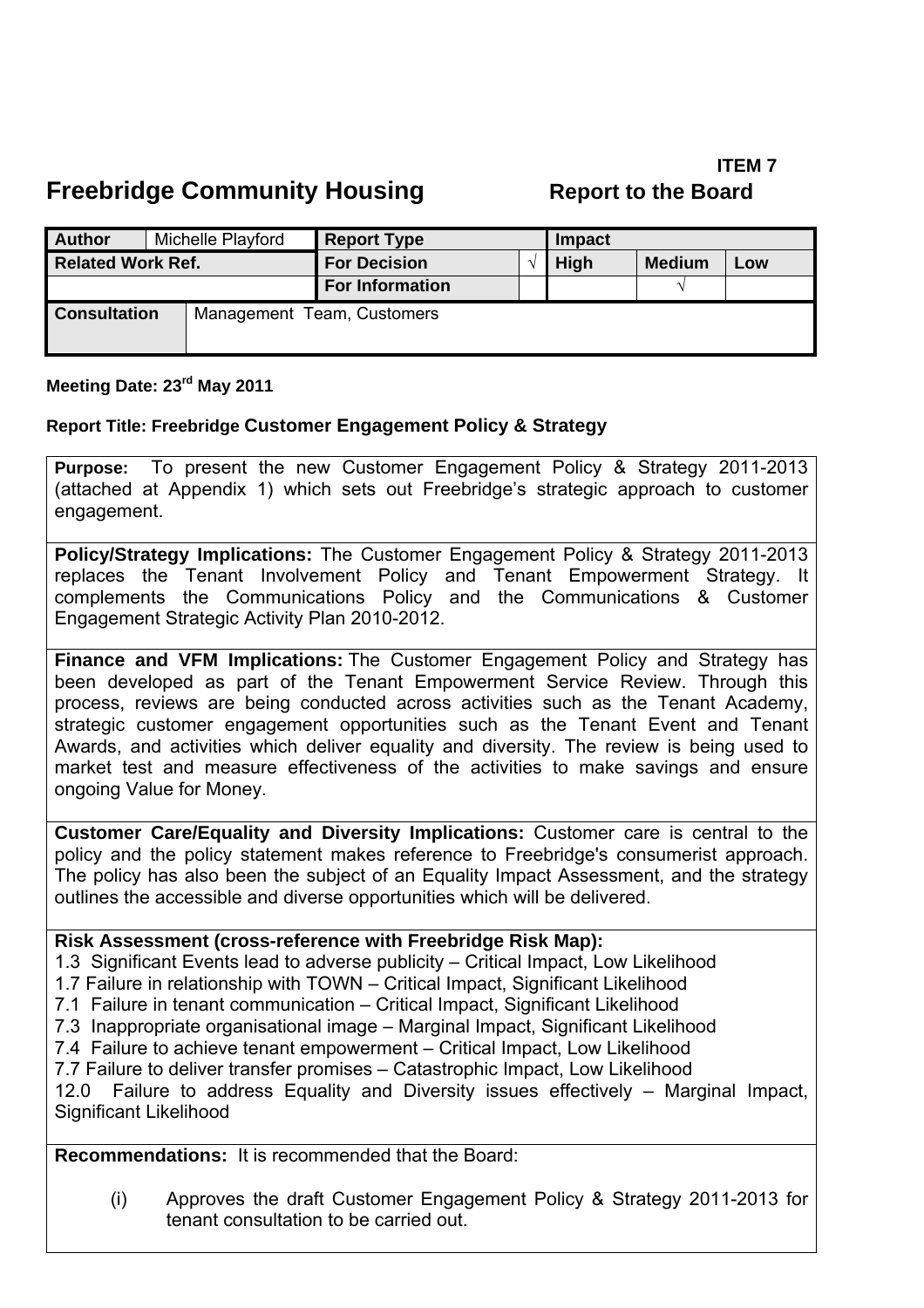**ITEM 7**

# Freebridge Community Housing — Report to the Board

| Author | Michelle Playford | Report Type | | Impact | | |
|---|---|---|---|---|---|---|
| Related Work Ref. | | For Decision | √ | High | Medium | Low |
| | | For Information | | | √ | |
| Consultation | Management Team, Customers | | | | | |

**Meeting Date: 23rd May 2011**

**Report Title: Freebridge Customer Engagement Policy & Strategy**

**Purpose:** To present the new Customer Engagement Policy & Strategy 2011-2013 (attached at Appendix 1) which sets out Freebridge's strategic approach to customer engagement.

**Policy/Strategy Implications:** The Customer Engagement Policy & Strategy 2011-2013 replaces the Tenant Involvement Policy and Tenant Empowerment Strategy. It complements the Communications Policy and the Communications & Customer Engagement Strategic Activity Plan 2010-2012.

**Finance and VFM Implications:** The Customer Engagement Policy and Strategy has been developed as part of the Tenant Empowerment Service Review. Through this process, reviews are being conducted across activities such as the Tenant Academy, strategic customer engagement opportunities such as the Tenant Event and Tenant Awards, and activities which deliver equality and diversity. The review is being used to market test and measure effectiveness of the activities to make savings and ensure ongoing Value for Money.

**Customer Care/Equality and Diversity Implications:** Customer care is central to the policy and the policy statement makes reference to Freebridge's consumerist approach. The policy has also been the subject of an Equality Impact Assessment, and the strategy outlines the accessible and diverse opportunities which will be delivered.

**Risk Assessment (cross-reference with Freebridge Risk Map):**

1.3 Significant Events lead to adverse publicity – Critical Impact, Low Likelihood
1.7 Failure in relationship with TOWN – Critical Impact, Significant Likelihood
7.1 Failure in tenant communication – Critical Impact, Significant Likelihood
7.3 Inappropriate organisational image – Marginal Impact, Significant Likelihood
7.4 Failure to achieve tenant empowerment – Critical Impact, Low Likelihood
7.7 Failure to deliver transfer promises – Catastrophic Impact, Low Likelihood
12.0 Failure to address Equality and Diversity issues effectively – Marginal Impact, Significant Likelihood

**Recommendations:** It is recommended that the Board:

(i) Approves the draft Customer Engagement Policy & Strategy 2011-2013 for tenant consultation to be carried out.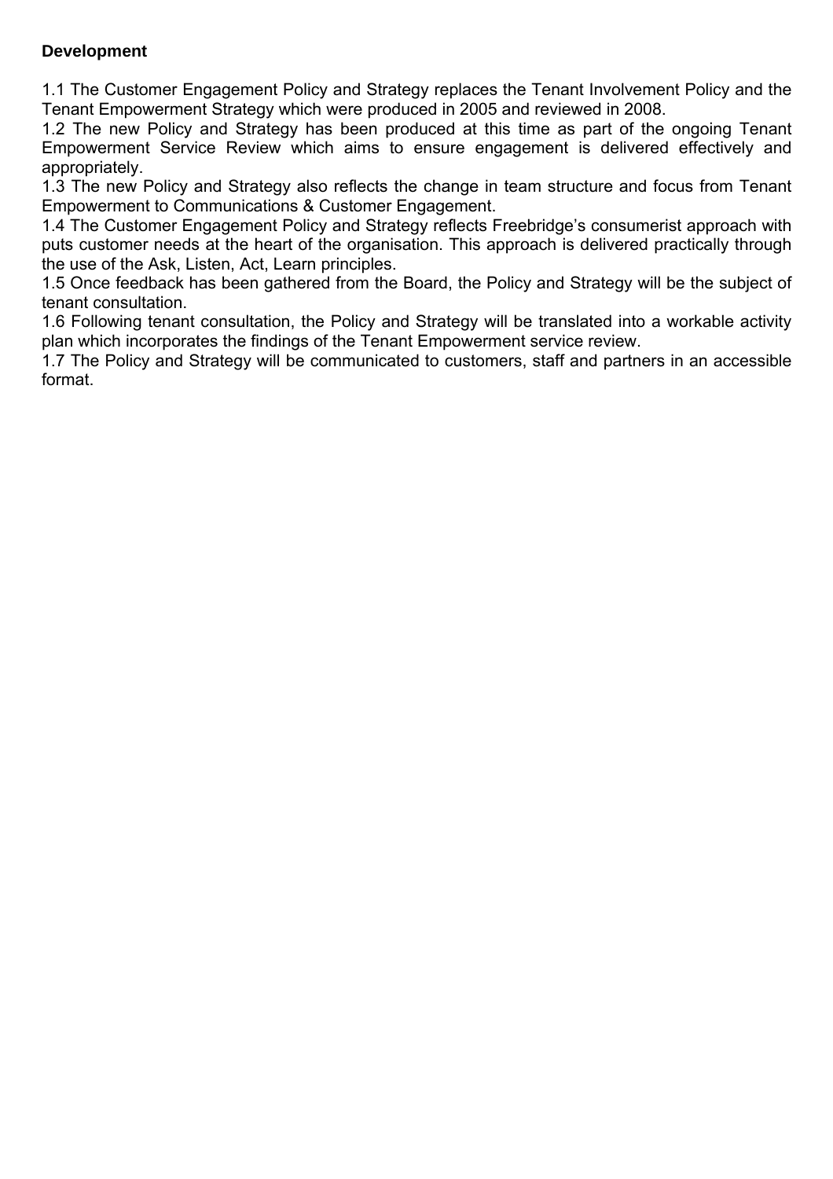**Development**

1.1 The Customer Engagement Policy and Strategy replaces the Tenant Involvement Policy and the Tenant Empowerment Strategy which were produced in 2005 and reviewed in 2008.
1.2 The new Policy and Strategy has been produced at this time as part of the ongoing Tenant Empowerment Service Review which aims to ensure engagement is delivered effectively and appropriately.
1.3 The new Policy and Strategy also reflects the change in team structure and focus from Tenant Empowerment to Communications & Customer Engagement.
1.4 The Customer Engagement Policy and Strategy reflects Freebridge's consumerist approach with puts customer needs at the heart of the organisation. This approach is delivered practically through the use of the Ask, Listen, Act, Learn principles.
1.5 Once feedback has been gathered from the Board, the Policy and Strategy will be the subject of tenant consultation.
1.6 Following tenant consultation, the Policy and Strategy will be translated into a workable activity plan which incorporates the findings of the Tenant Empowerment service review.
1.7 The Policy and Strategy will be communicated to customers, staff and partners in an accessible format.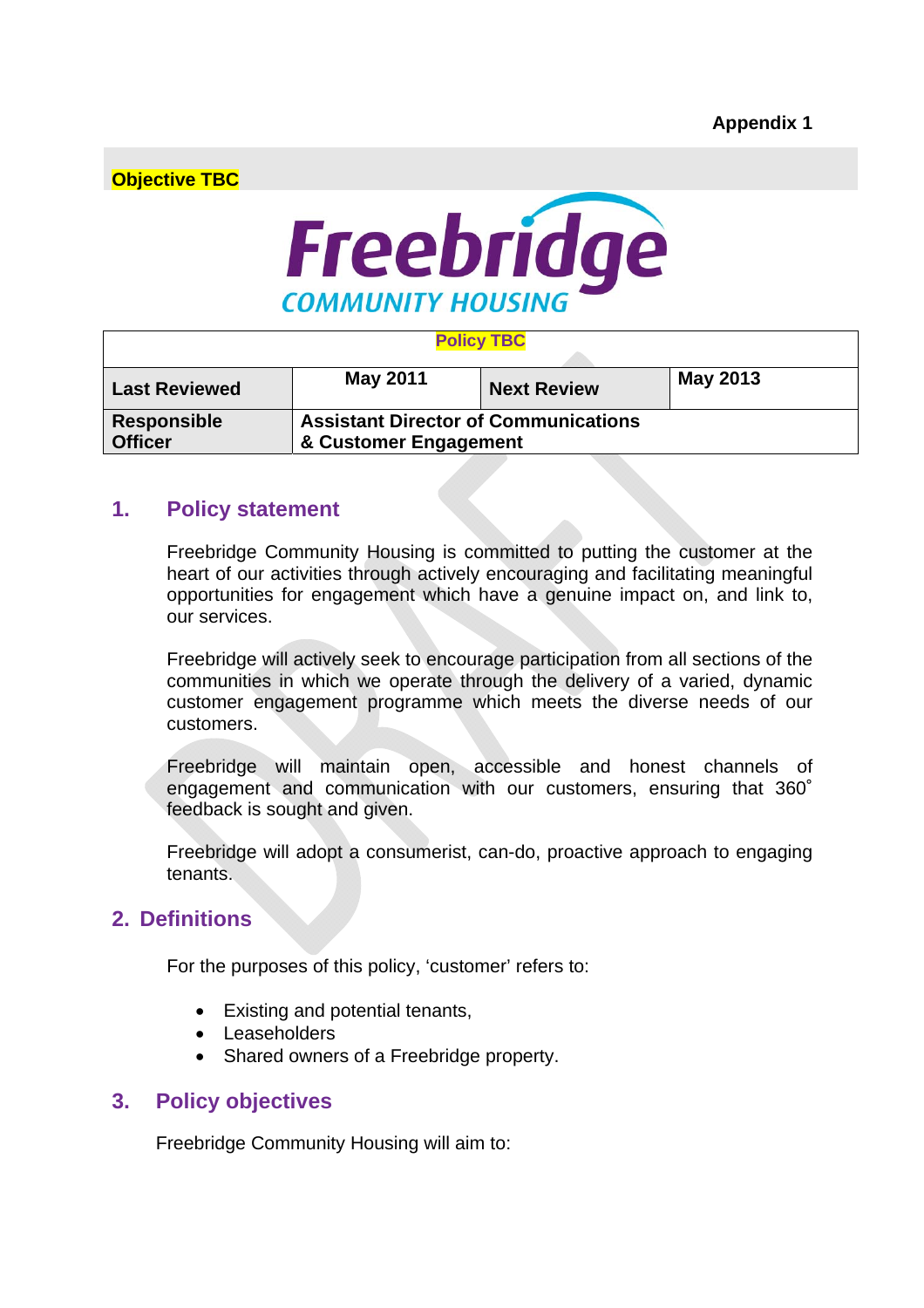**Appendix 1**

**Objective TBC**

Freebridge
COMMUNITY HOUSING

| **Policy TBC** | | | |
|---|---|---|---|
| **Last Reviewed** | **May 2011** | **Next Review** | **May 2013** |
| **Responsible Officer** | **Assistant Director of Communications & Customer Engagement** | | |

## 1. Policy statement

Freebridge Community Housing is committed to putting the customer at the heart of our activities through actively encouraging and facilitating meaningful opportunities for engagement which have a genuine impact on, and link to, our services.

Freebridge will actively seek to encourage participation from all sections of the communities in which we operate through the delivery of a varied, dynamic customer engagement programme which meets the diverse needs of our customers.

Freebridge will maintain open, accessible and honest channels of engagement and communication with our customers, ensuring that 360˚ feedback is sought and given.

Freebridge will adopt a consumerist, can-do, proactive approach to engaging tenants.

## 2. Definitions

For the purposes of this policy, 'customer' refers to:

- Existing and potential tenants,
- Leaseholders
- Shared owners of a Freebridge property.

## 3. Policy objectives

Freebridge Community Housing will aim to: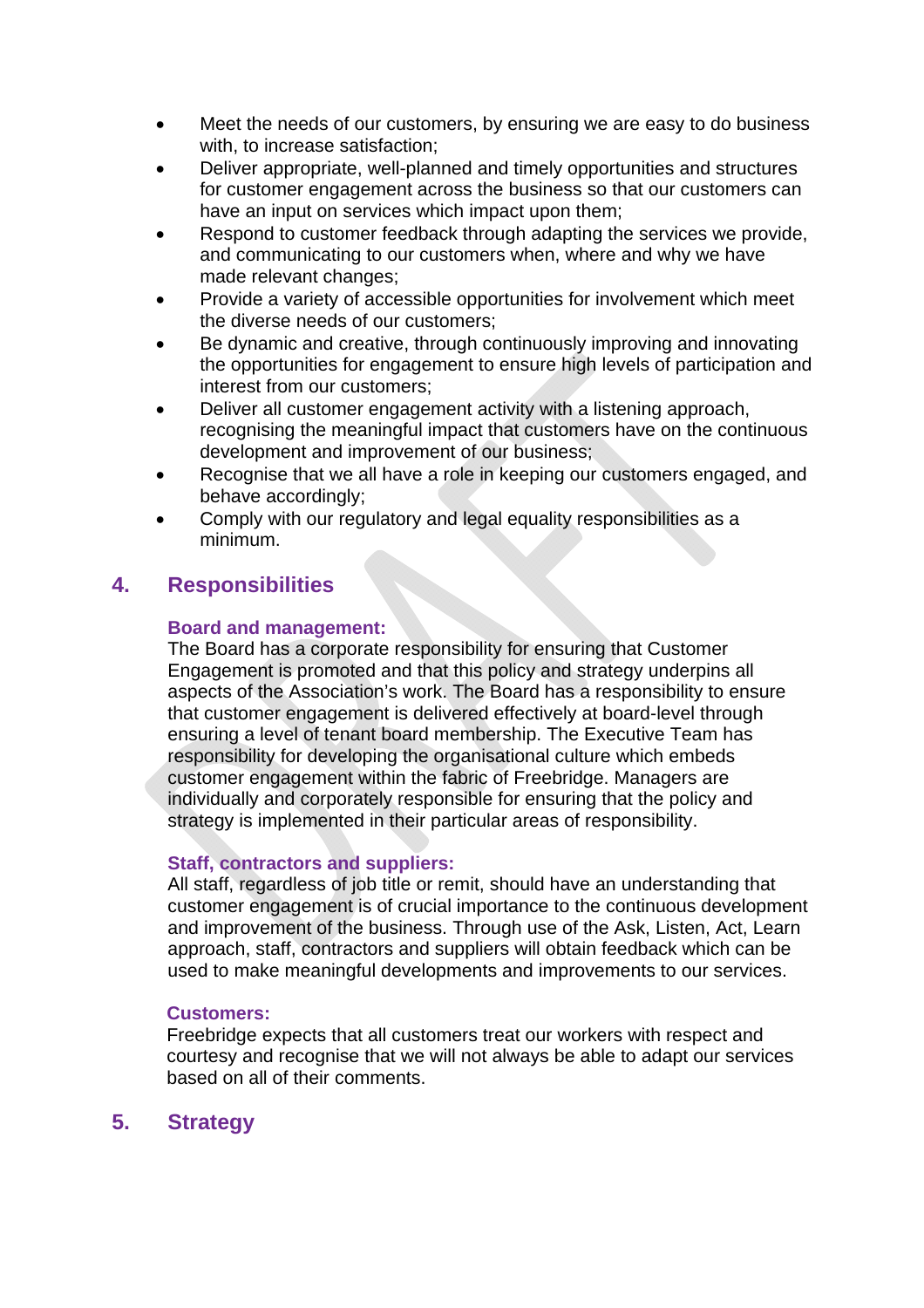- Meet the needs of our customers, by ensuring we are easy to do business with, to increase satisfaction;
- Deliver appropriate, well-planned and timely opportunities and structures for customer engagement across the business so that our customers can have an input on services which impact upon them;
- Respond to customer feedback through adapting the services we provide, and communicating to our customers when, where and why we have made relevant changes;
- Provide a variety of accessible opportunities for involvement which meet the diverse needs of our customers;
- Be dynamic and creative, through continuously improving and innovating the opportunities for engagement to ensure high levels of participation and interest from our customers;
- Deliver all customer engagement activity with a listening approach, recognising the meaningful impact that customers have on the continuous development and improvement of our business;
- Recognise that we all have a role in keeping our customers engaged, and behave accordingly;
- Comply with our regulatory and legal equality responsibilities as a minimum.

## 4. Responsibilities

**Board and management:**

The Board has a corporate responsibility for ensuring that Customer Engagement is promoted and that this policy and strategy underpins all aspects of the Association's work. The Board has a responsibility to ensure that customer engagement is delivered effectively at board-level through ensuring a level of tenant board membership. The Executive Team has responsibility for developing the organisational culture which embeds customer engagement within the fabric of Freebridge. Managers are individually and corporately responsible for ensuring that the policy and strategy is implemented in their particular areas of responsibility.

**Staff, contractors and suppliers:**

All staff, regardless of job title or remit, should have an understanding that customer engagement is of crucial importance to the continuous development and improvement of the business. Through use of the Ask, Listen, Act, Learn approach, staff, contractors and suppliers will obtain feedback which can be used to make meaningful developments and improvements to our services.

**Customers:**

Freebridge expects that all customers treat our workers with respect and courtesy and recognise that we will not always be able to adapt our services based on all of their comments.

## 5. Strategy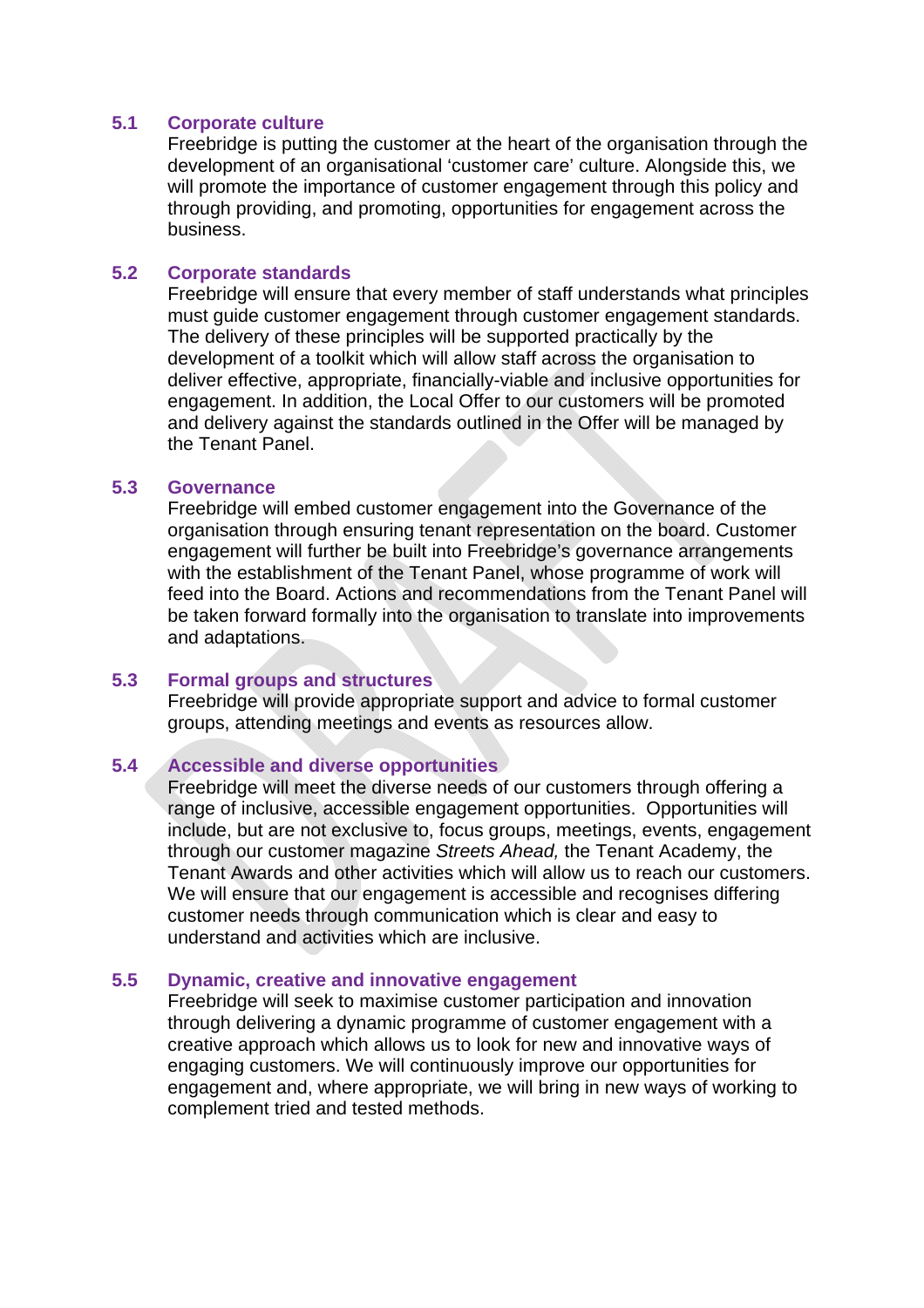### 5.1 Corporate culture

Freebridge is putting the customer at the heart of the organisation through the development of an organisational 'customer care' culture. Alongside this, we will promote the importance of customer engagement through this policy and through providing, and promoting, opportunities for engagement across the business.

### 5.2 Corporate standards

Freebridge will ensure that every member of staff understands what principles must guide customer engagement through customer engagement standards. The delivery of these principles will be supported practically by the development of a toolkit which will allow staff across the organisation to deliver effective, appropriate, financially-viable and inclusive opportunities for engagement. In addition, the Local Offer to our customers will be promoted and delivery against the standards outlined in the Offer will be managed by the Tenant Panel.

### 5.3 Governance

Freebridge will embed customer engagement into the Governance of the organisation through ensuring tenant representation on the board. Customer engagement will further be built into Freebridge's governance arrangements with the establishment of the Tenant Panel, whose programme of work will feed into the Board. Actions and recommendations from the Tenant Panel will be taken forward formally into the organisation to translate into improvements and adaptations.

### 5.3 Formal groups and structures

Freebridge will provide appropriate support and advice to formal customer groups, attending meetings and events as resources allow.

### 5.4 Accessible and diverse opportunities

Freebridge will meet the diverse needs of our customers through offering a range of inclusive, accessible engagement opportunities. Opportunities will include, but are not exclusive to, focus groups, meetings, events, engagement through our customer magazine *Streets Ahead,* the Tenant Academy, the Tenant Awards and other activities which will allow us to reach our customers. We will ensure that our engagement is accessible and recognises differing customer needs through communication which is clear and easy to understand and activities which are inclusive.

### 5.5 Dynamic, creative and innovative engagement

Freebridge will seek to maximise customer participation and innovation through delivering a dynamic programme of customer engagement with a creative approach which allows us to look for new and innovative ways of engaging customers. We will continuously improve our opportunities for engagement and, where appropriate, we will bring in new ways of working to complement tried and tested methods.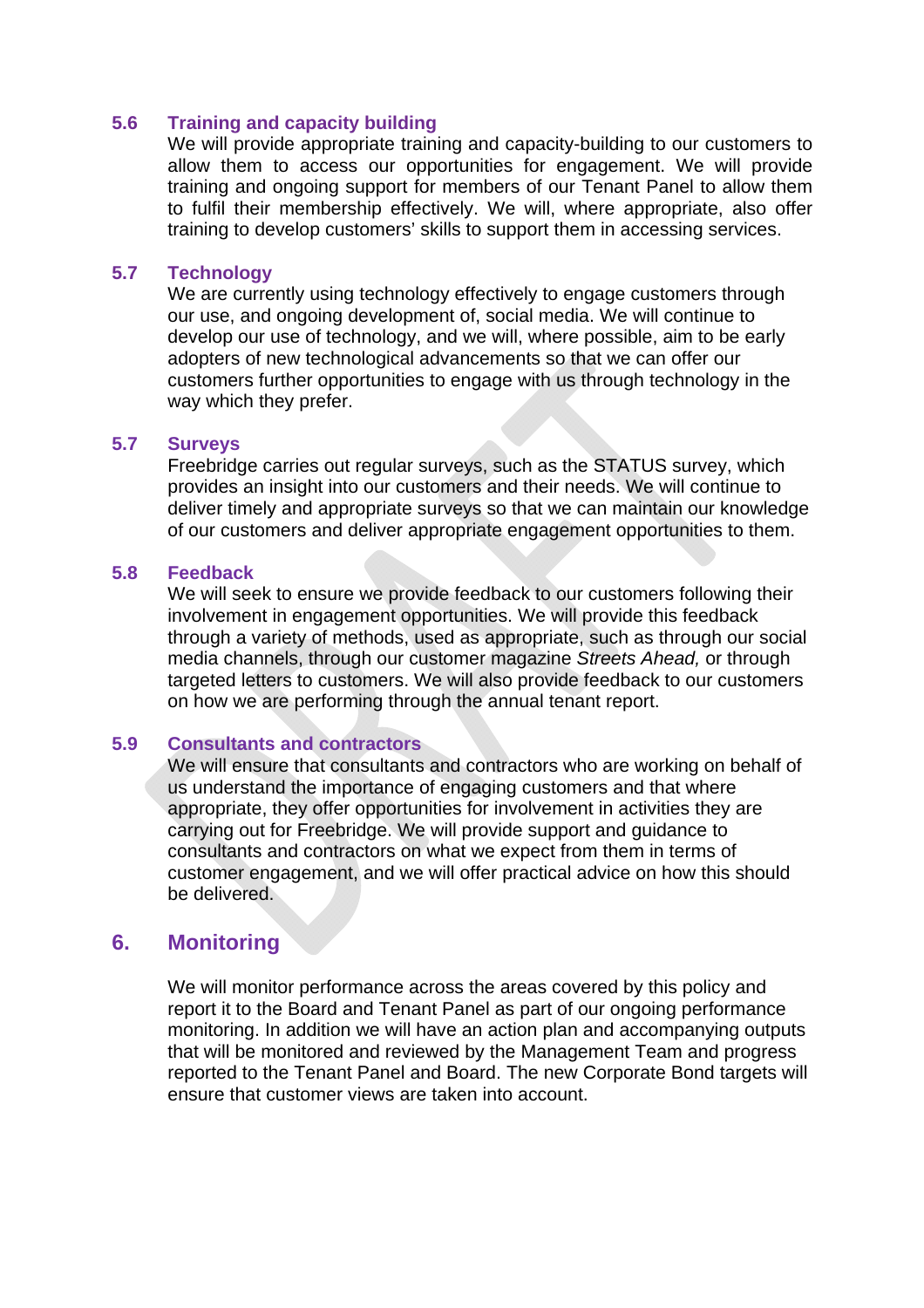### 5.6 Training and capacity building

We will provide appropriate training and capacity-building to our customers to allow them to access our opportunities for engagement. We will provide training and ongoing support for members of our Tenant Panel to allow them to fulfil their membership effectively. We will, where appropriate, also offer training to develop customers' skills to support them in accessing services.

### 5.7 Technology

We are currently using technology effectively to engage customers through our use, and ongoing development of, social media. We will continue to develop our use of technology, and we will, where possible, aim to be early adopters of new technological advancements so that we can offer our customers further opportunities to engage with us through technology in the way which they prefer.

### 5.7 Surveys

Freebridge carries out regular surveys, such as the STATUS survey, which provides an insight into our customers and their needs. We will continue to deliver timely and appropriate surveys so that we can maintain our knowledge of our customers and deliver appropriate engagement opportunities to them.

### 5.8 Feedback

We will seek to ensure we provide feedback to our customers following their involvement in engagement opportunities. We will provide this feedback through a variety of methods, used as appropriate, such as through our social media channels, through our customer magazine *Streets Ahead,* or through targeted letters to customers. We will also provide feedback to our customers on how we are performing through the annual tenant report.

### 5.9 Consultants and contractors

We will ensure that consultants and contractors who are working on behalf of us understand the importance of engaging customers and that where appropriate, they offer opportunities for involvement in activities they are carrying out for Freebridge. We will provide support and guidance to consultants and contractors on what we expect from them in terms of customer engagement, and we will offer practical advice on how this should be delivered.

## 6. Monitoring

We will monitor performance across the areas covered by this policy and report it to the Board and Tenant Panel as part of our ongoing performance monitoring. In addition we will have an action plan and accompanying outputs that will be monitored and reviewed by the Management Team and progress reported to the Tenant Panel and Board. The new Corporate Bond targets will ensure that customer views are taken into account.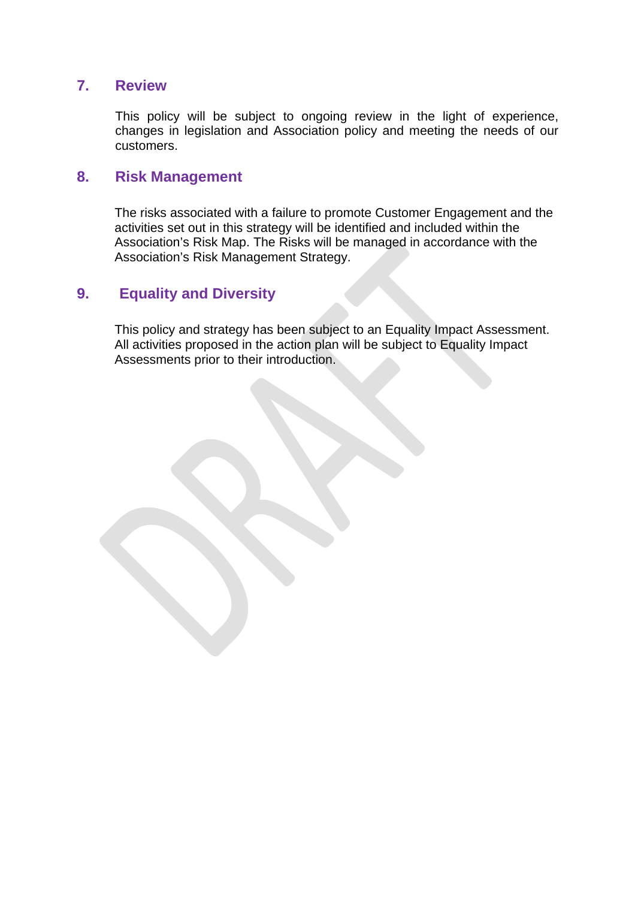## 7. Review

This policy will be subject to ongoing review in the light of experience, changes in legislation and Association policy and meeting the needs of our customers.

## 8. Risk Management

The risks associated with a failure to promote Customer Engagement and the activities set out in this strategy will be identified and included within the Association's Risk Map. The Risks will be managed in accordance with the Association's Risk Management Strategy.

## 9. Equality and Diversity

This policy and strategy has been subject to an Equality Impact Assessment. All activities proposed in the action plan will be subject to Equality Impact Assessments prior to their introduction.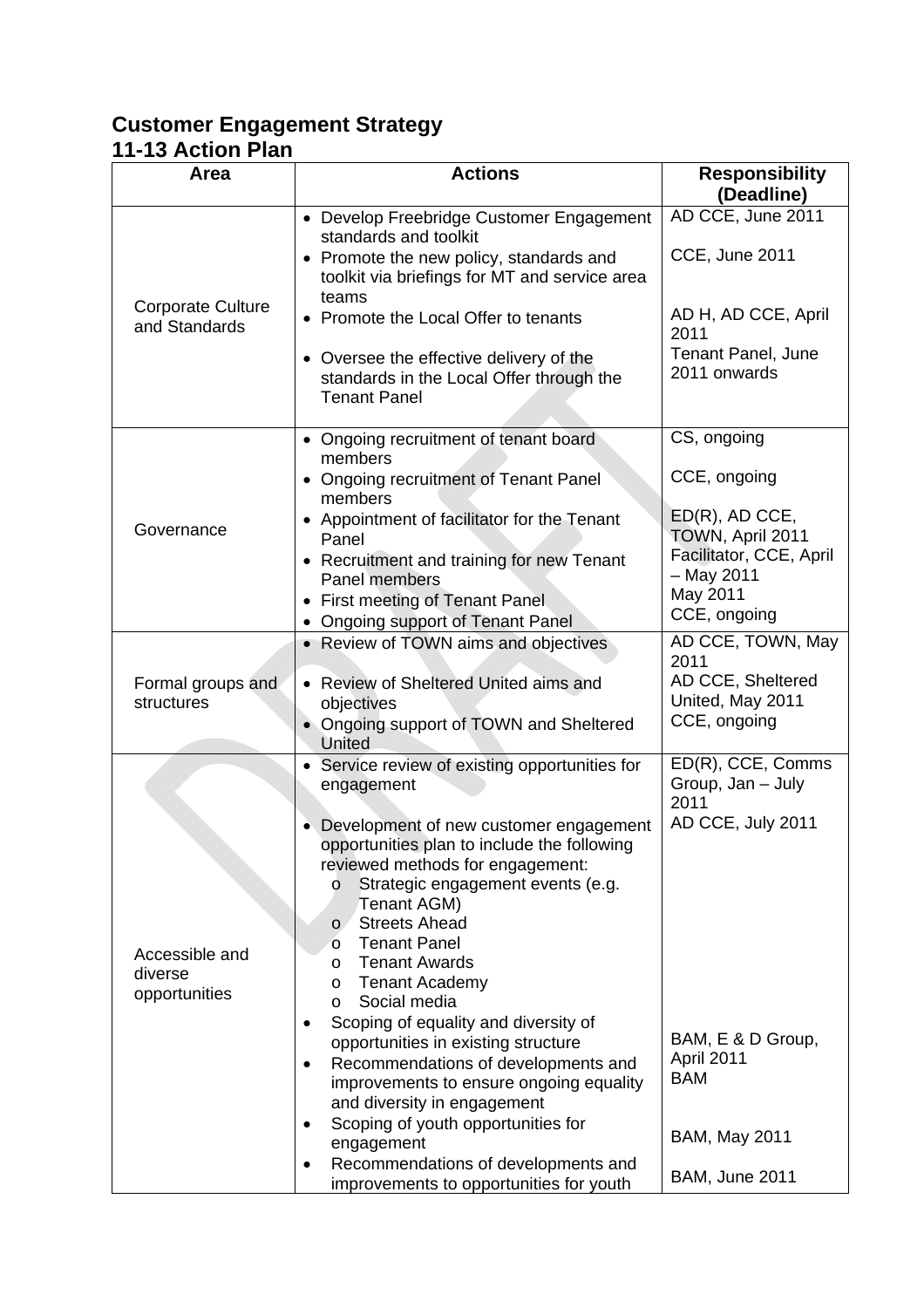# Customer Engagement Strategy

## 11-13 Action Plan

| Area | Actions | Responsibility (Deadline) |
|---|---|---|
| Corporate Culture and Standards | • Develop Freebridge Customer Engagement standards and toolkit<br>• Promote the new policy, standards and toolkit via briefings for MT and service area teams<br>• Promote the Local Offer to tenants<br>• Oversee the effective delivery of the standards in the Local Offer through the Tenant Panel | AD CCE, June 2011<br>CCE, June 2011<br>AD H, AD CCE, April 2011<br>Tenant Panel, June 2011 onwards |
| Governance | • Ongoing recruitment of tenant board members<br>• Ongoing recruitment of Tenant Panel members<br>• Appointment of facilitator for the Tenant Panel<br>• Recruitment and training for new Tenant Panel members<br>• First meeting of Tenant Panel<br>• Ongoing support of Tenant Panel | CS, ongoing<br>CCE, ongoing<br>ED(R), AD CCE, TOWN, April 2011<br>Facilitator, CCE, April – May 2011<br>May 2011<br>CCE, ongoing |
| Formal groups and structures | • Review of TOWN aims and objectives<br>• Review of Sheltered United aims and objectives<br>• Ongoing support of TOWN and Sheltered United | AD CCE, TOWN, May 2011<br>AD CCE, Sheltered United, May 2011<br>CCE, ongoing |
| Accessible and diverse opportunities | • Service review of existing opportunities for engagement<br>• Development of new customer engagement opportunities plan to include the following reviewed methods for engagement:<br>o Strategic engagement events (e.g. Tenant AGM)<br>o Streets Ahead<br>o Tenant Panel<br>o Tenant Awards<br>o Tenant Academy<br>o Social media<br>• Scoping of equality and diversity of opportunities in existing structure<br>• Recommendations of developments and improvements to ensure ongoing equality and diversity in engagement<br>• Scoping of youth opportunities for engagement<br>• Recommendations of developments and improvements to opportunities for youth | ED(R), CCE, Comms Group, Jan – July 2011<br>AD CCE, July 2011<br>BAM, E & D Group, April 2011<br>BAM<br>BAM, May 2011<br>BAM, June 2011 |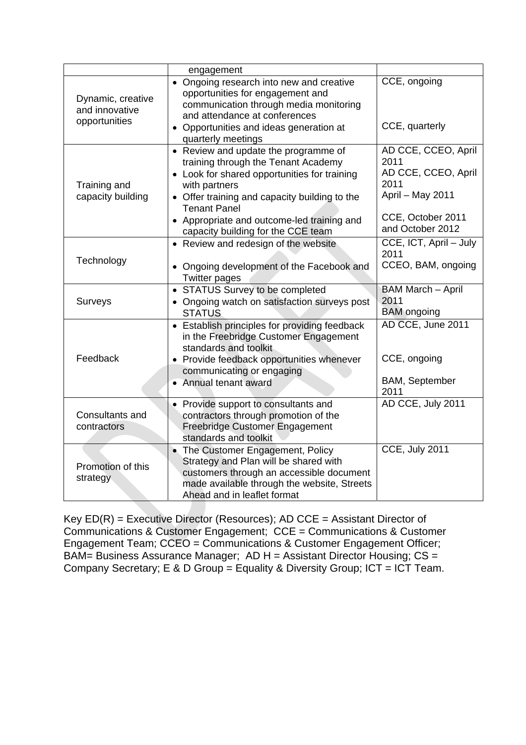| | | |
|---|---|---|
| | engagement | |
| Dynamic, creative and innovative opportunities | • Ongoing research into new and creative opportunities for engagement and communication through media monitoring and attendance at conferences<br>• Opportunities and ideas generation at quarterly meetings | CCE, ongoing<br><br>CCE, quarterly |
| Training and capacity building | • Review and update the programme of training through the Tenant Academy<br>• Look for shared opportunities for training with partners<br>• Offer training and capacity building to the Tenant Panel<br>• Appropriate and outcome-led training and capacity building for the CCE team | AD CCE, CCEO, April 2011<br>AD CCE, CCEO, April 2011<br>April – May 2011<br><br>CCE, October 2011 and October 2012 |
| Technology | • Review and redesign of the website<br><br>• Ongoing development of the Facebook and Twitter pages | CCE, ICT, April – July 2011<br>CCEO, BAM, ongoing |
| Surveys | • STATUS Survey to be completed<br>• Ongoing watch on satisfaction surveys post STATUS | BAM March – April 2011<br>BAM ongoing |
| Feedback | • Establish principles for providing feedback in the Freebridge Customer Engagement standards and toolkit<br>• Provide feedback opportunities whenever communicating or engaging<br>• Annual tenant award | AD CCE, June 2011<br><br>CCE, ongoing<br><br>BAM, September 2011 |
| Consultants and contractors | • Provide support to consultants and contractors through promotion of the Freebridge Customer Engagement standards and toolkit | AD CCE, July 2011 |
| Promotion of this strategy | • The Customer Engagement, Policy Strategy and Plan will be shared with customers through an accessible document made available through the website, Streets Ahead and in leaflet format | CCE, July 2011 |

Key ED(R) = Executive Director (Resources); AD CCE = Assistant Director of Communications & Customer Engagement; CCE = Communications & Customer Engagement Team; CCEO = Communications & Customer Engagement Officer; BAM= Business Assurance Manager; AD H = Assistant Director Housing; CS = Company Secretary; E & D Group = Equality & Diversity Group; ICT = ICT Team.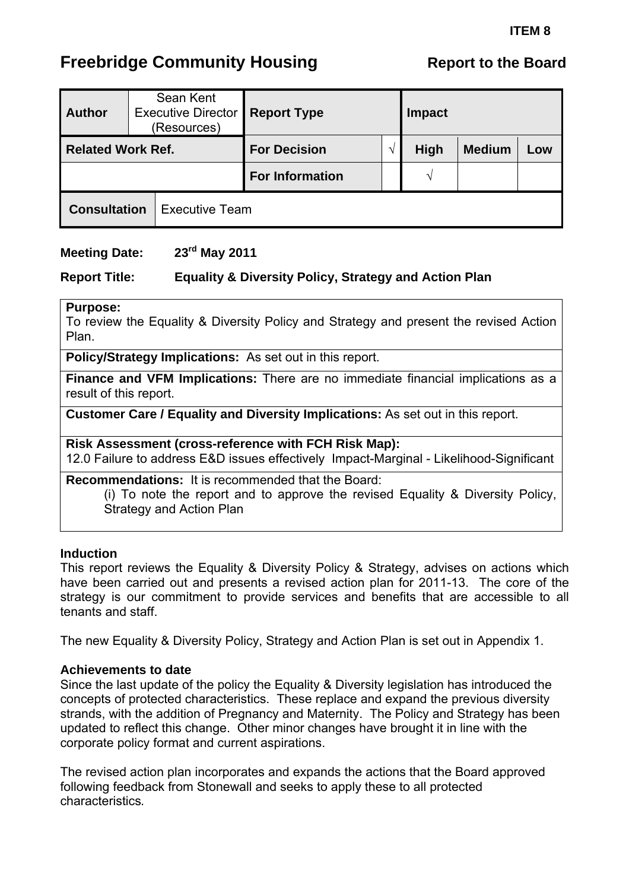**ITEM 8**

# Freebridge Community Housing

**Report to the Board**

| **Author** | Sean Kent Executive Director (Resources) | **Report Type** | | **Impact** | | |
|---|---|---|---|---|---|---|
| **Related Work Ref.** | | **For Decision** | √ | **High** | **Medium** | **Low** |
| | | **For Information** | | √ | | |
| **Consultation** | Executive Team | | | | | |

**Meeting Date:** 23rd May 2011

**Report Title:** Equality & Diversity Policy, Strategy and Action Plan

**Purpose:**
To review the Equality & Diversity Policy and Strategy and present the revised Action Plan.

**Policy/Strategy Implications:** As set out in this report.

**Finance and VFM Implications:** There are no immediate financial implications as a result of this report.

**Customer Care / Equality and Diversity Implications:** As set out in this report.

**Risk Assessment (cross-reference with FCH Risk Map):**
12.0 Failure to address E&D issues effectively Impact-Marginal - Likelihood-Significant

**Recommendations:** It is recommended that the Board:
(i) To note the report and to approve the revised Equality & Diversity Policy, Strategy and Action Plan

**Induction**
This report reviews the Equality & Diversity Policy & Strategy, advises on actions which have been carried out and presents a revised action plan for 2011-13. The core of the strategy is our commitment to provide services and benefits that are accessible to all tenants and staff.

The new Equality & Diversity Policy, Strategy and Action Plan is set out in Appendix 1.

**Achievements to date**
Since the last update of the policy the Equality & Diversity legislation has introduced the concepts of protected characteristics. These replace and expand the previous diversity strands, with the addition of Pregnancy and Maternity. The Policy and Strategy has been updated to reflect this change. Other minor changes have brought it in line with the corporate policy format and current aspirations.

The revised action plan incorporates and expands the actions that the Board approved following feedback from Stonewall and seeks to apply these to all protected characteristics.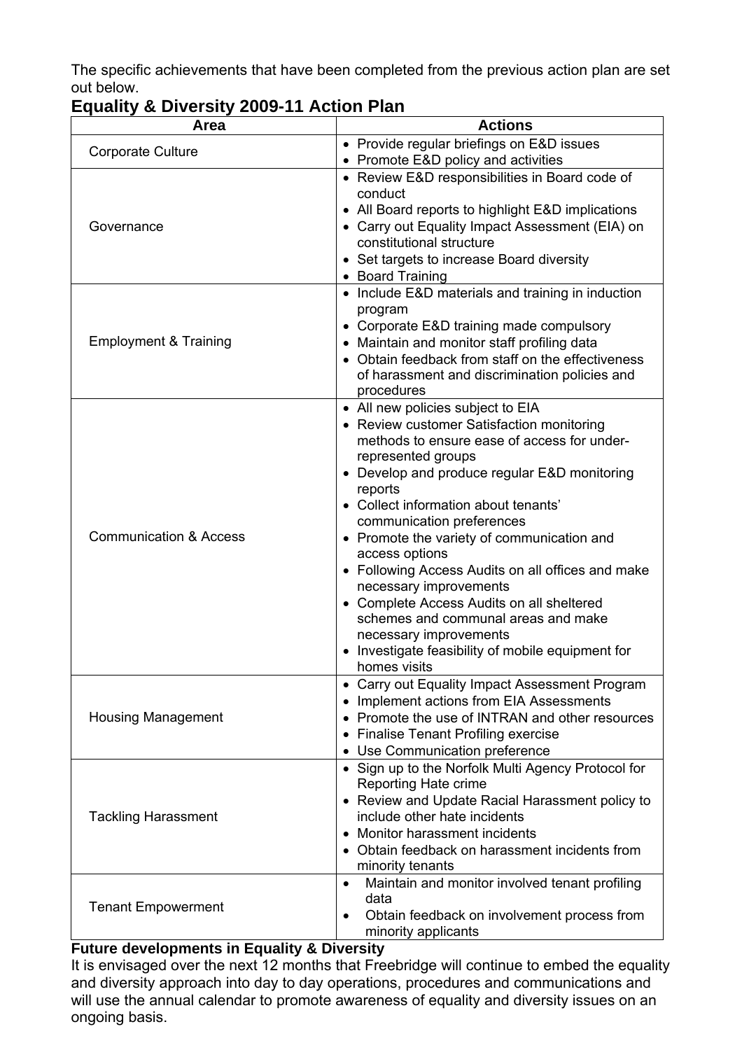The specific achievements that have been completed from the previous action plan are set out below.

## Equality & Diversity 2009-11 Action Plan

| Area | Actions |
|---|---|
| Corporate Culture | • Provide regular briefings on E&D issues<br>• Promote E&D policy and activities |
| Governance | • Review E&D responsibilities in Board code of conduct<br>• All Board reports to highlight E&D implications<br>• Carry out Equality Impact Assessment (EIA) on constitutional structure<br>• Set targets to increase Board diversity<br>• Board Training |
| Employment & Training | • Include E&D materials and training in induction program<br>• Corporate E&D training made compulsory<br>• Maintain and monitor staff profiling data<br>• Obtain feedback from staff on the effectiveness of harassment and discrimination policies and procedures |
| Communication & Access | • All new policies subject to EIA<br>• Review customer Satisfaction monitoring methods to ensure ease of access for under-represented groups<br>• Develop and produce regular E&D monitoring reports<br>• Collect information about tenants' communication preferences<br>• Promote the variety of communication and access options<br>• Following Access Audits on all offices and make necessary improvements<br>• Complete Access Audits on all sheltered schemes and communal areas and make necessary improvements<br>• Investigate feasibility of mobile equipment for homes visits |
| Housing Management | • Carry out Equality Impact Assessment Program<br>• Implement actions from EIA Assessments<br>• Promote the use of INTRAN and other resources<br>• Finalise Tenant Profiling exercise<br>• Use Communication preference |
| Tackling Harassment | • Sign up to the Norfolk Multi Agency Protocol for Reporting Hate crime<br>• Review and Update Racial Harassment policy to include other hate incidents<br>• Monitor harassment incidents<br>• Obtain feedback on harassment incidents from minority tenants |
| Tenant Empowerment | • Maintain and monitor involved tenant profiling data<br>• Obtain feedback on involvement process from minority applicants |

**Future developments in Equality & Diversity**

It is envisaged over the next 12 months that Freebridge will continue to embed the equality and diversity approach into day to day operations, procedures and communications and will use the annual calendar to promote awareness of equality and diversity issues on an ongoing basis.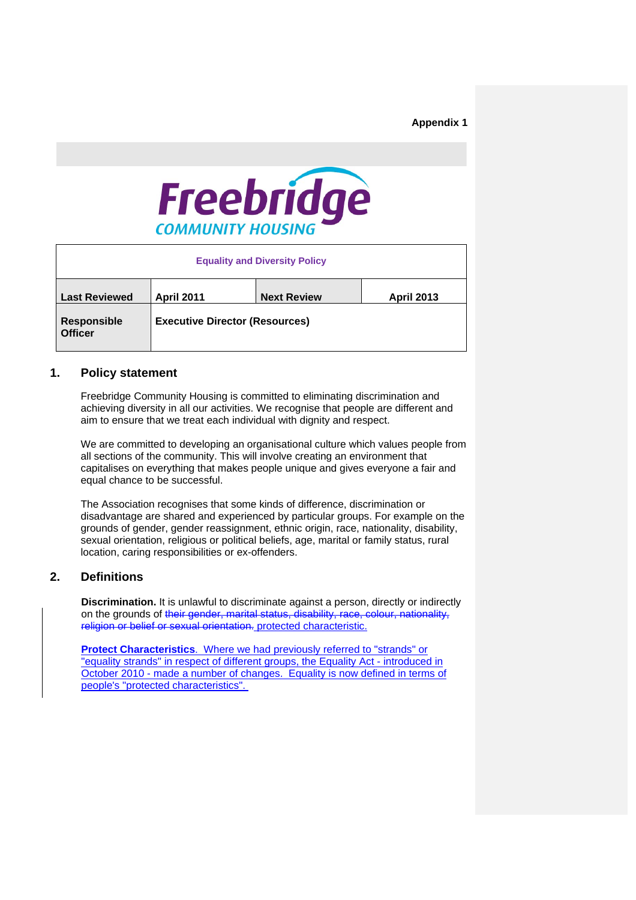**Appendix 1**

**Freebridge COMMUNITY HOUSING**

| **Equality and Diversity Policy** | | | |
|---|---|---|---|
| **Last Reviewed** | **April 2011** | **Next Review** | **April 2013** |
| **Responsible Officer** | **Executive Director (Resources)** | | |

## 1. Policy statement

Freebridge Community Housing is committed to eliminating discrimination and achieving diversity in all our activities. We recognise that people are different and aim to ensure that we treat each individual with dignity and respect.

We are committed to developing an organisational culture which values people from all sections of the community. This will involve creating an environment that capitalises on everything that makes people unique and gives everyone a fair and equal chance to be successful.

The Association recognises that some kinds of difference, discrimination or disadvantage are shared and experienced by particular groups. For example on the grounds of gender, gender reassignment, ethnic origin, race, nationality, disability, sexual orientation, religious or political beliefs, age, marital or family status, rural location, caring responsibilities or ex-offenders.

## 2. Definitions

**Discrimination.** It is unlawful to discriminate against a person, directly or indirectly on the grounds of ~~their gender, marital status, disability, race, colour, nationality, religion or belief or sexual orientation.~~ protected characteristic.

**Protect Characteristics**. Where we had previously referred to "strands" or "equality strands" in respect of different groups, the Equality Act - introduced in October 2010 - made a number of changes. Equality is now defined in terms of people's "protected characteristics".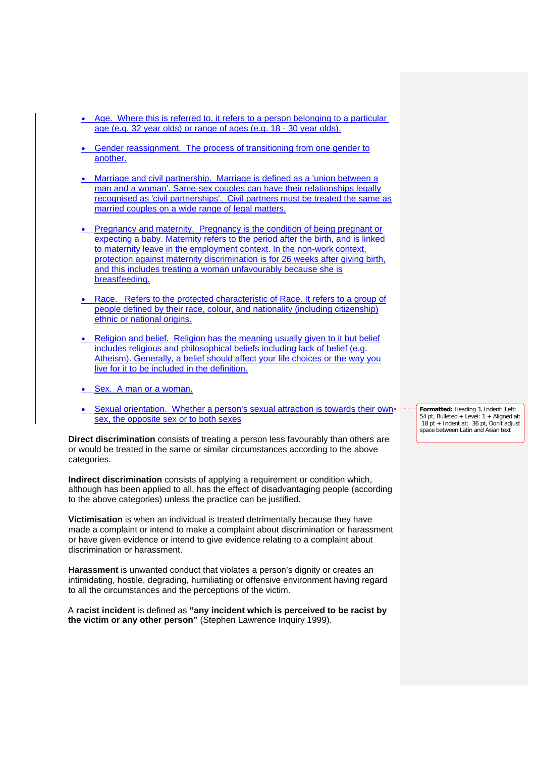- Age. Where this is referred to, it refers to a person belonging to a particular age (e.g. 32 year olds) or range of ages (e.g. 18 - 30 year olds).

- Gender reassignment. The process of transitioning from one gender to another.

- Marriage and civil partnership. Marriage is defined as a 'union between a man and a woman'. Same-sex couples can have their relationships legally recognised as 'civil partnerships'. Civil partners must be treated the same as married couples on a wide range of legal matters.

- Pregnancy and maternity. Pregnancy is the condition of being pregnant or expecting a baby. Maternity refers to the period after the birth, and is linked to maternity leave in the employment context. In the non-work context, protection against maternity discrimination is for 26 weeks after giving birth, and this includes treating a woman unfavourably because she is breastfeeding.

- Race. Refers to the protected characteristic of Race. It refers to a group of people defined by their race, colour, and nationality (including citizenship) ethnic or national origins.

- Religion and belief. Religion has the meaning usually given to it but belief includes religious and philosophical beliefs including lack of belief (e.g. Atheism). Generally, a belief should affect your life choices or the way you live for it to be included in the definition.

- Sex. A man or a woman.

- Sexual orientation. Whether a person's sexual attraction is towards their own sex, the opposite sex or to both sexes

**Direct discrimination** consists of treating a person less favourably than others are or would be treated in the same or similar circumstances according to the above categories.

**Indirect discrimination** consists of applying a requirement or condition which, although has been applied to all, has the effect of disadvantaging people (according to the above categories) unless the practice can be justified.

**Victimisation** is when an individual is treated detrimentally because they have made a complaint or intend to make a complaint about discrimination or harassment or have given evidence or intend to give evidence relating to a complaint about discrimination or harassment.

**Harassment** is unwanted conduct that violates a person's dignity or creates an intimidating, hostile, degrading, humiliating or offensive environment having regard to all the circumstances and the perceptions of the victim.

A **racist incident** is defined as **"any incident which is perceived to be racist by the victim or any other person"** (Stephen Lawrence Inquiry 1999).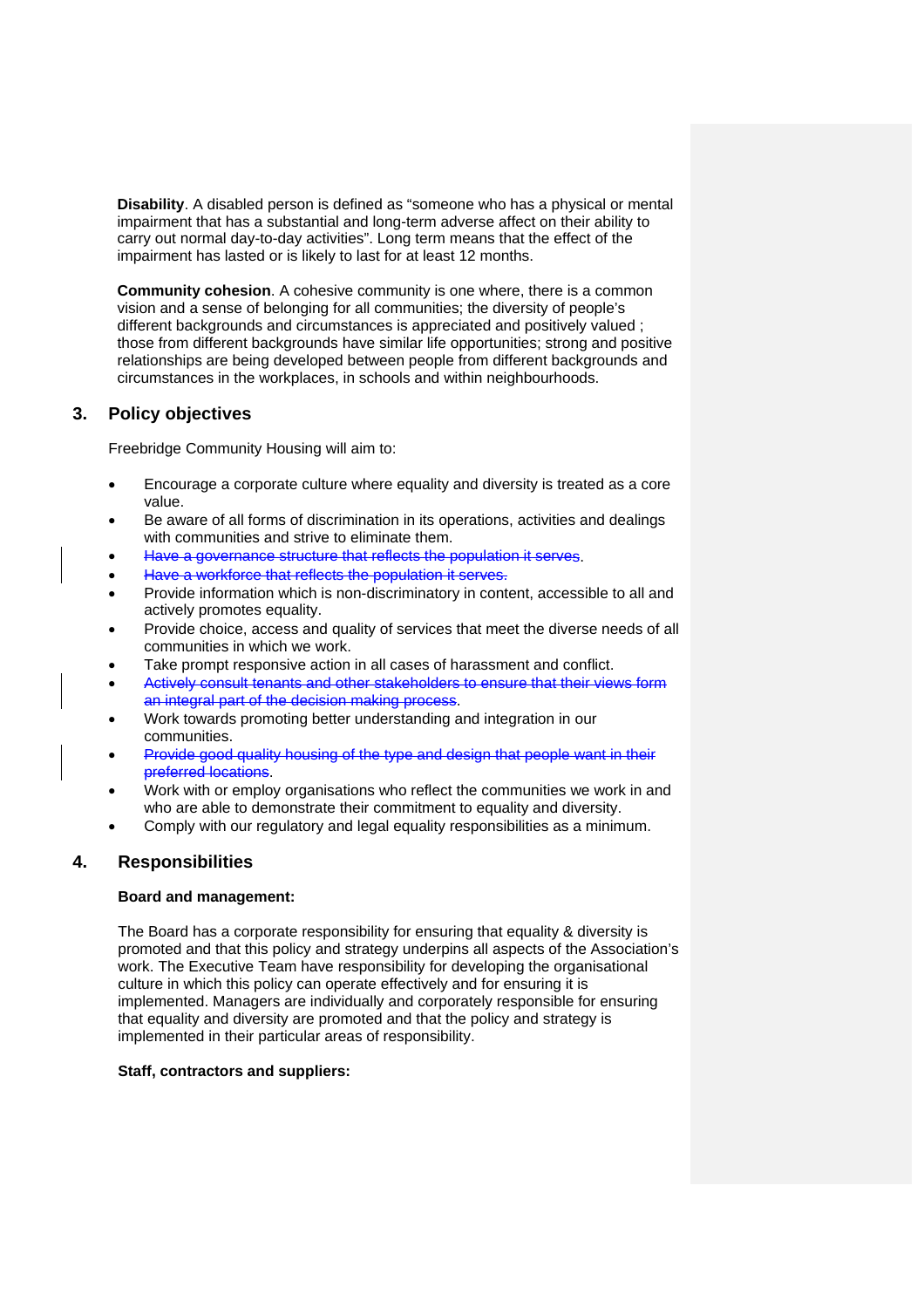**Disability**. A disabled person is defined as “someone who has a physical or mental impairment that has a substantial and long-term adverse affect on their ability to carry out normal day-to-day activities”. Long term means that the effect of the impairment has lasted or is likely to last for at least 12 months.

**Community cohesion**. A cohesive community is one where, there is a common vision and a sense of belonging for all communities; the diversity of people’s different backgrounds and circumstances is appreciated and positively valued ; those from different backgrounds have similar life opportunities; strong and positive relationships are being developed between people from different backgrounds and circumstances in the workplaces, in schools and within neighbourhoods.

## 3. Policy objectives

Freebridge Community Housing will aim to:

- Encourage a corporate culture where equality and diversity is treated as a core value.
- Be aware of all forms of discrimination in its operations, activities and dealings with communities and strive to eliminate them.
- ~~Have a governance structure that reflects the population it serves~~.
- ~~Have a workforce that reflects the population it serves.~~
- Provide information which is non-discriminatory in content, accessible to all and actively promotes equality.
- Provide choice, access and quality of services that meet the diverse needs of all communities in which we work.
- Take prompt responsive action in all cases of harassment and conflict.
- ~~Actively consult tenants and other stakeholders to ensure that their views form an integral part of the decision making process~~.
- Work towards promoting better understanding and integration in our communities.
- ~~Provide good quality housing of the type and design that people want in their preferred locations~~.
- Work with or employ organisations who reflect the communities we work in and who are able to demonstrate their commitment to equality and diversity.
- Comply with our regulatory and legal equality responsibilities as a minimum.

## 4. Responsibilities

**Board and management:**

The Board has a corporate responsibility for ensuring that equality & diversity is promoted and that this policy and strategy underpins all aspects of the Association’s work. The Executive Team have responsibility for developing the organisational culture in which this policy can operate effectively and for ensuring it is implemented. Managers are individually and corporately responsible for ensuring that equality and diversity are promoted and that the policy and strategy is implemented in their particular areas of responsibility.

**Staff, contractors and suppliers:**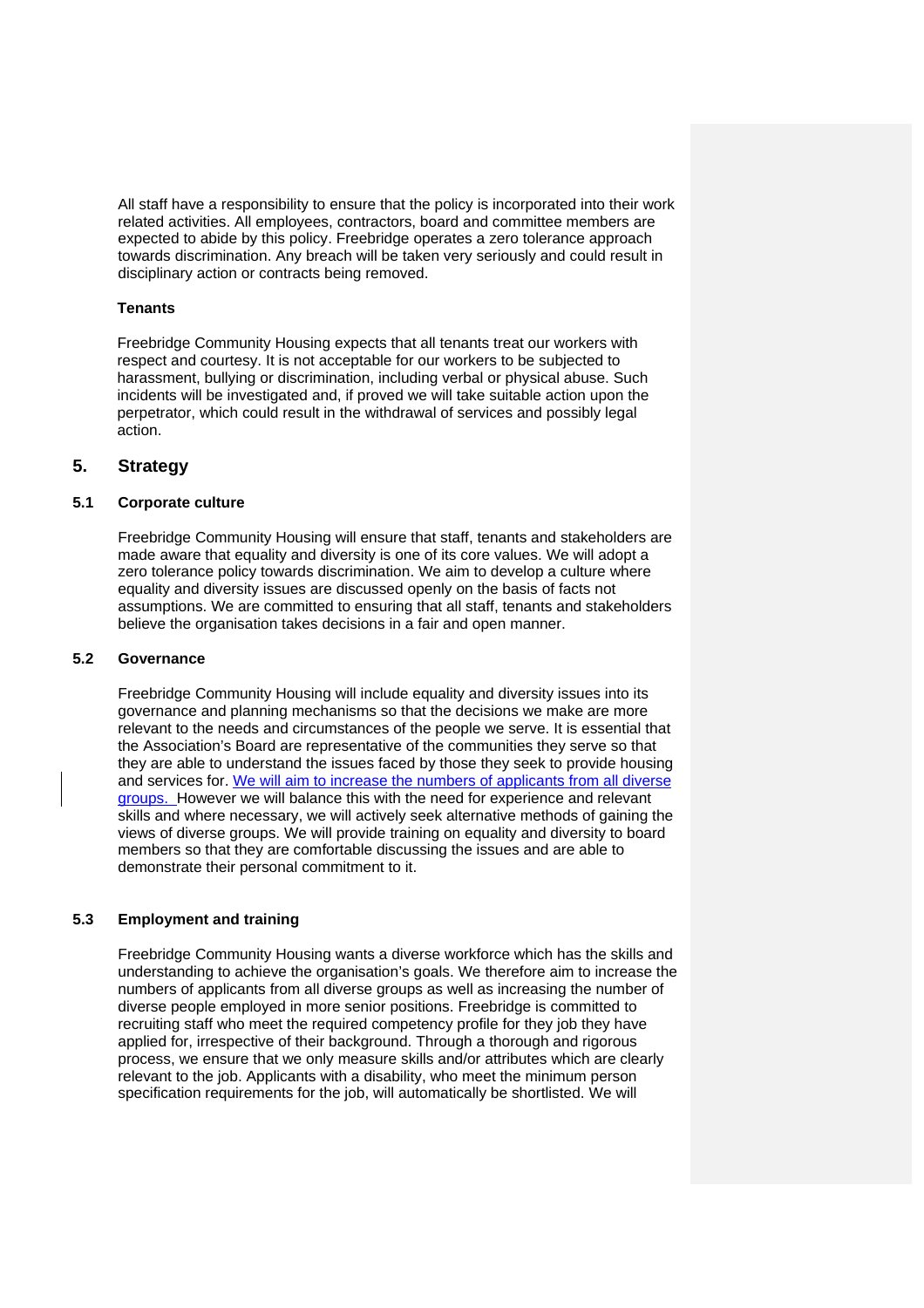All staff have a responsibility to ensure that the policy is incorporated into their work related activities. All employees, contractors, board and committee members are expected to abide by this policy. Freebridge operates a zero tolerance approach towards discrimination. Any breach will be taken very seriously and could result in disciplinary action or contracts being removed.

**Tenants**

Freebridge Community Housing expects that all tenants treat our workers with respect and courtesy. It is not acceptable for our workers to be subjected to harassment, bullying or discrimination, including verbal or physical abuse. Such incidents will be investigated and, if proved we will take suitable action upon the perpetrator, which could result in the withdrawal of services and possibly legal action.

## 5. Strategy

### 5.1 Corporate culture

Freebridge Community Housing will ensure that staff, tenants and stakeholders are made aware that equality and diversity is one of its core values. We will adopt a zero tolerance policy towards discrimination. We aim to develop a culture where equality and diversity issues are discussed openly on the basis of facts not assumptions. We are committed to ensuring that all staff, tenants and stakeholders believe the organisation takes decisions in a fair and open manner.

### 5.2 Governance

Freebridge Community Housing will include equality and diversity issues into its governance and planning mechanisms so that the decisions we make are more relevant to the needs and circumstances of the people we serve. It is essential that the Association's Board are representative of the communities they serve so that they are able to understand the issues faced by those they seek to provide housing and services for. We will aim to increase the numbers of applicants from all diverse groups. However we will balance this with the need for experience and relevant skills and where necessary, we will actively seek alternative methods of gaining the views of diverse groups. We will provide training on equality and diversity to board members so that they are comfortable discussing the issues and are able to demonstrate their personal commitment to it.

### 5.3 Employment and training

Freebridge Community Housing wants a diverse workforce which has the skills and understanding to achieve the organisation's goals. We therefore aim to increase the numbers of applicants from all diverse groups as well as increasing the number of diverse people employed in more senior positions. Freebridge is committed to recruiting staff who meet the required competency profile for they job they have applied for, irrespective of their background. Through a thorough and rigorous process, we ensure that we only measure skills and/or attributes which are clearly relevant to the job. Applicants with a disability, who meet the minimum person specification requirements for the job, will automatically be shortlisted. We will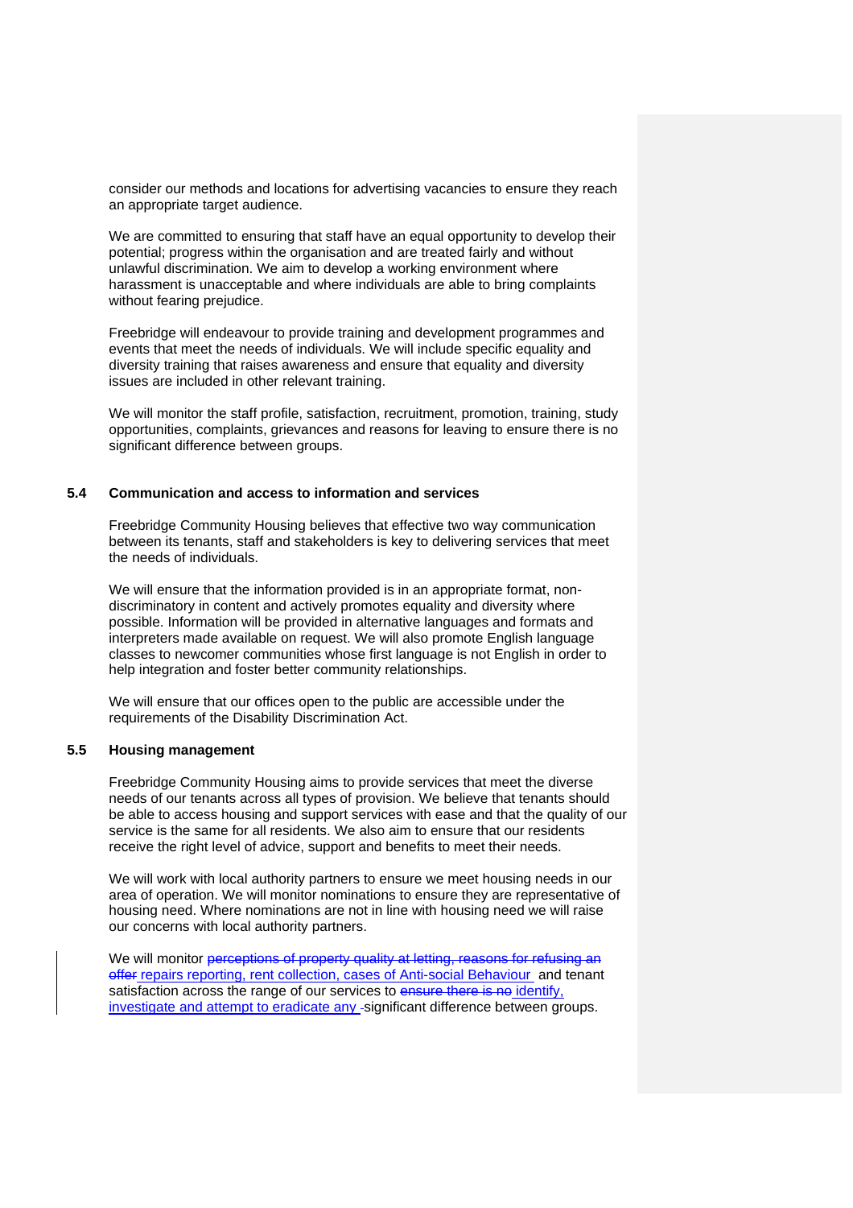consider our methods and locations for advertising vacancies to ensure they reach an appropriate target audience.

We are committed to ensuring that staff have an equal opportunity to develop their potential; progress within the organisation and are treated fairly and without unlawful discrimination. We aim to develop a working environment where harassment is unacceptable and where individuals are able to bring complaints without fearing prejudice.

Freebridge will endeavour to provide training and development programmes and events that meet the needs of individuals. We will include specific equality and diversity training that raises awareness and ensure that equality and diversity issues are included in other relevant training.

We will monitor the staff profile, satisfaction, recruitment, promotion, training, study opportunities, complaints, grievances and reasons for leaving to ensure there is no significant difference between groups.

### 5.4 Communication and access to information and services

Freebridge Community Housing believes that effective two way communication between its tenants, staff and stakeholders is key to delivering services that meet the needs of individuals.

We will ensure that the information provided is in an appropriate format, non-discriminatory in content and actively promotes equality and diversity where possible. Information will be provided in alternative languages and formats and interpreters made available on request. We will also promote English language classes to newcomer communities whose first language is not English in order to help integration and foster better community relationships.

We will ensure that our offices open to the public are accessible under the requirements of the Disability Discrimination Act.

### 5.5 Housing management

Freebridge Community Housing aims to provide services that meet the diverse needs of our tenants across all types of provision. We believe that tenants should be able to access housing and support services with ease and that the quality of our service is the same for all residents. We also aim to ensure that our residents receive the right level of advice, support and benefits to meet their needs.

We will work with local authority partners to ensure we meet housing needs in our area of operation. We will monitor nominations to ensure they are representative of housing need. Where nominations are not in line with housing need we will raise our concerns with local authority partners.

We will monitor ~~perceptions of property quality at letting, reasons for refusing an offer~~ repairs reporting, rent collection, cases of Anti-social Behaviour and tenant satisfaction across the range of our services to ~~ensure there is no~~ identify, investigate and attempt to eradicate any significant difference between groups.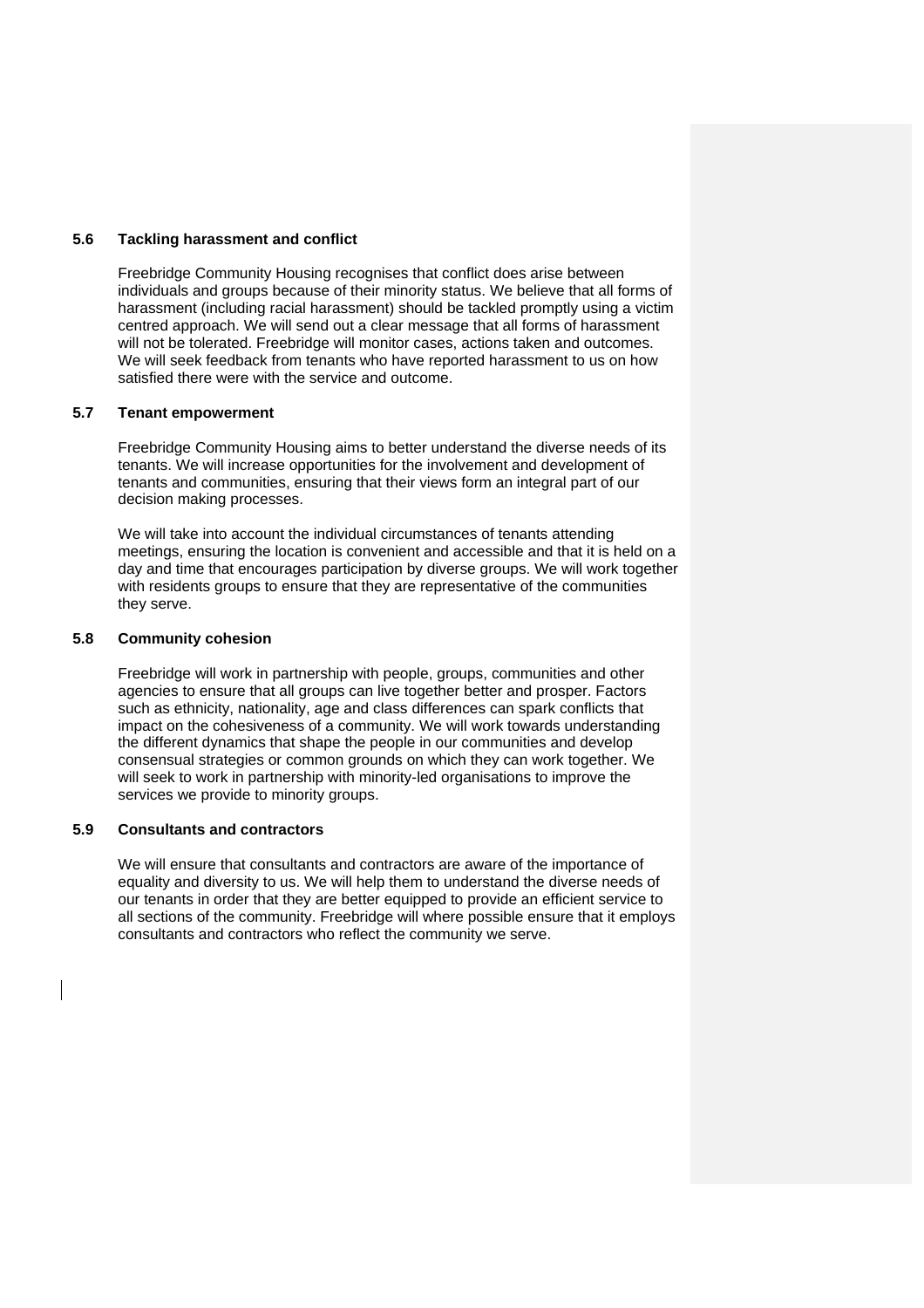### 5.6 Tackling harassment and conflict

Freebridge Community Housing recognises that conflict does arise between individuals and groups because of their minority status. We believe that all forms of harassment (including racial harassment) should be tackled promptly using a victim centred approach. We will send out a clear message that all forms of harassment will not be tolerated. Freebridge will monitor cases, actions taken and outcomes. We will seek feedback from tenants who have reported harassment to us on how satisfied there were with the service and outcome.

### 5.7 Tenant empowerment

Freebridge Community Housing aims to better understand the diverse needs of its tenants. We will increase opportunities for the involvement and development of tenants and communities, ensuring that their views form an integral part of our decision making processes.

We will take into account the individual circumstances of tenants attending meetings, ensuring the location is convenient and accessible and that it is held on a day and time that encourages participation by diverse groups. We will work together with residents groups to ensure that they are representative of the communities they serve.

### 5.8 Community cohesion

Freebridge will work in partnership with people, groups, communities and other agencies to ensure that all groups can live together better and prosper. Factors such as ethnicity, nationality, age and class differences can spark conflicts that impact on the cohesiveness of a community. We will work towards understanding the different dynamics that shape the people in our communities and develop consensual strategies or common grounds on which they can work together. We will seek to work in partnership with minority-led organisations to improve the services we provide to minority groups.

### 5.9 Consultants and contractors

We will ensure that consultants and contractors are aware of the importance of equality and diversity to us. We will help them to understand the diverse needs of our tenants in order that they are better equipped to provide an efficient service to all sections of the community. Freebridge will where possible ensure that it employs consultants and contractors who reflect the community we serve.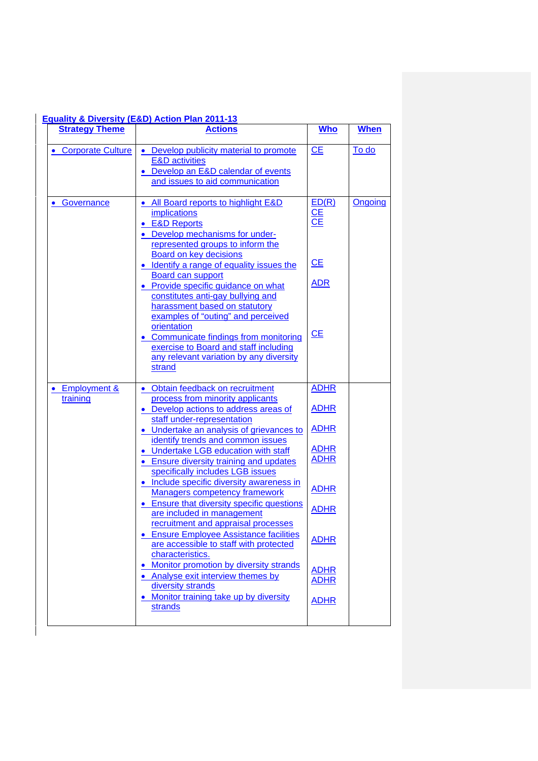## Equality & Diversity (E&D) Action Plan 2011-13

| Strategy Theme | Actions | Who | When |
|---|---|---|---|
| • Corporate Culture | • Develop publicity material to promote E&D activities<br>• Develop an E&D calendar of events and issues to aid communication | CE | To do |
| • Governance | • All Board reports to highlight E&D implications<br>• E&D Reports<br>• Develop mechanisms for under-represented groups to inform the Board on key decisions<br>• Identify a range of equality issues the Board can support<br>• Provide specific guidance on what constitutes anti-gay bullying and harassment based on statutory examples of "outing" and perceived orientation<br>• Communicate findings from monitoring exercise to Board and staff including any relevant variation by any diversity strand | ED(R)<br>CE<br>CE<br><br>CE<br><br>ADR<br><br>CE | Ongoing |
| • Employment & training | • Obtain feedback on recruitment process from minority applicants<br>• Develop actions to address areas of staff under-representation<br>• Undertake an analysis of grievances to identify trends and common issues<br>• Undertake LGB education with staff<br>• Ensure diversity training and updates specifically includes LGB issues<br>• Include specific diversity awareness in Managers competency framework<br>• Ensure that diversity specific questions are included in management recruitment and appraisal processes<br>• Ensure Employee Assistance facilities are accessible to staff with protected characteristics.<br>• Monitor promotion by diversity strands<br>• Analyse exit interview themes by diversity strands<br>• Monitor training take up by diversity strands | ADHR<br>ADHR<br>ADHR<br>ADHR<br>ADHR<br>ADHR<br>ADHR<br>ADHR<br>ADHR<br>ADHR<br>ADHR | |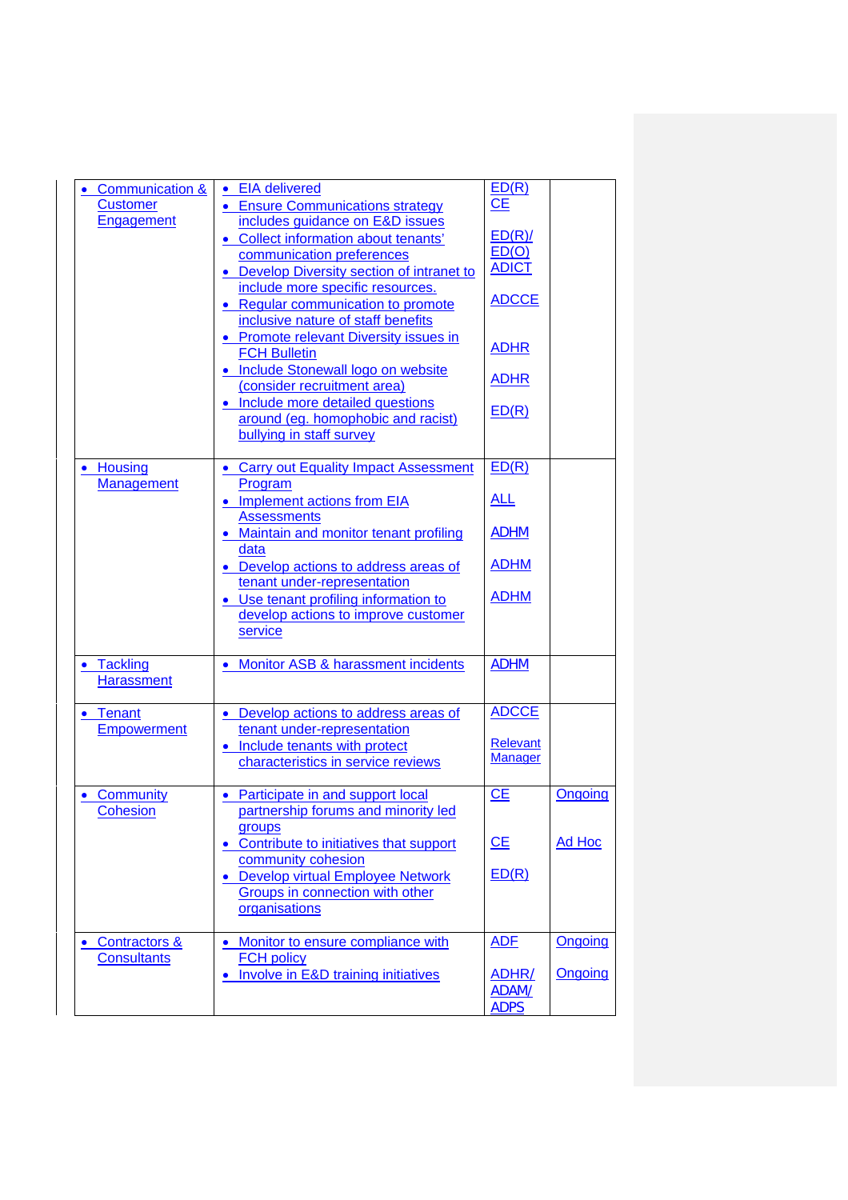| | | | |
|---|---|---|---|
| • Communication & Customer Engagement | • EIA delivered<br>• Ensure Communications strategy includes guidance on E&D issues<br>• Collect information about tenants' communication preferences<br>• Develop Diversity section of intranet to include more specific resources.<br>• Regular communication to promote inclusive nature of staff benefits<br>• Promote relevant Diversity issues in FCH Bulletin<br>• Include Stonewall logo on website (consider recruitment area)<br>• Include more detailed questions around (eg. homophobic and racist) bullying in staff survey | ED(R)<br>CE<br>ED(R)/ ED(O)<br>ADICT<br>ADCCE<br>ADHR<br>ADHR<br>ED(R) | |
| • Housing Management | • Carry out Equality Impact Assessment Program<br>• Implement actions from EIA Assessments<br>• Maintain and monitor tenant profiling data<br>• Develop actions to address areas of tenant under-representation<br>• Use tenant profiling information to develop actions to improve customer service | ED(R)<br>ALL<br>ADHM<br>ADHM<br>ADHM | |
| • Tackling Harassment | • Monitor ASB & harassment incidents | ADHM | |
| • Tenant Empowerment | • Develop actions to address areas of tenant under-representation<br>• Include tenants with protect characteristics in service reviews | ADCCE<br>Relevant Manager | |
| • Community Cohesion | • Participate in and support local partnership forums and minority led groups<br>• Contribute to initiatives that support community cohesion<br>• Develop virtual Employee Network Groups in connection with other organisations | CE<br>CE<br>ED(R) | Ongoing<br>Ad Hoc |
| • Contractors & Consultants | • Monitor to ensure compliance with FCH policy<br>• Involve in E&D training initiatives | ADF<br>ADHR/ ADAM/ ADPS | Ongoing<br>Ongoing |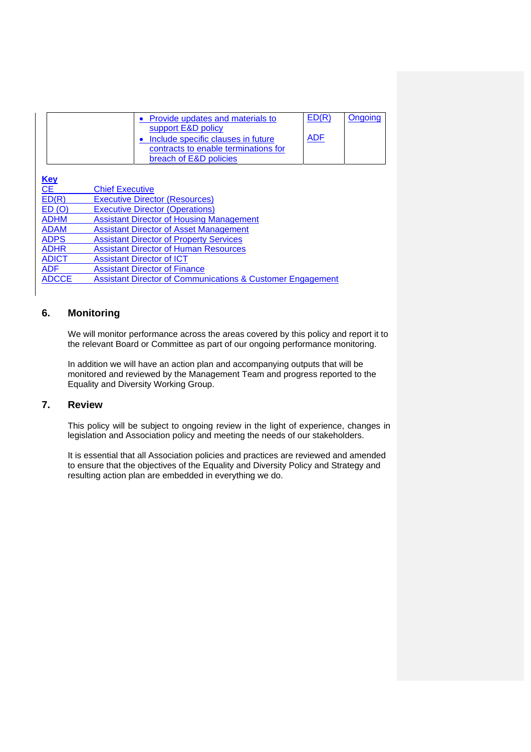| | | | |
|---|---|---|---|
| | • Provide updates and materials to support E&D policy<br>• Include specific clauses in future contracts to enable terminations for breach of E&D policies | ED(R)<br><br>ADF | Ongoing |

**Key**

| | |
|---|---|
| CE | Chief Executive |
| ED(R) | Executive Director (Resources) |
| ED (O) | Executive Director (Operations) |
| ADHM | Assistant Director of Housing Management |
| ADAM | Assistant Director of Asset Management |
| ADPS | Assistant Director of Property Services |
| ADHR | Assistant Director of Human Resources |
| ADICT | Assistant Director of ICT |
| ADF | Assistant Director of Finance |
| ADCCE | Assistant Director of Communications & Customer Engagement |

## 6. Monitoring

We will monitor performance across the areas covered by this policy and report it to the relevant Board or Committee as part of our ongoing performance monitoring.

In addition we will have an action plan and accompanying outputs that will be monitored and reviewed by the Management Team and progress reported to the Equality and Diversity Working Group.

## 7. Review

This policy will be subject to ongoing review in the light of experience, changes in legislation and Association policy and meeting the needs of our stakeholders.

It is essential that all Association policies and practices are reviewed and amended to ensure that the objectives of the Equality and Diversity Policy and Strategy and resulting action plan are embedded in everything we do.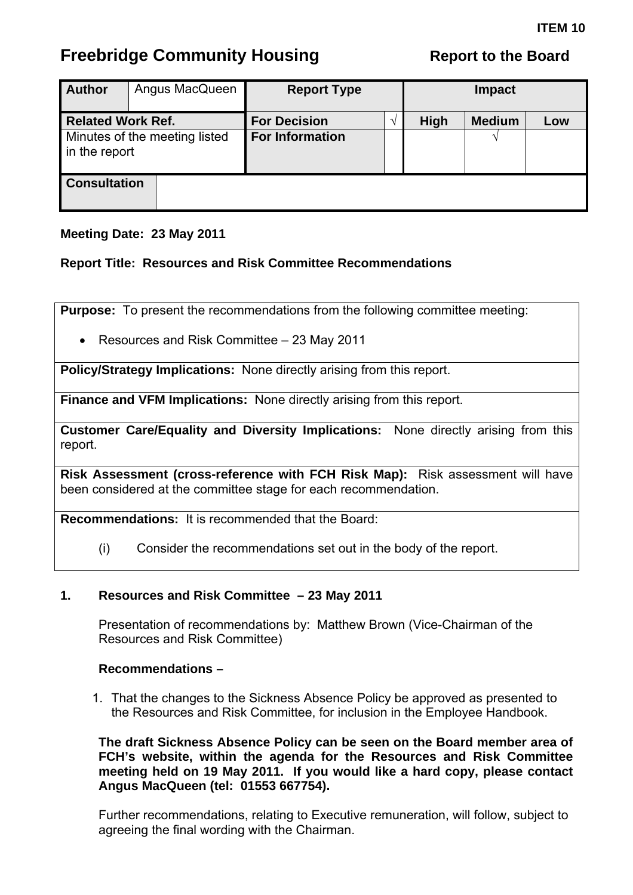**ITEM 10**

# Freebridge Community Housing — Report to the Board

| Author | Angus MacQueen | Report Type | | Impact | | |
|---|---|---|---|---|---|---|
| **Related Work Ref.** | | **For Decision** | √ | **High** | **Medium** | **Low** |
| Minutes of the meeting listed in the report | | **For Information** | | | √ | |
| **Consultation** | | | | | | |

**Meeting Date: 23 May 2011**

**Report Title: Resources and Risk Committee Recommendations**

**Purpose:** To present the recommendations from the following committee meeting:

- Resources and Risk Committee – 23 May 2011

**Policy/Strategy Implications:** None directly arising from this report.

**Finance and VFM Implications:** None directly arising from this report.

**Customer Care/Equality and Diversity Implications:** None directly arising from this report.

**Risk Assessment (cross-reference with FCH Risk Map):** Risk assessment will have been considered at the committee stage for each recommendation.

**Recommendations:** It is recommended that the Board:

(i) Consider the recommendations set out in the body of the report.

## 1. Resources and Risk Committee – 23 May 2011

Presentation of recommendations by: Matthew Brown (Vice-Chairman of the Resources and Risk Committee)

**Recommendations –**

1. That the changes to the Sickness Absence Policy be approved as presented to the Resources and Risk Committee, for inclusion in the Employee Handbook.

**The draft Sickness Absence Policy can be seen on the Board member area of FCH's website, within the agenda for the Resources and Risk Committee meeting held on 19 May 2011. If you would like a hard copy, please contact Angus MacQueen (tel: 01553 667754).**

Further recommendations, relating to Executive remuneration, will follow, subject to agreeing the final wording with the Chairman.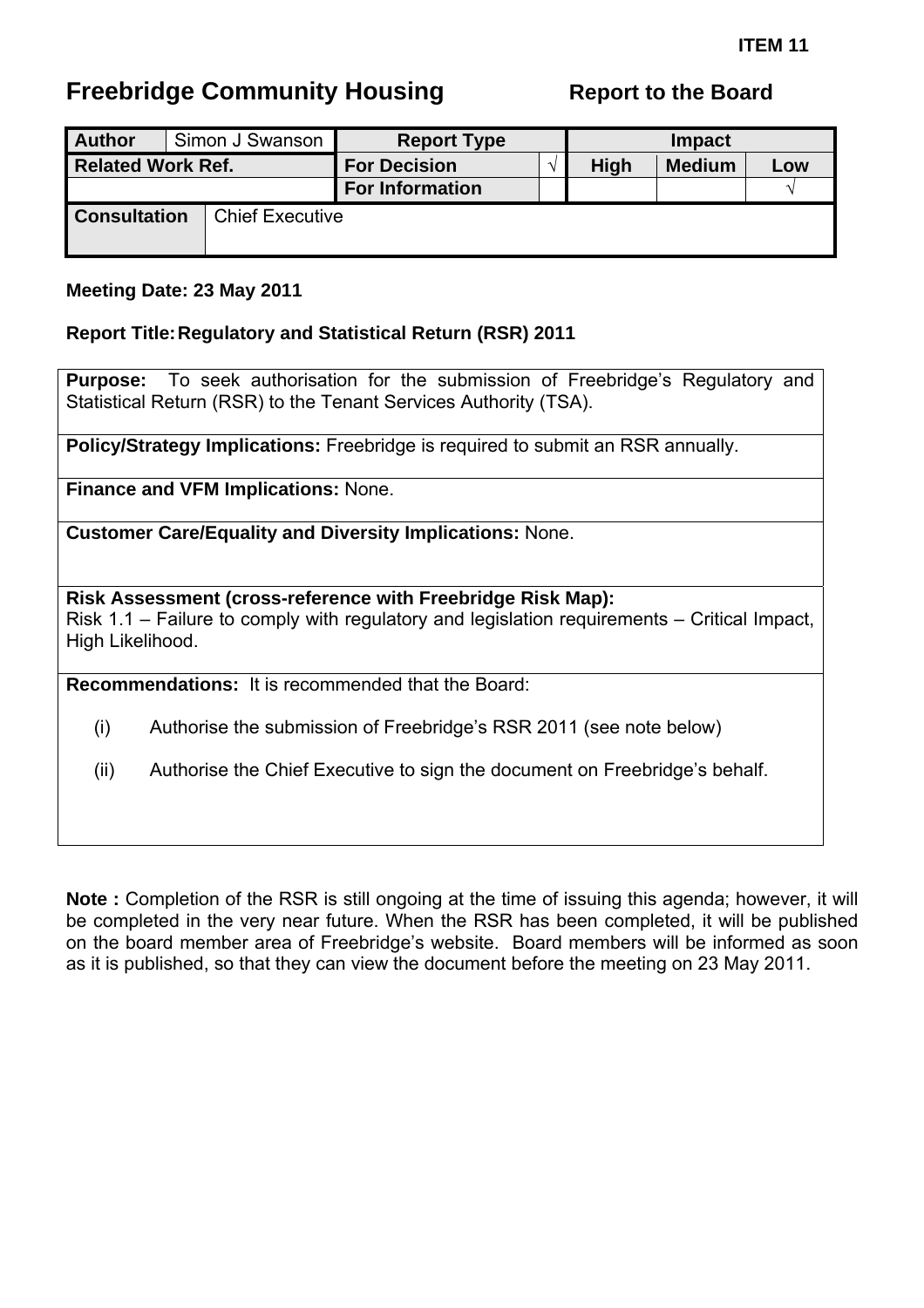**ITEM 11**

# Freebridge Community Housing

**Report to the Board**

| **Author** | Simon J Swanson | **Report Type** | | **Impact** | | |
|---|---|---|---|---|---|---|
| **Related Work Ref.** | | **For Decision** | √ | **High** | **Medium** | **Low** |
| | | **For Information** | | | | √ |
| **Consultation** | Chief Executive | | | | | |

**Meeting Date: 23 May 2011**

**Report Title: Regulatory and Statistical Return (RSR) 2011**

**Purpose:** To seek authorisation for the submission of Freebridge's Regulatory and Statistical Return (RSR) to the Tenant Services Authority (TSA).

**Policy/Strategy Implications:** Freebridge is required to submit an RSR annually.

**Finance and VFM Implications:** None.

**Customer Care/Equality and Diversity Implications:** None.

**Risk Assessment (cross-reference with Freebridge Risk Map):**
Risk 1.1 – Failure to comply with regulatory and legislation requirements – Critical Impact, High Likelihood.

**Recommendations:** It is recommended that the Board:

(i) Authorise the submission of Freebridge's RSR 2011 (see note below)

(ii) Authorise the Chief Executive to sign the document on Freebridge's behalf.

**Note :** Completion of the RSR is still ongoing at the time of issuing this agenda; however, it will be completed in the very near future. When the RSR has been completed, it will be published on the board member area of Freebridge's website. Board members will be informed as soon as it is published, so that they can view the document before the meeting on 23 May 2011.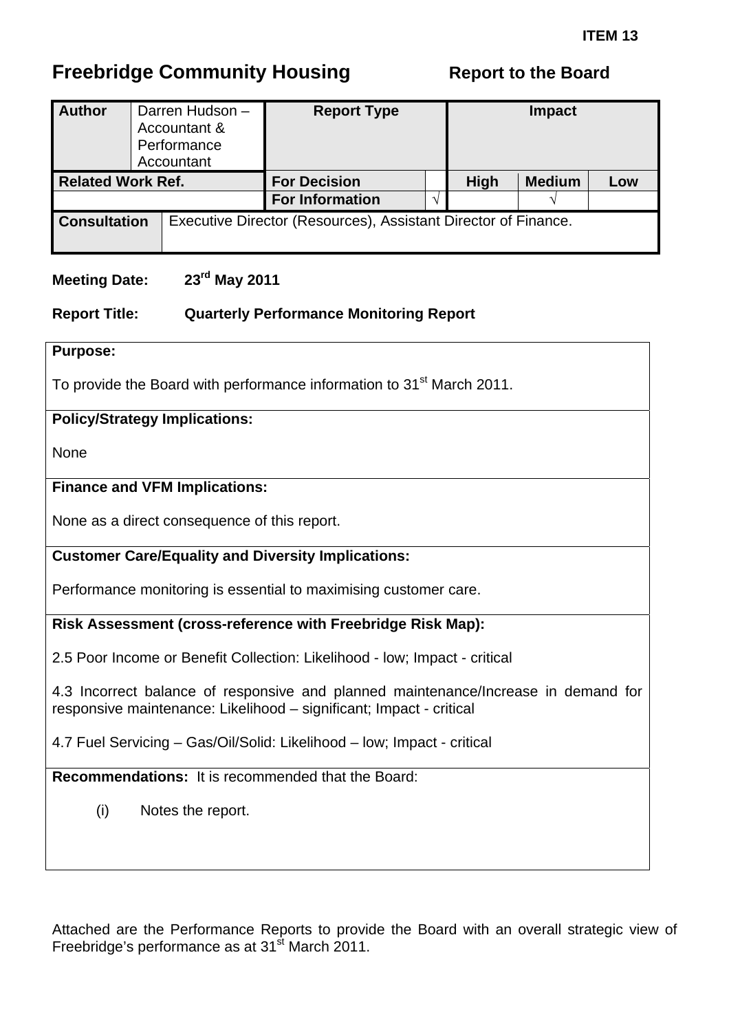ITEM 13

# Freebridge Community Housing

**Report to the Board**

| **Author** | Darren Hudson – Accountant & Performance Accountant | **Report Type** | | **Impact** | | |
|---|---|---|---|---|---|---|
| **Related Work Ref.** | | **For Decision** | | **High** | **Medium** | **Low** |
| | | **For Information** | √ | | √ | |
| **Consultation** | Executive Director (Resources), Assistant Director of Finance. | | | | | |

**Meeting Date:** 23rd May 2011

**Report Title:** Quarterly Performance Monitoring Report

**Purpose:**

To provide the Board with performance information to 31st March 2011.

**Policy/Strategy Implications:**

None

**Finance and VFM Implications:**

None as a direct consequence of this report.

**Customer Care/Equality and Diversity Implications:**

Performance monitoring is essential to maximising customer care.

**Risk Assessment (cross-reference with Freebridge Risk Map):**

2.5 Poor Income or Benefit Collection: Likelihood - low; Impact - critical

4.3 Incorrect balance of responsive and planned maintenance/Increase in demand for responsive maintenance: Likelihood – significant; Impact - critical

4.7 Fuel Servicing – Gas/Oil/Solid: Likelihood – low; Impact - critical

**Recommendations:** It is recommended that the Board:

(i) Notes the report.

Attached are the Performance Reports to provide the Board with an overall strategic view of Freebridge's performance as at 31st March 2011.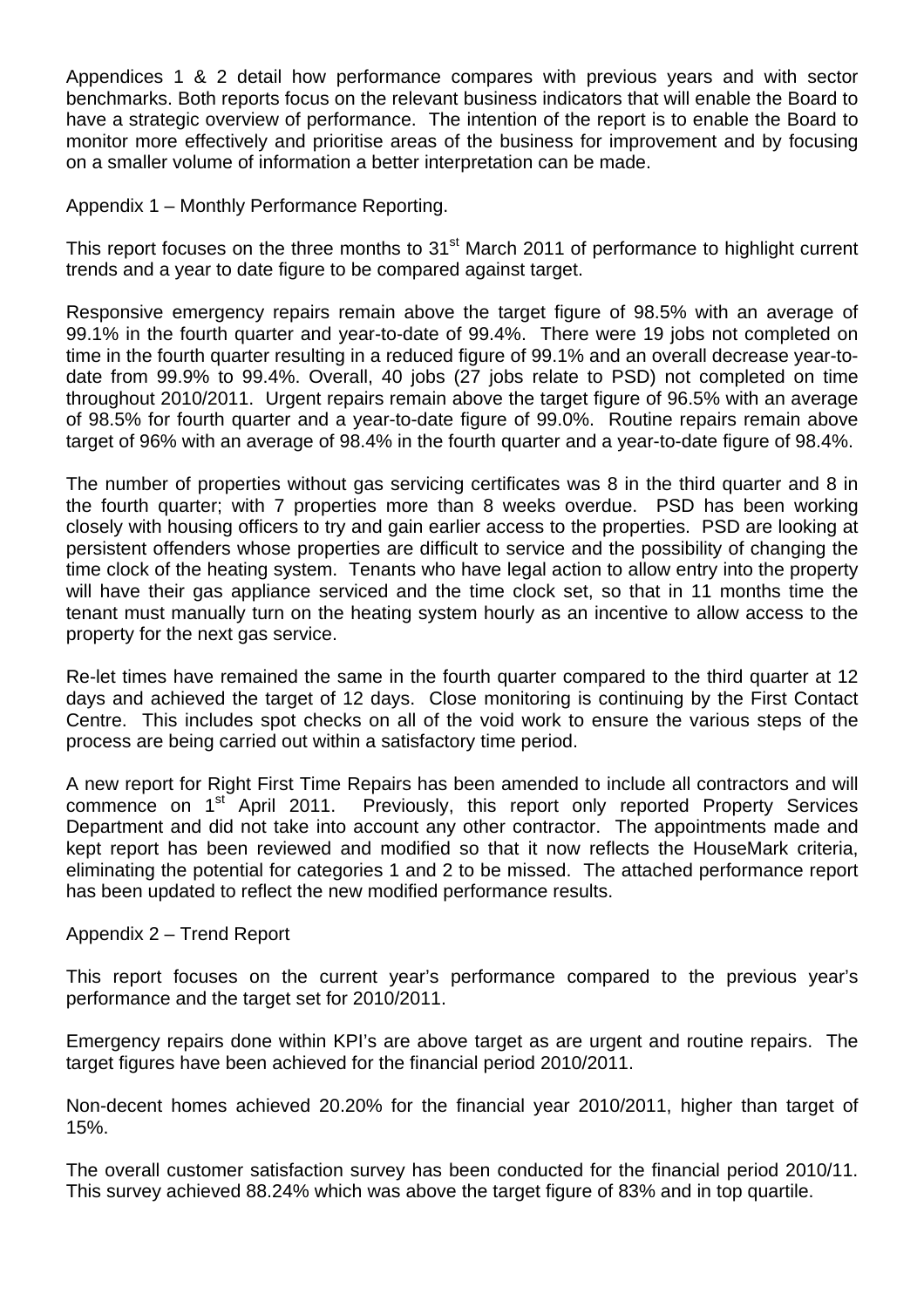Appendices 1 & 2 detail how performance compares with previous years and with sector benchmarks. Both reports focus on the relevant business indicators that will enable the Board to have a strategic overview of performance. The intention of the report is to enable the Board to monitor more effectively and prioritise areas of the business for improvement and by focusing on a smaller volume of information a better interpretation can be made.

Appendix 1 – Monthly Performance Reporting.

This report focuses on the three months to 31st March 2011 of performance to highlight current trends and a year to date figure to be compared against target.

Responsive emergency repairs remain above the target figure of 98.5% with an average of 99.1% in the fourth quarter and year-to-date of 99.4%. There were 19 jobs not completed on time in the fourth quarter resulting in a reduced figure of 99.1% and an overall decrease year-to-date from 99.9% to 99.4%. Overall, 40 jobs (27 jobs relate to PSD) not completed on time throughout 2010/2011. Urgent repairs remain above the target figure of 96.5% with an average of 98.5% for fourth quarter and a year-to-date figure of 99.0%. Routine repairs remain above target of 96% with an average of 98.4% in the fourth quarter and a year-to-date figure of 98.4%.

The number of properties without gas servicing certificates was 8 in the third quarter and 8 in the fourth quarter; with 7 properties more than 8 weeks overdue. PSD has been working closely with housing officers to try and gain earlier access to the properties. PSD are looking at persistent offenders whose properties are difficult to service and the possibility of changing the time clock of the heating system. Tenants who have legal action to allow entry into the property will have their gas appliance serviced and the time clock set, so that in 11 months time the tenant must manually turn on the heating system hourly as an incentive to allow access to the property for the next gas service.

Re-let times have remained the same in the fourth quarter compared to the third quarter at 12 days and achieved the target of 12 days. Close monitoring is continuing by the First Contact Centre. This includes spot checks on all of the void work to ensure the various steps of the process are being carried out within a satisfactory time period.

A new report for Right First Time Repairs has been amended to include all contractors and will commence on 1st April 2011. Previously, this report only reported Property Services Department and did not take into account any other contractor. The appointments made and kept report has been reviewed and modified so that it now reflects the HouseMark criteria, eliminating the potential for categories 1 and 2 to be missed. The attached performance report has been updated to reflect the new modified performance results.

Appendix 2 – Trend Report

This report focuses on the current year's performance compared to the previous year's performance and the target set for 2010/2011.

Emergency repairs done within KPI's are above target as are urgent and routine repairs. The target figures have been achieved for the financial period 2010/2011.

Non-decent homes achieved 20.20% for the financial year 2010/2011, higher than target of 15%.

The overall customer satisfaction survey has been conducted for the financial period 2010/11. This survey achieved 88.24% which was above the target figure of 83% and in top quartile.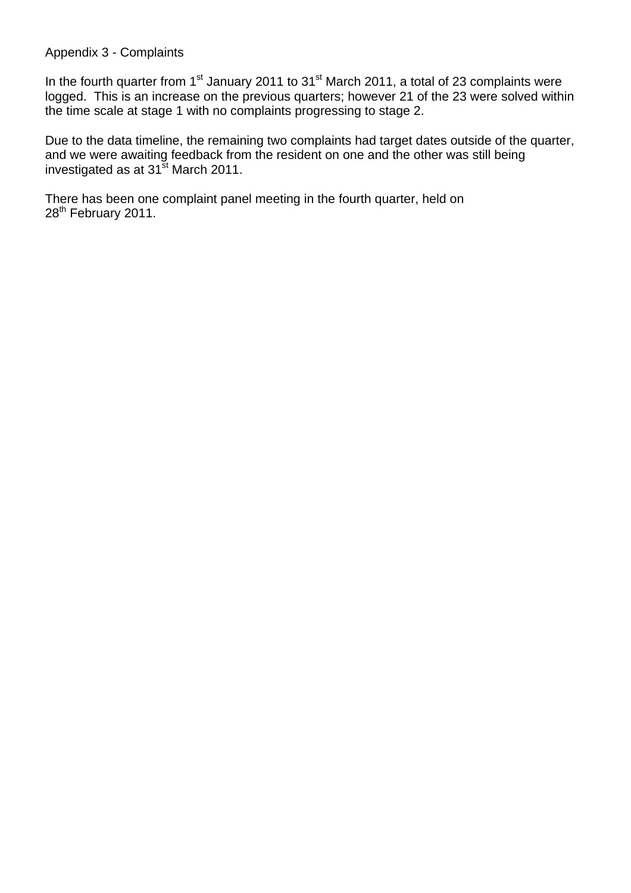Appendix 3 - Complaints

In the fourth quarter from 1st January 2011 to 31st March 2011, a total of 23 complaints were logged. This is an increase on the previous quarters; however 21 of the 23 were solved within the time scale at stage 1 with no complaints progressing to stage 2.

Due to the data timeline, the remaining two complaints had target dates outside of the quarter, and we were awaiting feedback from the resident on one and the other was still being investigated as at 31st March 2011.

There has been one complaint panel meeting in the fourth quarter, held on 28th February 2011.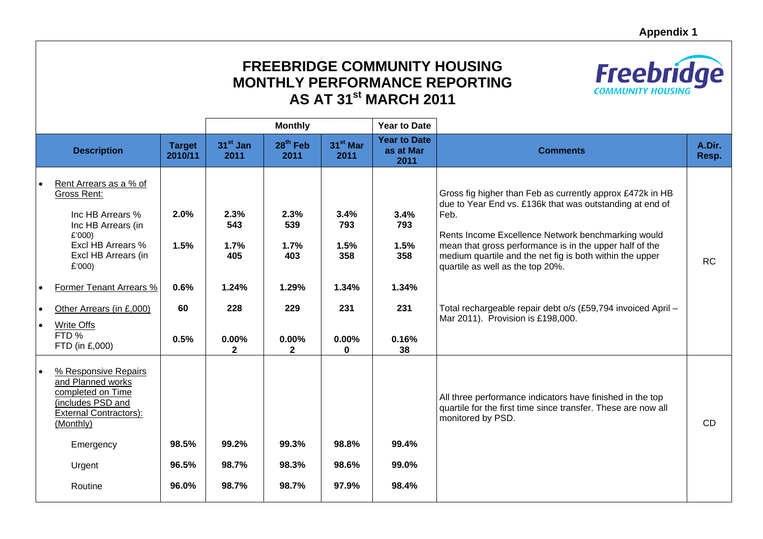**Appendix 1**

# FREEBRIDGE COMMUNITY HOUSING
# MONTHLY PERFORMANCE REPORTING
# AS AT 31st MARCH 2011

| Description | Target 2010/11 | Monthly: 31st Jan 2011 | Monthly: 28th Feb 2011 | Monthly: 31st Mar 2011 | Year to Date: Year to Date as at Mar 2011 | Comments | A.Dir. Resp. |
|---|---|---|---|---|---|---|---|
| • Rent Arrears as a % of Gross Rent: | | | | | | Gross fig higher than Feb as currently approx £472k in HB due to Year End vs. £136k that was outstanding at end of Feb. | RC |
| Inc HB Arrears % | 2.0% | 2.3% | 2.3% | 3.4% | 3.4% | Rents Income Excellence Network benchmarking would mean that gross performance is in the upper half of the medium quartile and the net fig is both within the upper quartile as well as the top 20%. | |
| Inc HB Arrears (in £'000) | | 543 | 539 | 793 | 793 | | |
| Excl HB Arrears % | 1.5% | 1.7% | 1.7% | 1.5% | 1.5% | | |
| Excl HB Arrears (in £'000) | | 405 | 403 | 358 | 358 | | |
| • Former Tenant Arrears % | 0.6% | 1.24% | 1.29% | 1.34% | 1.34% | | |
| • Other Arrears (in £,000) | 60 | 228 | 229 | 231 | 231 | Total rechargeable repair debt o/s (£59,794 invoiced April – Mar 2011). Provision is £198,000. | |
| • Write Offs | | | | | | | |
| FTD % | 0.5% | 0.00% | 0.00% | 0.00% | 0.16% | | |
| FTD (in £,000) | | 2 | 2 | 0 | 38 | | |
| • % Responsive Repairs and Planned works completed on Time (includes PSD and External Contractors): (Monthly) | | | | | | All three performance indicators have finished in the top quartile for the first time since transfer. These are now all monitored by PSD. | CD |
| Emergency | 98.5% | 99.2% | 99.3% | 98.8% | 99.4% | | |
| Urgent | 96.5% | 98.7% | 98.3% | 98.6% | 99.0% | | |
| Routine | 96.0% | 98.7% | 98.7% | 97.9% | 98.4% | | |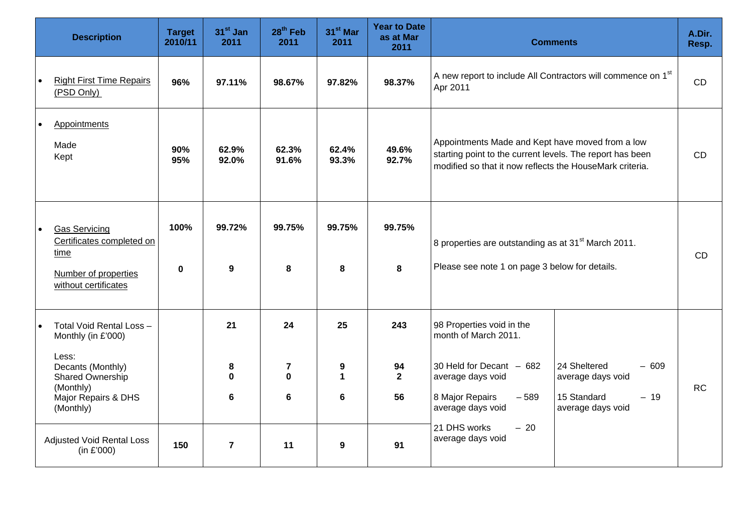| Description | Target 2010/11 | 31st Jan 2011 | 28th Feb 2011 | 31st Mar 2011 | Year to Date as at Mar 2011 | Comments | | A.Dir. Resp. |
|---|---|---|---|---|---|---|---|---|
| • Right First Time Repairs (PSD Only) | 96% | 97.11% | 98.67% | 97.82% | 98.37% | A new report to include All Contractors will commence on 1st Apr 2011 | | CD |
| • Appointments<br>Made<br>Kept | <br>90%<br>95% | <br>62.9%<br>92.0% | <br>62.3%<br>91.6% | <br>62.4%<br>93.3% | <br>49.6%<br>92.7% | Appointments Made and Kept have moved from a low starting point to the current levels. The report has been modified so that it now reflects the HouseMark criteria. | | CD |
| • Gas Servicing Certificates completed on time<br>Number of properties without certificates | 100%<br>0 | 99.72%<br>9 | 99.75%<br>8 | 99.75%<br>8 | 99.75%<br>8 | 8 properties are outstanding as at 31st March 2011.<br>Please see note 1 on page 3 below for details. | | CD |
| • Total Void Rental Loss – Monthly (in £'000)<br>Less:<br>Decants (Monthly)<br>Shared Ownership (Monthly)<br>Major Repairs & DHS (Monthly) | | 21<br><br>8<br>0<br>6 | 24<br><br>7<br>0<br>6 | 25<br><br>9<br>1<br>6 | 243<br><br>94<br>2<br>56 | 98 Properties void in the month of March 2011.<br>30 Held for Decant – 682 average days void<br>8 Major Repairs – 589 average days void<br>21 DHS works – 20 average days void | 24 Sheltered – 609 average days void<br>15 Standard – 19 average days void | RC |
| Adjusted Void Rental Loss (in £'000) | 150 | 7 | 11 | 9 | 91 | | | |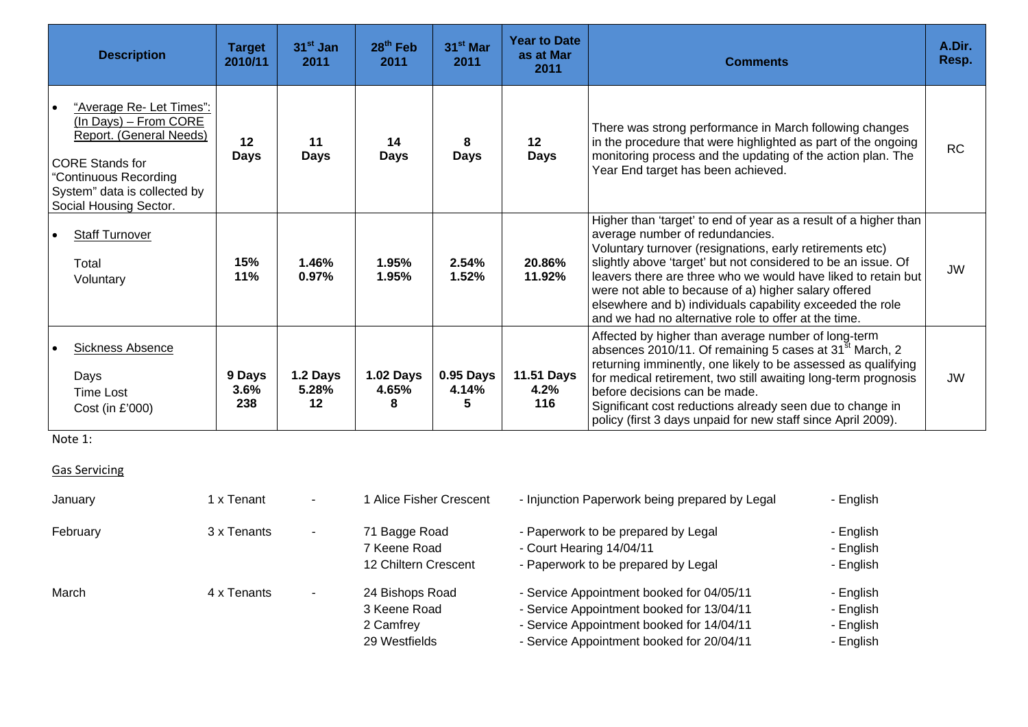| Description | Target 2010/11 | 31st Jan 2011 | 28th Feb 2011 | 31st Mar 2011 | Year to Date as at Mar 2011 | Comments | A.Dir. Resp. |
|---|---|---|---|---|---|---|---|
| • "Average Re- Let Times": (In Days) – From CORE Report. (General Needs)<br><br>CORE Stands for "Continuous Recording System" data is collected by Social Housing Sector. | **12 Days** | **11 Days** | **14 Days** | **8 Days** | **12 Days** | There was strong performance in March following changes in the procedure that were highlighted as part of the ongoing monitoring process and the updating of the action plan. The Year End target has been achieved. | RC |
| • Staff Turnover<br><br>Total<br>Voluntary | **15%**<br>**11%** | **1.46%**<br>**0.97%** | **1.95%**<br>**1.95%** | **2.54%**<br>**1.52%** | **20.86%**<br>**11.92%** | Higher than 'target' to end of year as a result of a higher than average number of redundancies.<br>Voluntary turnover (resignations, early retirements etc) slightly above 'target' but not considered to be an issue. Of leavers there are three who we would have liked to retain but were not able to because of a) higher salary offered elsewhere and b) individuals capability exceeded the role and we had no alternative role to offer at the time. | JW |
| • Sickness Absence<br><br>Days<br>Time Lost<br>Cost (in £'000) | **9 Days**<br>**3.6%**<br>**238** | **1.2 Days**<br>**5.28%**<br>**12** | **1.02 Days**<br>**4.65%**<br>**8** | **0.95 Days**<br>**4.14%**<br>**5** | **11.51 Days**<br>**4.2%**<br>**116** | Affected by higher than average number of long-term absences 2010/11. Of remaining 5 cases at 31st March, 2 returning imminently, one likely to be assessed as qualifying for medical retirement, two still awaiting long-term prognosis before decisions can be made.<br>Significant cost reductions already seen due to change in policy (first 3 days unpaid for new staff since April 2009). | JW |

Note 1:

Gas Servicing

| Month | Tenants | | Address | Status | Language |
|---|---|---|---|---|---|
| January | 1 x Tenant | - | 1 Alice Fisher Crescent | - Injunction Paperwork being prepared by Legal | - English |
| February | 3 x Tenants | - | 71 Bagge Road | - Paperwork to be prepared by Legal | - English |
| | | | 7 Keene Road | - Court Hearing 14/04/11 | - English |
| | | | 12 Chiltern Crescent | - Paperwork to be prepared by Legal | - English |
| March | 4 x Tenants | - | 24 Bishops Road | - Service Appointment booked for 04/05/11 | - English |
| | | | 3 Keene Road | - Service Appointment booked for 13/04/11 | - English |
| | | | 2 Camfrey | - Service Appointment booked for 14/04/11 | - English |
| | | | 29 Westfields | - Service Appointment booked for 20/04/11 | - English |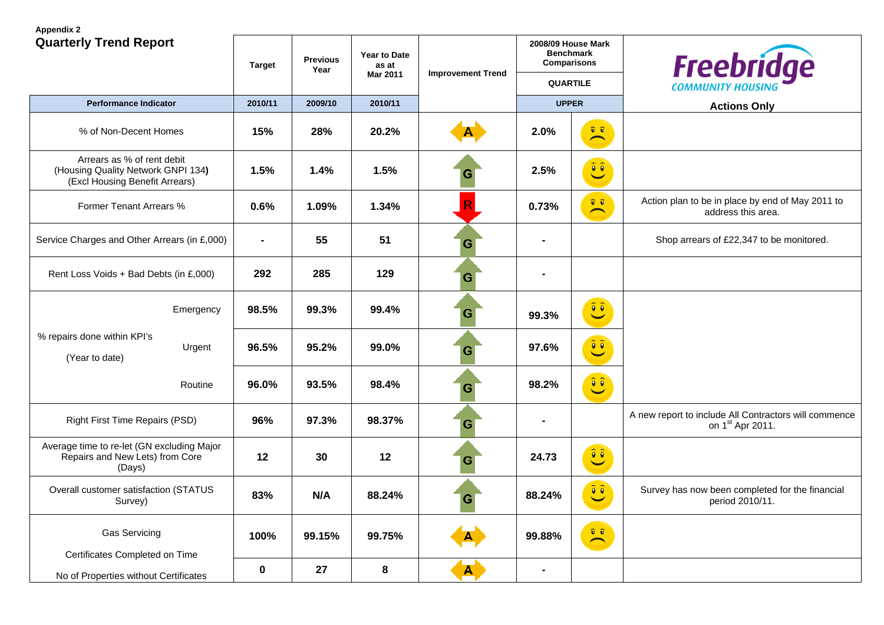**Appendix 2**

## Quarterly Trend Report

Freebridge COMMUNITY HOUSING

| Performance Indicator | | Target 2010/11 | Previous Year 2009/10 | Year to Date as at Mar 2011 2010/11 | Improvement Trend | 2008/09 House Mark Benchmark Comparisons QUARTILE UPPER | | Actions Only |
|---|---|---|---|---|---|---|---|---|
| % of Non-Decent Homes | | 15% | 28% | 20.2% | A | 2.0% | ☹ | |
| Arrears as % of rent debit (Housing Quality Network GNPI 134) (Excl Housing Benefit Arrears) | | 1.5% | 1.4% | 1.5% | G | 2.5% | ☺ | |
| Former Tenant Arrears % | | 0.6% | 1.09% | 1.34% | R | 0.73% | ☹ | Action plan to be in place by end of May 2011 to address this area. |
| Service Charges and Other Arrears (in £,000) | | - | 55 | 51 | G | - | | Shop arrears of £22,347 to be monitored. |
| Rent Loss Voids + Bad Debts (in £,000) | | 292 | 285 | 129 | G | - | | |
| % repairs done within KPI's (Year to date) | Emergency | 98.5% | 99.3% | 99.4% | G | 99.3% | ☺ | |
| | Urgent | 96.5% | 95.2% | 99.0% | G | 97.6% | ☺ | |
| | Routine | 96.0% | 93.5% | 98.4% | G | 98.2% | ☺ | |
| Right First Time Repairs (PSD) | | 96% | 97.3% | 98.37% | G | - | | A new report to include All Contractors will commence on 1st Apr 2011. |
| Average time to re-let (GN excluding Major Repairs and New Lets) from Core (Days) | | 12 | 30 | 12 | G | 24.73 | ☺ | |
| Overall customer satisfaction (STATUS Survey) | | 83% | N/A | 88.24% | G | 88.24% | ☺ | Survey has now been completed for the financial period 2010/11. |
| Gas Servicing Certificates Completed on Time | | 100% | 99.15% | 99.75% | A | 99.88% | ☹ | |
| No of Properties without Certificates | | 0 | 27 | 8 | A | - | | |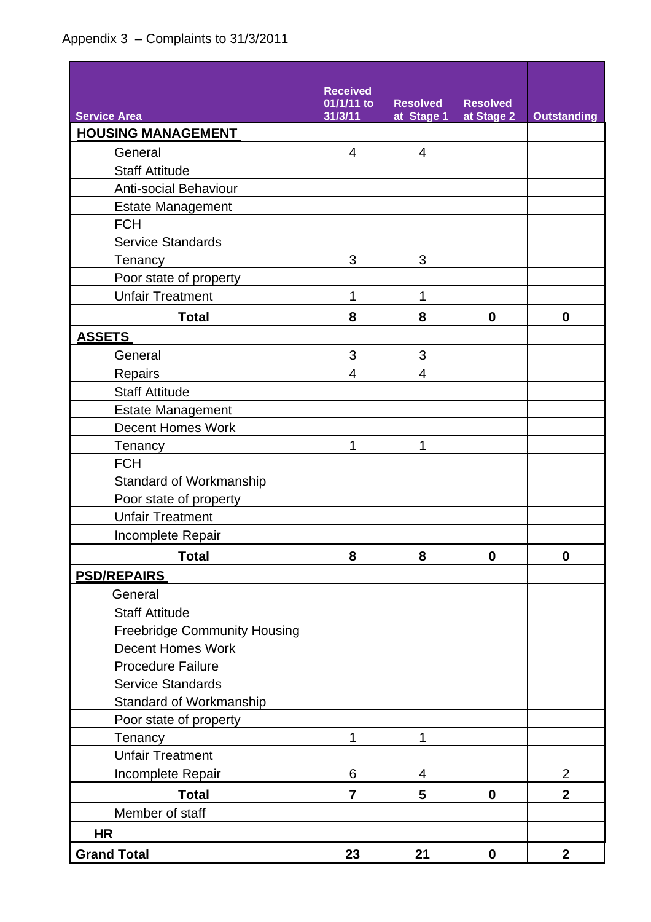Appendix 3 – Complaints to 31/3/2011

| Service Area | Received 01/1/11 to 31/3/11 | Resolved at Stage 1 | Resolved at Stage 2 | Outstanding |
|---|---|---|---|---|
| **HOUSING MANAGEMENT** | | | | |
| General | 4 | 4 | | |
| Staff Attitude | | | | |
| Anti-social Behaviour | | | | |
| Estate Management | | | | |
| FCH | | | | |
| Service Standards | | | | |
| Tenancy | 3 | 3 | | |
| Poor state of property | | | | |
| Unfair Treatment | 1 | 1 | | |
| **Total** | **8** | **8** | **0** | **0** |
| **ASSETS** | | | | |
| General | 3 | 3 | | |
| Repairs | 4 | 4 | | |
| Staff Attitude | | | | |
| Estate Management | | | | |
| Decent Homes Work | | | | |
| Tenancy | 1 | 1 | | |
| FCH | | | | |
| Standard of Workmanship | | | | |
| Poor state of property | | | | |
| Unfair Treatment | | | | |
| Incomplete Repair | | | | |
| **Total** | **8** | **8** | **0** | **0** |
| **PSD/REPAIRS** | | | | |
| General | | | | |
| Staff Attitude | | | | |
| Freebridge Community Housing | | | | |
| Decent Homes Work | | | | |
| Procedure Failure | | | | |
| Service Standards | | | | |
| Standard of Workmanship | | | | |
| Poor state of property | | | | |
| Tenancy | 1 | 1 | | |
| Unfair Treatment | | | | |
| Incomplete Repair | 6 | 4 | | 2 |
| **Total** | **7** | **5** | **0** | **2** |
| Member of staff | | | | |
| **HR** | | | | |
| **Grand Total** | **23** | **21** | **0** | **2** |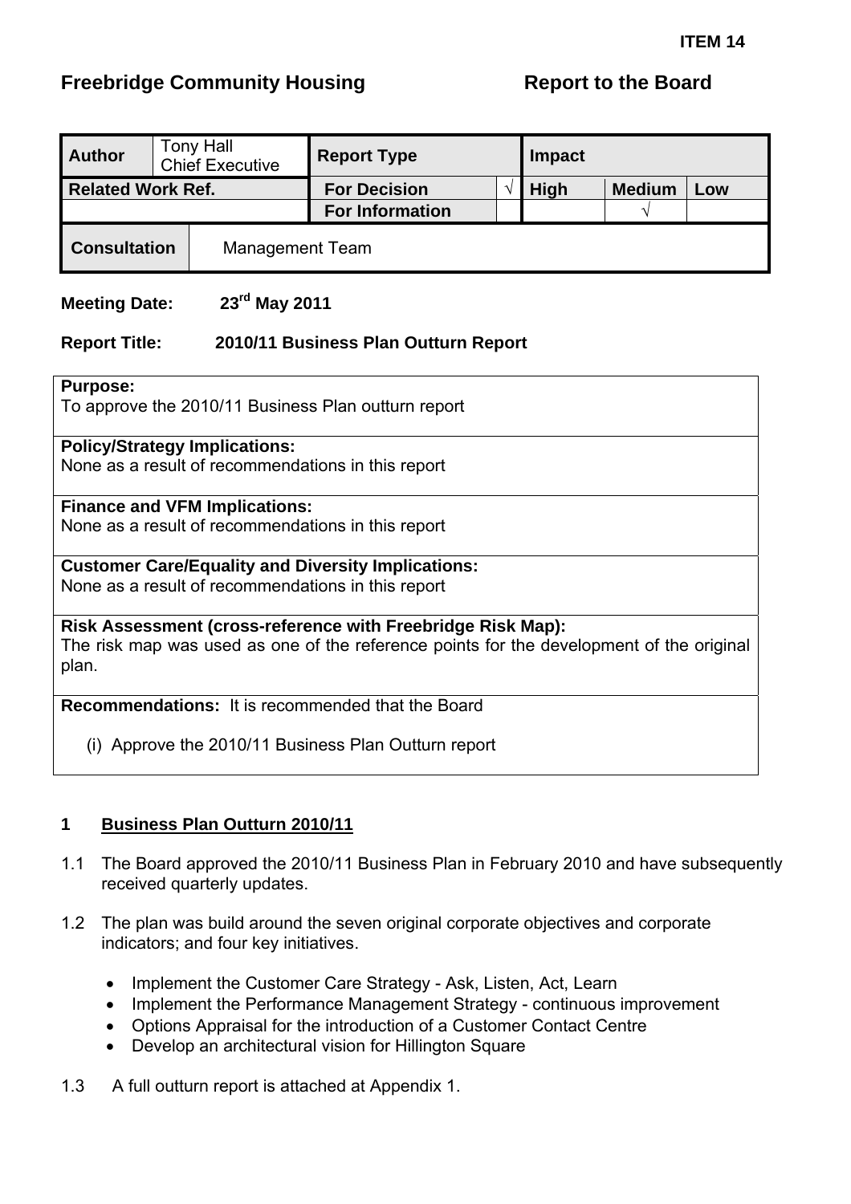**ITEM 14**

**Freebridge Community Housing** **Report to the Board**

| **Author** | Tony Hall<br>Chief Executive | **Report Type** | | **Impact** | | |
|---|---|---|---|---|---|---|
| **Related Work Ref.** | | **For Decision** | √ | **High** | **Medium** | **Low** |
| | | **For Information** | | | √ | |
| **Consultation** | Management Team | | | | | |

**Meeting Date:** **23rd May 2011**

**Report Title:** **2010/11 Business Plan Outturn Report**

**Purpose:**
To approve the 2010/11 Business Plan outturn report

**Policy/Strategy Implications:**
None as a result of recommendations in this report

**Finance and VFM Implications:**
None as a result of recommendations in this report

**Customer Care/Equality and Diversity Implications:**
None as a result of recommendations in this report

**Risk Assessment (cross-reference with Freebridge Risk Map):**
The risk map was used as one of the reference points for the development of the original plan.

**Recommendations:** It is recommended that the Board

(i) Approve the 2010/11 Business Plan Outturn report

## 1 Business Plan Outturn 2010/11

1.1 The Board approved the 2010/11 Business Plan in February 2010 and have subsequently received quarterly updates.

1.2 The plan was build around the seven original corporate objectives and corporate indicators; and four key initiatives.

- Implement the Customer Care Strategy - Ask, Listen, Act, Learn
- Implement the Performance Management Strategy - continuous improvement
- Options Appraisal for the introduction of a Customer Contact Centre
- Develop an architectural vision for Hillington Square

1.3 A full outturn report is attached at Appendix 1.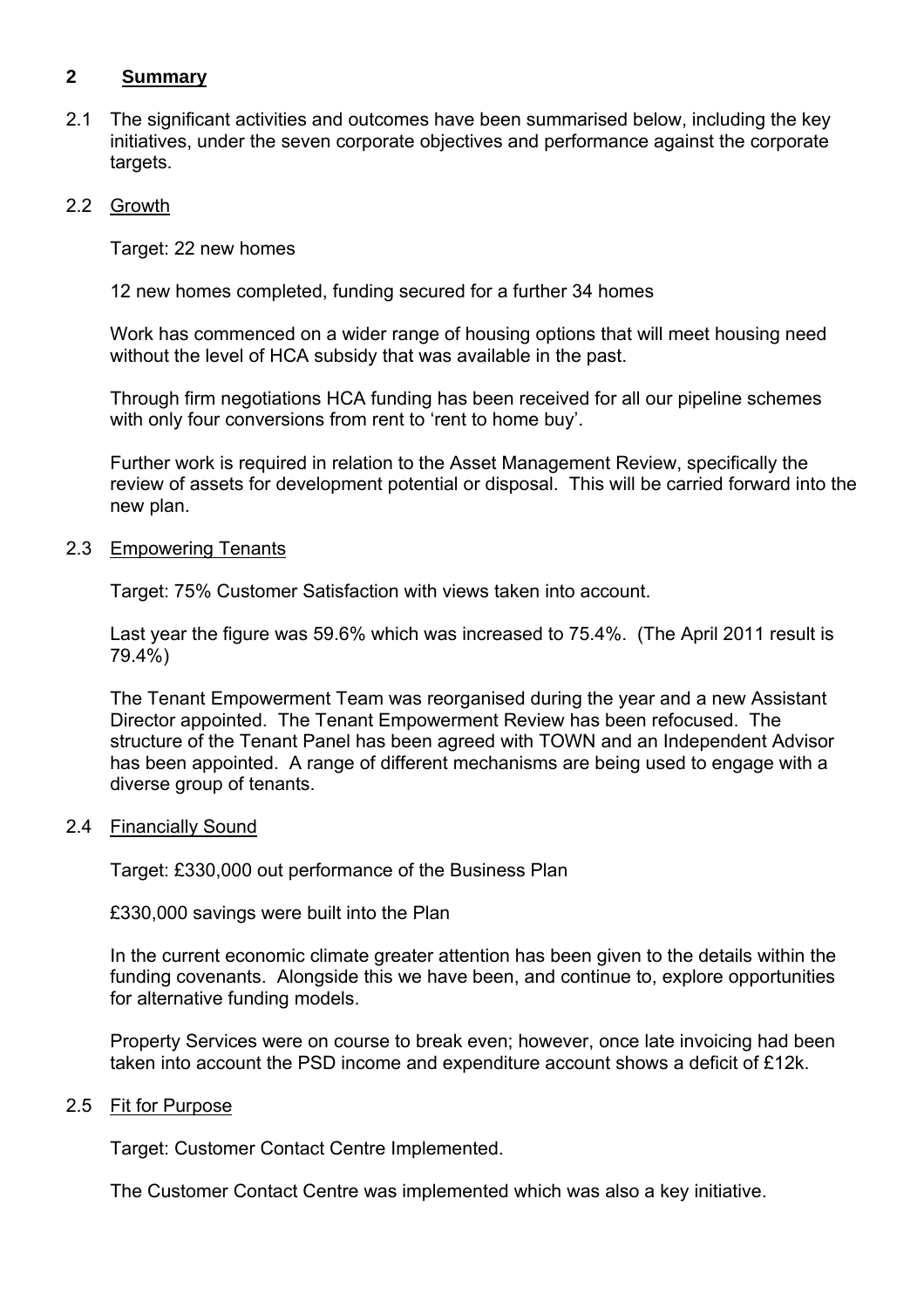## 2 Summary

2.1 The significant activities and outcomes have been summarised below, including the key initiatives, under the seven corporate objectives and performance against the corporate targets.

### 2.2 Growth

Target: 22 new homes

12 new homes completed, funding secured for a further 34 homes

Work has commenced on a wider range of housing options that will meet housing need without the level of HCA subsidy that was available in the past.

Through firm negotiations HCA funding has been received for all our pipeline schemes with only four conversions from rent to 'rent to home buy'.

Further work is required in relation to the Asset Management Review, specifically the review of assets for development potential or disposal. This will be carried forward into the new plan.

### 2.3 Empowering Tenants

Target: 75% Customer Satisfaction with views taken into account.

Last year the figure was 59.6% which was increased to 75.4%. (The April 2011 result is 79.4%)

The Tenant Empowerment Team was reorganised during the year and a new Assistant Director appointed. The Tenant Empowerment Review has been refocused. The structure of the Tenant Panel has been agreed with TOWN and an Independent Advisor has been appointed. A range of different mechanisms are being used to engage with a diverse group of tenants.

### 2.4 Financially Sound

Target: £330,000 out performance of the Business Plan

£330,000 savings were built into the Plan

In the current economic climate greater attention has been given to the details within the funding covenants. Alongside this we have been, and continue to, explore opportunities for alternative funding models.

Property Services were on course to break even; however, once late invoicing had been taken into account the PSD income and expenditure account shows a deficit of £12k.

### 2.5 Fit for Purpose

Target: Customer Contact Centre Implemented.

The Customer Contact Centre was implemented which was also a key initiative.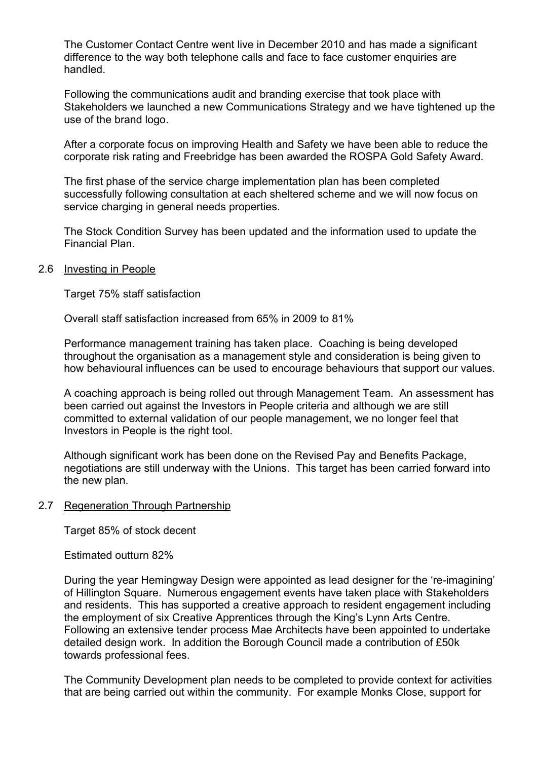The Customer Contact Centre went live in December 2010 and has made a significant difference to the way both telephone calls and face to face customer enquiries are handled.

Following the communications audit and branding exercise that took place with Stakeholders we launched a new Communications Strategy and we have tightened up the use of the brand logo.

After a corporate focus on improving Health and Safety we have been able to reduce the corporate risk rating and Freebridge has been awarded the ROSPA Gold Safety Award.

The first phase of the service charge implementation plan has been completed successfully following consultation at each sheltered scheme and we will now focus on service charging in general needs properties.

The Stock Condition Survey has been updated and the information used to update the Financial Plan.

### 2.6 Investing in People

Target 75% staff satisfaction

Overall staff satisfaction increased from 65% in 2009 to 81%

Performance management training has taken place. Coaching is being developed throughout the organisation as a management style and consideration is being given to how behavioural influences can be used to encourage behaviours that support our values.

A coaching approach is being rolled out through Management Team. An assessment has been carried out against the Investors in People criteria and although we are still committed to external validation of our people management, we no longer feel that Investors in People is the right tool.

Although significant work has been done on the Revised Pay and Benefits Package, negotiations are still underway with the Unions. This target has been carried forward into the new plan.

### 2.7 Regeneration Through Partnership

Target 85% of stock decent

Estimated outturn 82%

During the year Hemingway Design were appointed as lead designer for the 're-imagining' of Hillington Square. Numerous engagement events have taken place with Stakeholders and residents. This has supported a creative approach to resident engagement including the employment of six Creative Apprentices through the King's Lynn Arts Centre. Following an extensive tender process Mae Architects have been appointed to undertake detailed design work. In addition the Borough Council made a contribution of £50k towards professional fees.

The Community Development plan needs to be completed to provide context for activities that are being carried out within the community. For example Monks Close, support for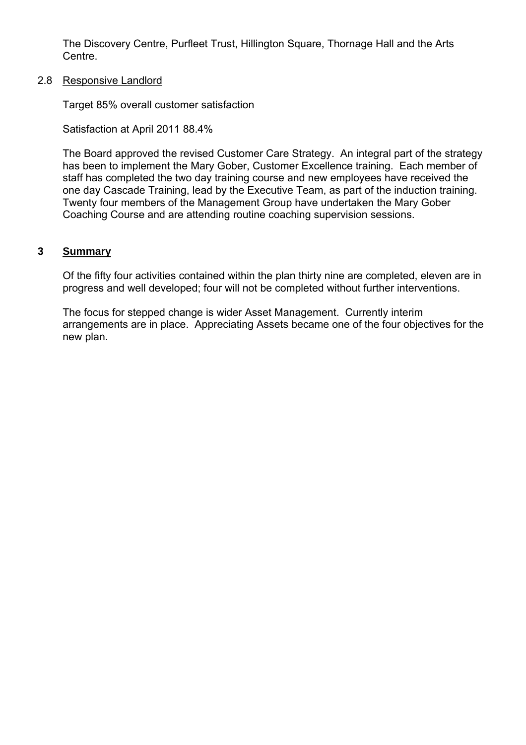The Discovery Centre, Purfleet Trust, Hillington Square, Thornage Hall and the Arts Centre.

### 2.8 Responsive Landlord

Target 85% overall customer satisfaction

Satisfaction at April 2011 88.4%

The Board approved the revised Customer Care Strategy. An integral part of the strategy has been to implement the Mary Gober, Customer Excellence training. Each member of staff has completed the two day training course and new employees have received the one day Cascade Training, lead by the Executive Team, as part of the induction training. Twenty four members of the Management Group have undertaken the Mary Gober Coaching Course and are attending routine coaching supervision sessions.

## 3 Summary

Of the fifty four activities contained within the plan thirty nine are completed, eleven are in progress and well developed; four will not be completed without further interventions.

The focus for stepped change is wider Asset Management. Currently interim arrangements are in place. Appreciating Assets became one of the four objectives for the new plan.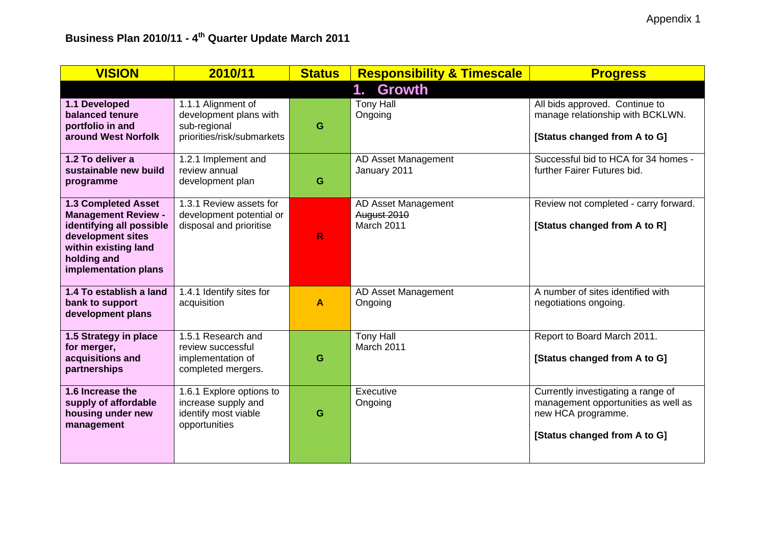Appendix 1

# Business Plan 2010/11 - 4th Quarter Update March 2011

| VISION | 2010/11 | Status | Responsibility & Timescale | Progress |
|---|---|---|---|---|
| | | **1. Growth** | | |
| **1.1 Developed balanced tenure portfolio in and around West Norfolk** | 1.1.1 Alignment of development plans with sub-regional priorities/risk/submarkets | G | Tony Hall<br>Ongoing | All bids approved. Continue to manage relationship with BCKLWN.<br><br>**[Status changed from A to G]** |
| **1.2 To deliver a sustainable new build programme** | 1.2.1 Implement and review annual development plan | G | AD Asset Management<br>January 2011 | Successful bid to HCA for 34 homes - further Fairer Futures bid. |
| **1.3 Completed Asset Management Review - identifying all possible development sites within existing land holding and implementation plans** | 1.3.1 Review assets for development potential or disposal and prioritise | R | AD Asset Management<br>~~August 2010~~<br>March 2011 | Review not completed - carry forward.<br><br>**[Status changed from A to R]** |
| **1.4 To establish a land bank to support development plans** | 1.4.1 Identify sites for acquisition | A | AD Asset Management<br>Ongoing | A number of sites identified with negotiations ongoing. |
| **1.5 Strategy in place for merger, acquisitions and partnerships** | 1.5.1 Research and review successful implementation of completed mergers. | G | Tony Hall<br>March 2011 | Report to Board March 2011.<br><br>**[Status changed from A to G]** |
| **1.6 Increase the supply of affordable housing under new management** | 1.6.1 Explore options to increase supply and identify most viable opportunities | G | Executive<br>Ongoing | Currently investigating a range of management opportunities as well as new HCA programme.<br><br>**[Status changed from A to G]** |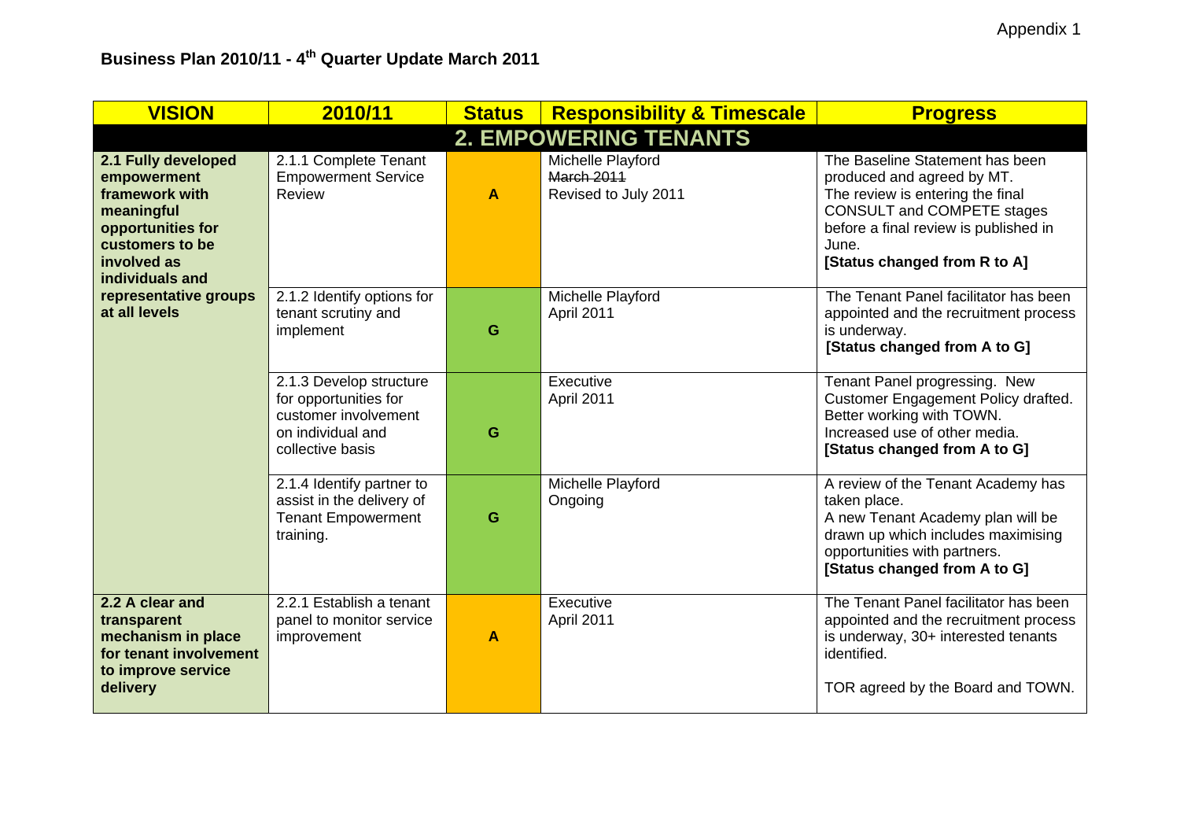Appendix 1

# Business Plan 2010/11 - 4th Quarter Update March 2011

| VISION | 2010/11 | Status | Responsibility & Timescale | Progress |
|---|---|---|---|---|
| **2. EMPOWERING TENANTS** | | | | |
| **2.1 Fully developed empowerment framework with meaningful opportunities for customers to be involved as individuals and representative groups at all levels** | 2.1.1 Complete Tenant Empowerment Service Review | **A** | Michelle Playford<br>~~March 2011~~<br>Revised to July 2011 | The Baseline Statement has been produced and agreed by MT.<br>The review is entering the final CONSULT and COMPETE stages before a final review is published in June.<br>**[Status changed from R to A]** |
| | 2.1.2 Identify options for tenant scrutiny and implement | **G** | Michelle Playford<br>April 2011 | The Tenant Panel facilitator has been appointed and the recruitment process is underway.<br>**[Status changed from A to G]** |
| | 2.1.3 Develop structure for opportunities for customer involvement on individual and collective basis | **G** | Executive<br>April 2011 | Tenant Panel progressing. New Customer Engagement Policy drafted. Better working with TOWN.<br>Increased use of other media.<br>**[Status changed from A to G]** |
| | 2.1.4 Identify partner to assist in the delivery of Tenant Empowerment training. | **G** | Michelle Playford<br>Ongoing | A review of the Tenant Academy has taken place.<br>A new Tenant Academy plan will be drawn up which includes maximising opportunities with partners.<br>**[Status changed from A to G]** |
| **2.2 A clear and transparent mechanism in place for tenant involvement to improve service delivery** | 2.2.1 Establish a tenant panel to monitor service improvement | **A** | Executive<br>April 2011 | The Tenant Panel facilitator has been appointed and the recruitment process is underway, 30+ interested tenants identified.<br><br>TOR agreed by the Board and TOWN. |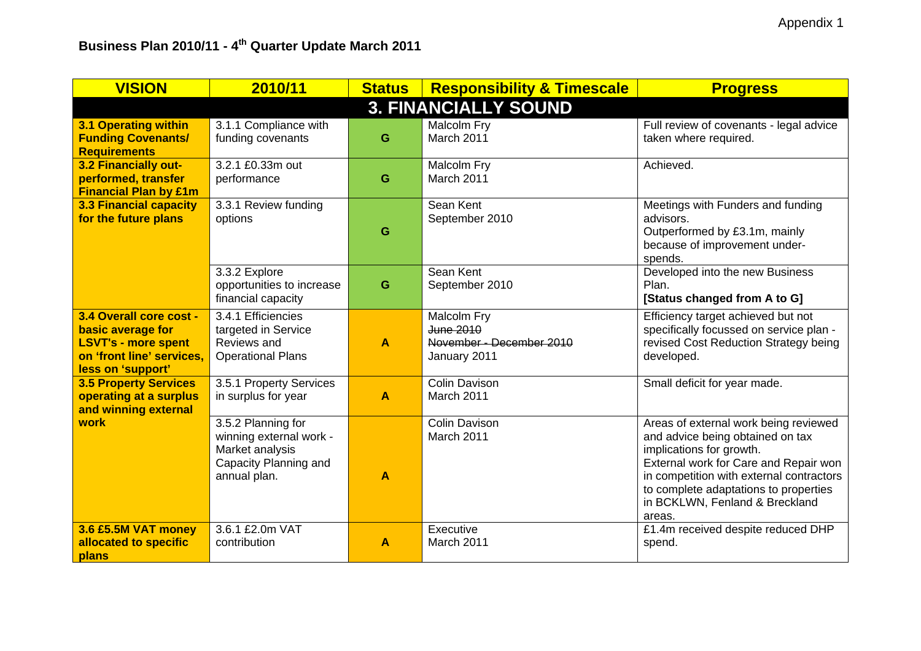Appendix 1

## Business Plan 2010/11 - 4th Quarter Update March 2011

| VISION | 2010/11 | Status | Responsibility & Timescale | Progress |
|---|---|---|---|---|
| **3. FINANCIALLY SOUND** | | | | |
| **3.1 Operating within Funding Covenants/ Requirements** | 3.1.1 Compliance with funding covenants | G | Malcolm Fry<br>March 2011 | Full review of covenants - legal advice taken where required. |
| **3.2 Financially out-performed, transfer Financial Plan by £1m** | 3.2.1 £0.33m out performance | G | Malcolm Fry<br>March 2011 | Achieved. |
| **3.3 Financial capacity for the future plans** | 3.3.1 Review funding options | G | Sean Kent<br>September 2010 | Meetings with Funders and funding advisors.<br>Outperformed by £3.1m, mainly because of improvement under-spends. |
| | 3.3.2 Explore opportunities to increase financial capacity | G | Sean Kent<br>September 2010 | Developed into the new Business Plan.<br>**[Status changed from A to G]** |
| **3.4 Overall core cost - basic average for LSVT's - more spent on 'front line' services, less on 'support'** | 3.4.1 Efficiencies targeted in Service Reviews and Operational Plans | A | Malcolm Fry<br>~~June 2010~~<br>~~November - December 2010~~<br>January 2011 | Efficiency target achieved but not specifically focussed on service plan - revised Cost Reduction Strategy being developed. |
| **3.5 Property Services operating at a surplus and winning external work** | 3.5.1 Property Services in surplus for year | A | Colin Davison<br>March 2011 | Small deficit for year made. |
| | 3.5.2 Planning for winning external work - Market analysis Capacity Planning and annual plan. | A | Colin Davison<br>March 2011 | Areas of external work being reviewed and advice being obtained on tax implications for growth.<br>External work for Care and Repair won in competition with external contractors to complete adaptations to properties in BCKLWN, Fenland & Breckland areas. |
| **3.6 £5.5M VAT money allocated to specific plans** | 3.6.1 £2.0m VAT contribution | A | Executive<br>March 2011 | £1.4m received despite reduced DHP spend. |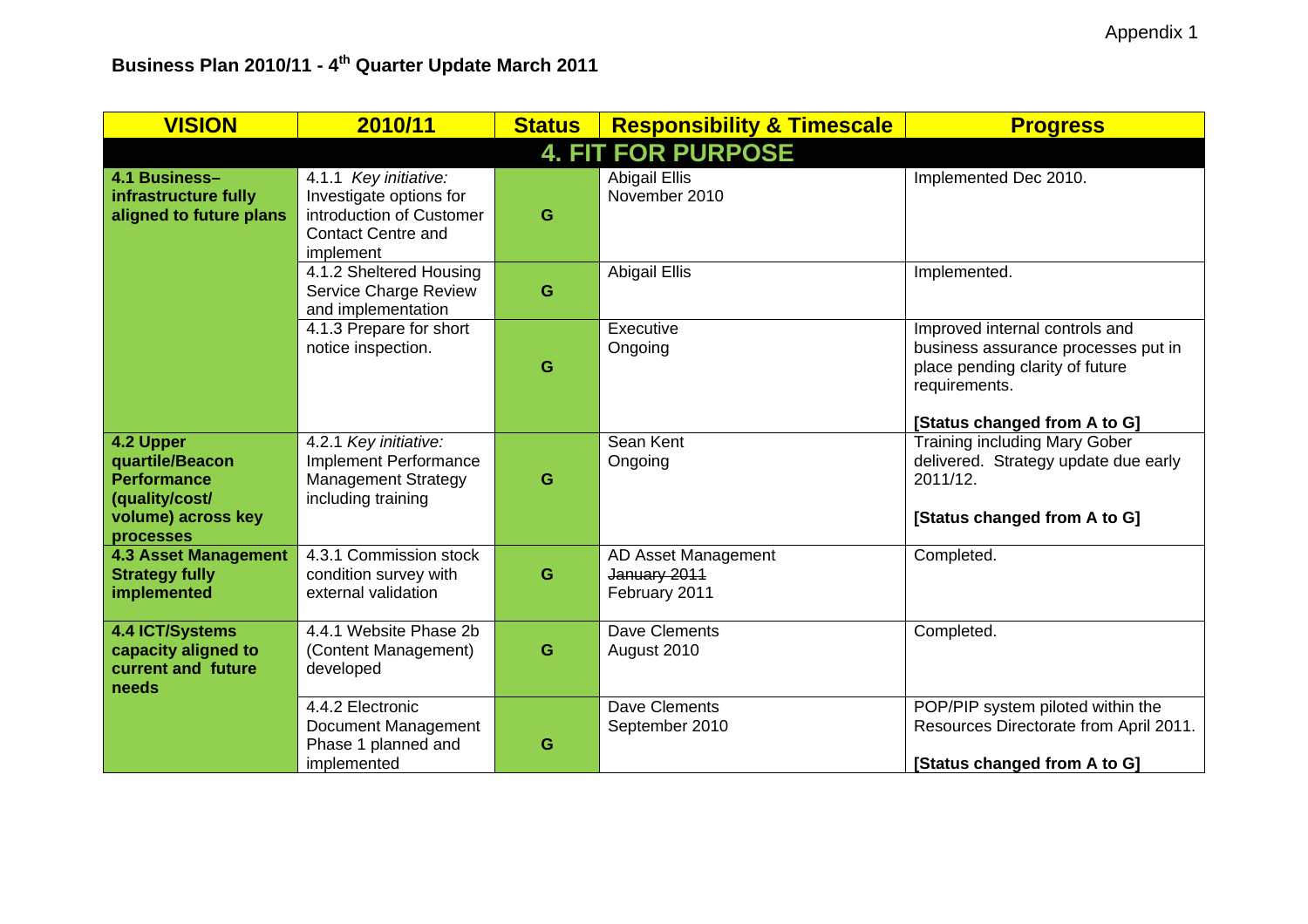Appendix 1

## Business Plan 2010/11 - 4th Quarter Update March 2011

| VISION | 2010/11 | Status | Responsibility & Timescale | Progress |
|---|---|---|---|---|
| **4. FIT FOR PURPOSE** | | | | |
| **4.1 Business–infrastructure fully aligned to future plans** | 4.1.1 *Key initiative:* Investigate options for introduction of Customer Contact Centre and implement | G | Abigail Ellis<br>November 2010 | Implemented Dec 2010. |
| | 4.1.2 Sheltered Housing Service Charge Review and implementation | G | Abigail Ellis | Implemented. |
| | 4.1.3 Prepare for short notice inspection. | G | Executive<br>Ongoing | Improved internal controls and business assurance processes put in place pending clarity of future requirements.<br><br>**[Status changed from A to G]** |
| **4.2 Upper quartile/Beacon Performance (quality/cost/ volume) across key processes** | 4.2.1 *Key initiative:* Implement Performance Management Strategy including training | G | Sean Kent<br>Ongoing | Training including Mary Gober delivered. Strategy update due early 2011/12.<br><br>**[Status changed from A to G]** |
| **4.3 Asset Management Strategy fully implemented** | 4.3.1 Commission stock condition survey with external validation | G | AD Asset Management<br>~~January 2011~~<br>February 2011 | Completed. |
| **4.4 ICT/Systems capacity aligned to current and future needs** | 4.4.1 Website Phase 2b (Content Management) developed | G | Dave Clements<br>August 2010 | Completed. |
| | 4.4.2 Electronic Document Management Phase 1 planned and implemented | G | Dave Clements<br>September 2010 | POP/PIP system piloted within the Resources Directorate from April 2011.<br><br>**[Status changed from A to G]** |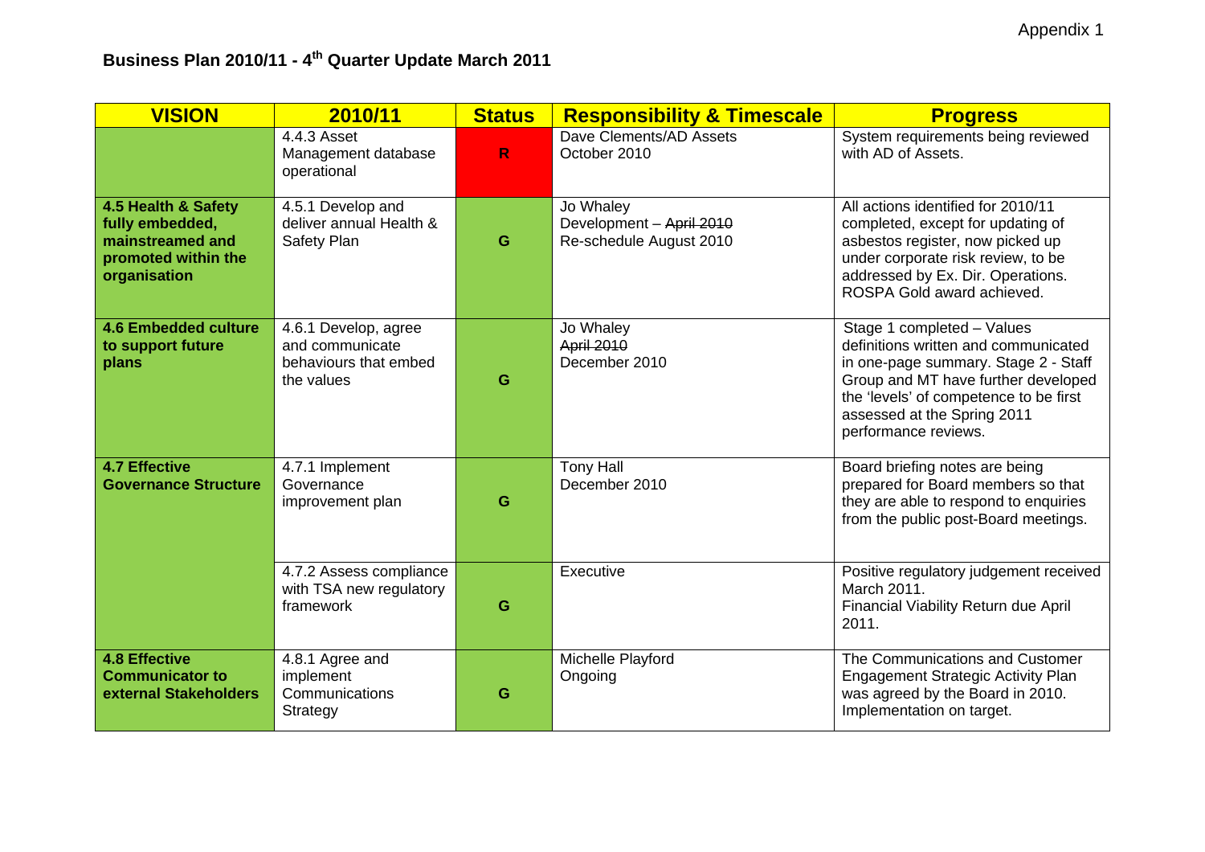Appendix 1

# Business Plan 2010/11 - 4th Quarter Update March 2011

| VISION | 2010/11 | Status | Responsibility & Timescale | Progress |
|---|---|---|---|---|
| | 4.4.3 Asset Management database operational | R | Dave Clements/AD Assets<br>October 2010 | System requirements being reviewed with AD of Assets. |
| **4.5 Health & Safety fully embedded, mainstreamed and promoted within the organisation** | 4.5.1 Develop and deliver annual Health & Safety Plan | G | Jo Whaley<br>Development – ~~April 2010~~<br>Re-schedule August 2010 | All actions identified for 2010/11 completed, except for updating of asbestos register, now picked up under corporate risk review, to be addressed by Ex. Dir. Operations. ROSPA Gold award achieved. |
| **4.6 Embedded culture to support future plans** | 4.6.1 Develop, agree and communicate behaviours that embed the values | G | Jo Whaley<br>~~April 2010~~<br>December 2010 | Stage 1 completed – Values definitions written and communicated in one-page summary. Stage 2 - Staff Group and MT have further developed the 'levels' of competence to be first assessed at the Spring 2011 performance reviews. |
| **4.7 Effective Governance Structure** | 4.7.1 Implement Governance improvement plan | G | Tony Hall<br>December 2010 | Board briefing notes are being prepared for Board members so that they are able to respond to enquiries from the public post-Board meetings. |
| | 4.7.2 Assess compliance with TSA new regulatory framework | G | Executive | Positive regulatory judgement received March 2011.<br>Financial Viability Return due April 2011. |
| **4.8 Effective Communicator to external Stakeholders** | 4.8.1 Agree and implement Communications Strategy | G | Michelle Playford<br>Ongoing | The Communications and Customer Engagement Strategic Activity Plan was agreed by the Board in 2010. Implementation on target. |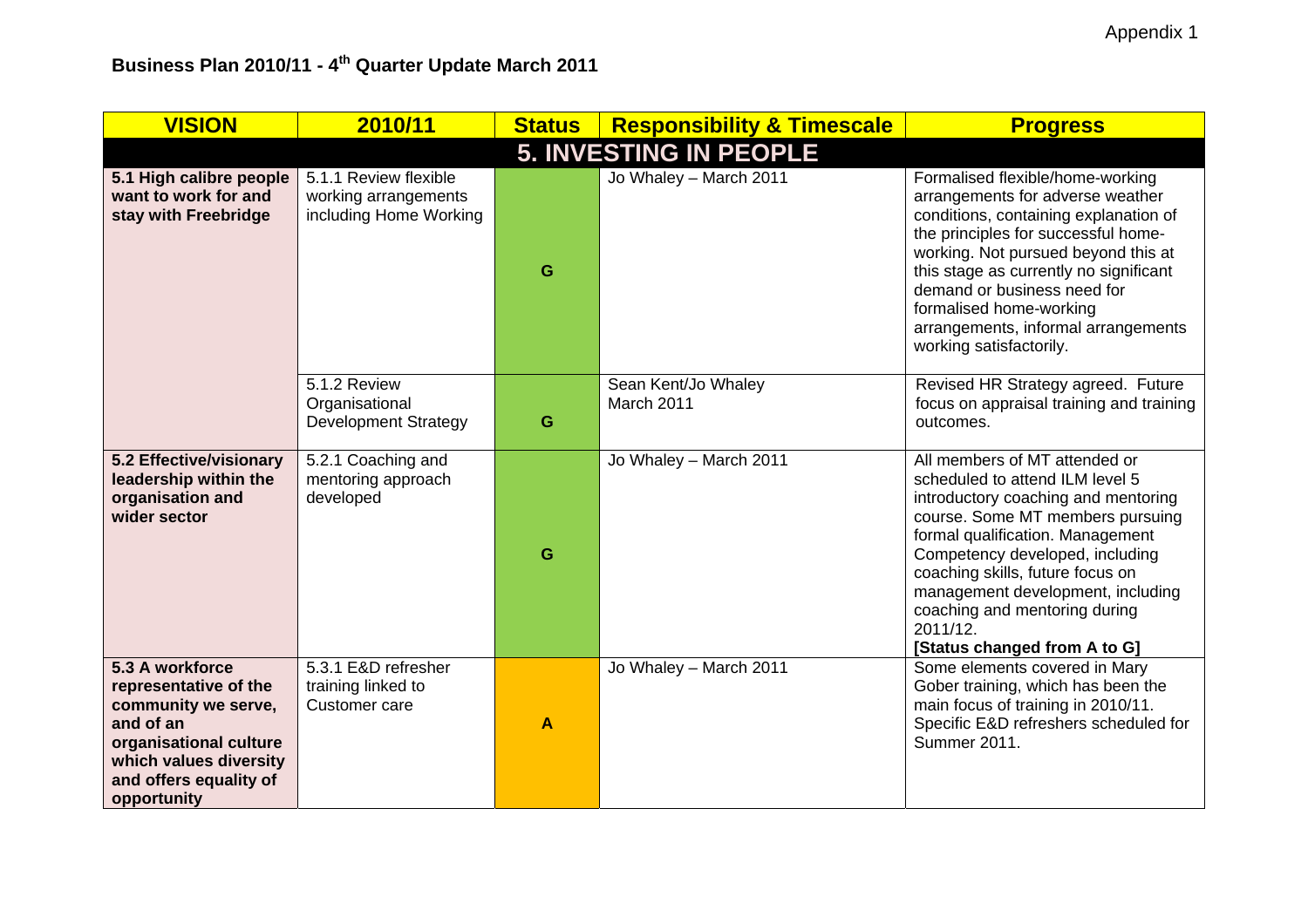Appendix 1

# Business Plan 2010/11 - 4th Quarter Update March 2011

| VISION | 2010/11 | Status | Responsibility & Timescale | Progress |
|---|---|---|---|---|
| **5. INVESTING IN PEOPLE** | | | | |
| **5.1 High calibre people want to work for and stay with Freebridge** | 5.1.1 Review flexible working arrangements including Home Working | G | Jo Whaley – March 2011 | Formalised flexible/home-working arrangements for adverse weather conditions, containing explanation of the principles for successful home-working. Not pursued beyond this at this stage as currently no significant demand or business need for formalised home-working arrangements, informal arrangements working satisfactorily. |
| | 5.1.2 Review Organisational Development Strategy | G | Sean Kent/Jo Whaley March 2011 | Revised HR Strategy agreed. Future focus on appraisal training and training outcomes. |
| **5.2 Effective/visionary leadership within the organisation and wider sector** | 5.2.1 Coaching and mentoring approach developed | G | Jo Whaley – March 2011 | All members of MT attended or scheduled to attend ILM level 5 introductory coaching and mentoring course. Some MT members pursuing formal qualification. Management Competency developed, including coaching skills, future focus on management development, including coaching and mentoring during 2011/12. **[Status changed from A to G]** |
| **5.3 A workforce representative of the community we serve, and of an organisational culture which values diversity and offers equality of opportunity** | 5.3.1 E&D refresher training linked to Customer care | A | Jo Whaley – March 2011 | Some elements covered in Mary Gober training, which has been the main focus of training in 2010/11. Specific E&D refreshers scheduled for Summer 2011. |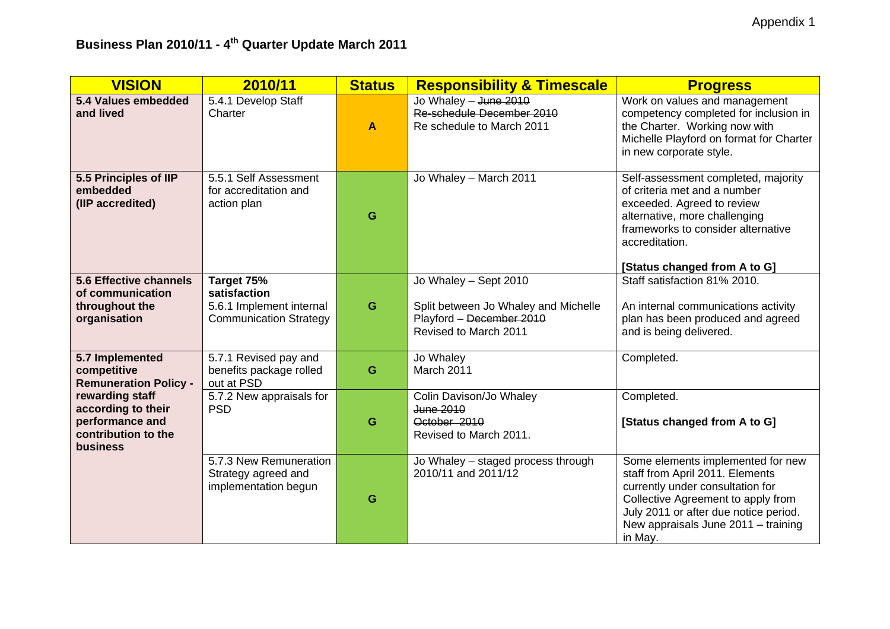Appendix 1

## Business Plan 2010/11 - 4th Quarter Update March 2011

| VISION | 2010/11 | Status | Responsibility & Timescale | Progress |
|---|---|---|---|---|
| **5.4 Values embedded and lived** | 5.4.1 Develop Staff Charter | A | Jo Whaley – ~~June 2010~~ ~~Re-schedule December 2010~~ Re schedule to March 2011 | Work on values and management competency completed for inclusion in the Charter. Working now with Michelle Playford on format for Charter in new corporate style. |
| **5.5 Principles of IIP embedded (IIP accredited)** | 5.5.1 Self Assessment for accreditation and action plan | G | Jo Whaley – March 2011 | Self-assessment completed, majority of criteria met and a number exceeded. Agreed to review alternative, more challenging frameworks to consider alternative accreditation. **[Status changed from A to G]** |
| **5.6 Effective channels of communication throughout the organisation** | **Target 75% satisfaction** 5.6.1 Implement internal Communication Strategy | G | Jo Whaley – Sept 2010 Split between Jo Whaley and Michelle Playford – ~~December 2010~~ Revised to March 2011 | Staff satisfaction 81% 2010. An internal communications activity plan has been produced and agreed and is being delivered. |
| **5.7 Implemented competitive Remuneration Policy - rewarding staff according to their performance and contribution to the business** | 5.7.1 Revised pay and benefits package rolled out at PSD | G | Jo Whaley March 2011 | Completed. |
| | 5.7.2 New appraisals for PSD | G | Colin Davison/Jo Whaley ~~June 2010~~ ~~October 2010~~ Revised to March 2011. | Completed. **[Status changed from A to G]** |
| | 5.7.3 New Remuneration Strategy agreed and implementation begun | G | Jo Whaley – staged process through 2010/11 and 2011/12 | Some elements implemented for new staff from April 2011. Elements currently under consultation for Collective Agreement to apply from July 2011 or after due notice period. New appraisals June 2011 – training in May. |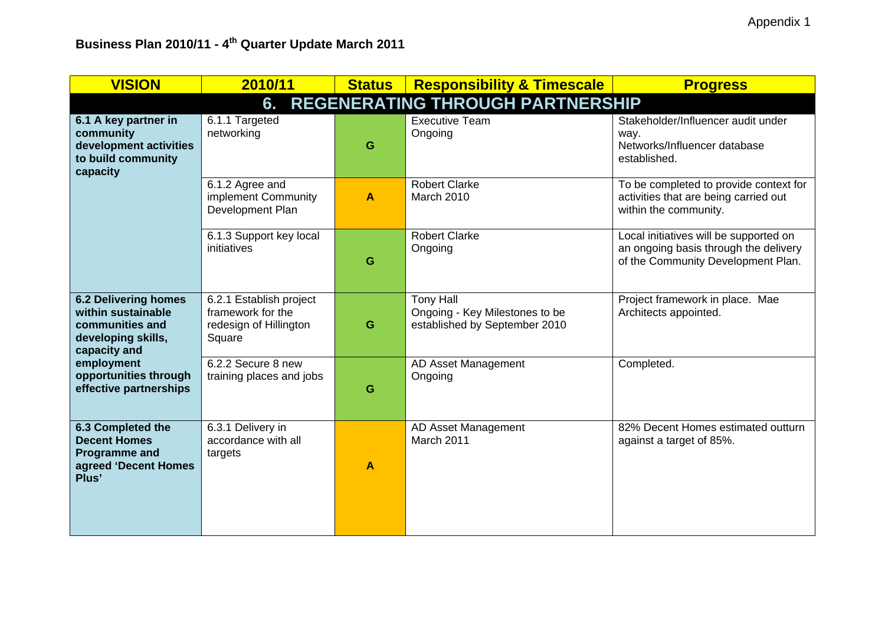Appendix 1

## Business Plan 2010/11 - 4th Quarter Update March 2011

| VISION | 2010/11 | Status | Responsibility & Timescale | Progress |
|---|---|---|---|---|
| **6. REGENERATING THROUGH PARTNERSHIP** | | | | |
| **6.1 A key partner in community development activities to build community capacity** | 6.1.1 Targeted networking | G | Executive Team<br>Ongoing | Stakeholder/Influencer audit under way.<br>Networks/Influencer database established. |
| | 6.1.2 Agree and implement Community Development Plan | A | Robert Clarke<br>March 2010 | To be completed to provide context for activities that are being carried out within the community. |
| | 6.1.3 Support key local initiatives | G | Robert Clarke<br>Ongoing | Local initiatives will be supported on an ongoing basis through the delivery of the Community Development Plan. |
| **6.2 Delivering homes within sustainable communities and developing skills, capacity and employment opportunities through effective partnerships** | 6.2.1 Establish project framework for the redesign of Hillington Square | G | Tony Hall<br>Ongoing - Key Milestones to be established by September 2010 | Project framework in place. Mae Architects appointed. |
| | 6.2.2 Secure 8 new training places and jobs | G | AD Asset Management<br>Ongoing | Completed. |
| **6.3 Completed the Decent Homes Programme and agreed 'Decent Homes Plus'** | 6.3.1 Delivery in accordance with all targets | A | AD Asset Management<br>March 2011 | 82% Decent Homes estimated outturn against a target of 85%. |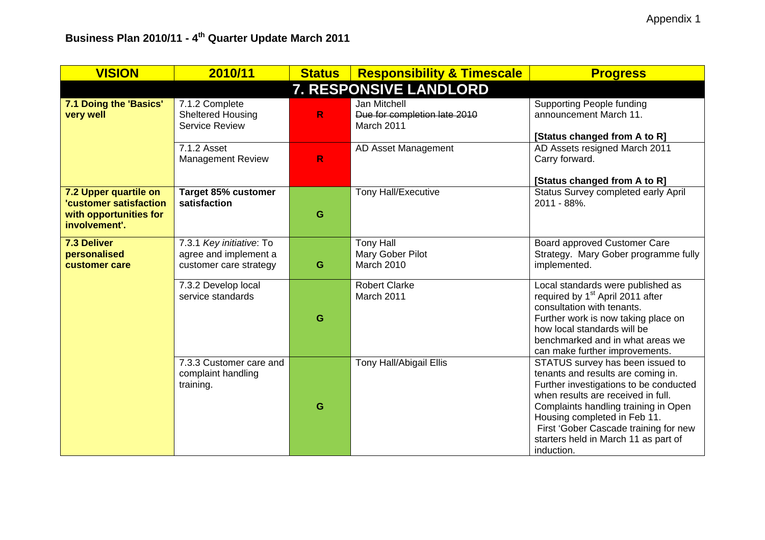Appendix 1

## Business Plan 2010/11 - 4th Quarter Update March 2011

| VISION | 2010/11 | Status | Responsibility & Timescale | Progress |
|---|---|---|---|---|
| **7. RESPONSIVE LANDLORD** | | | | |
| **7.1 Doing the 'Basics' very well** | 7.1.2 Complete Sheltered Housing Service Review | R | Jan Mitchell<br>~~Due for completion late 2010~~<br>March 2011 | Supporting People funding announcement March 11.<br><br>**[Status changed from A to R]** |
| | 7.1.2 Asset Management Review | R | AD Asset Management | AD Assets resigned March 2011<br>Carry forward.<br><br>**[Status changed from A to R]** |
| **7.2 Upper quartile on 'customer satisfaction with opportunities for involvement'.** | **Target 85% customer satisfaction** | G | Tony Hall/Executive | Status Survey completed early April 2011 - 88%. |
| **7.3 Deliver personalised customer care** | 7.3.1 *Key initiative*: To agree and implement a customer care strategy | G | Tony Hall<br>Mary Gober Pilot<br>March 2010 | Board approved Customer Care Strategy. Mary Gober programme fully implemented. |
| | 7.3.2 Develop local service standards | G | Robert Clarke<br>March 2011 | Local standards were published as required by 1st April 2011 after consultation with tenants.<br>Further work is now taking place on how local standards will be benchmarked and in what areas we can make further improvements. |
| | 7.3.3 Customer care and complaint handling training. | G | Tony Hall/Abigail Ellis | STATUS survey has been issued to tenants and results are coming in. Further investigations to be conducted when results are received in full.<br>Complaints handling training in Open Housing completed in Feb 11.<br>First 'Gober Cascade training for new starters held in March 11 as part of induction. |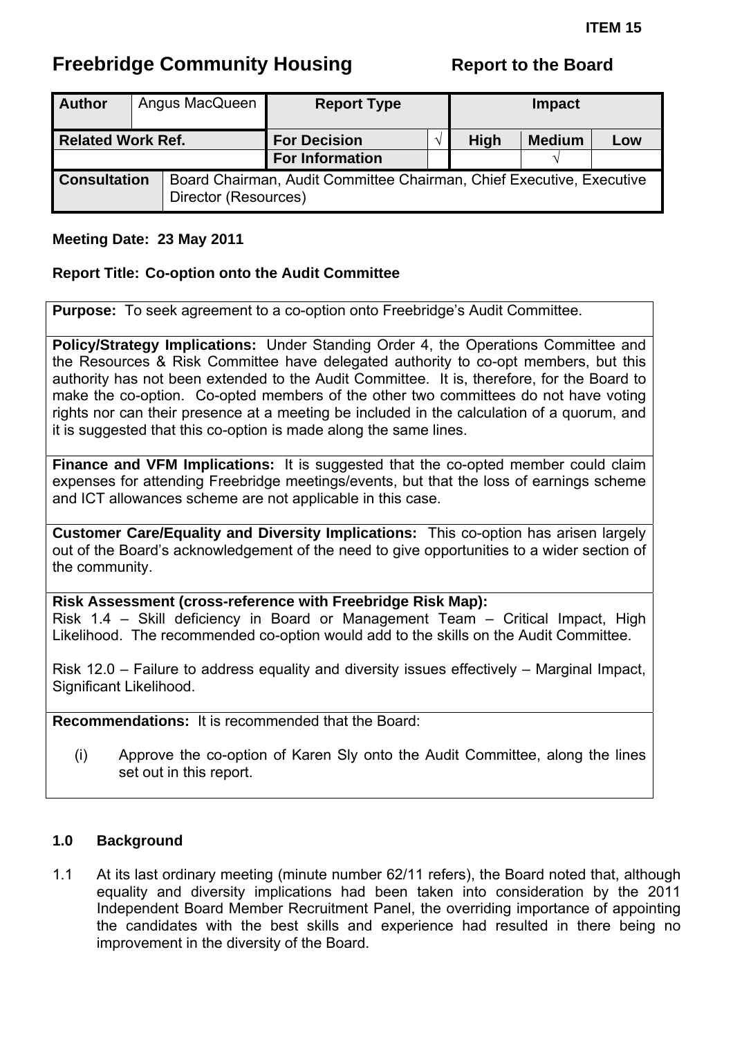**ITEM 15**

# Freebridge Community Housing

**Report to the Board**

| **Author** | Angus MacQueen | **Report Type** | | **Impact** | | |
|---|---|---|---|---|---|---|
| **Related Work Ref.** | | **For Decision** | √ | **High** | **Medium** | **Low** |
| | | **For Information** | | | √ | |
| **Consultation** | Board Chairman, Audit Committee Chairman, Chief Executive, Executive Director (Resources) | | | | | |

**Meeting Date: 23 May 2011**

**Report Title: Co-option onto the Audit Committee**

**Purpose:** To seek agreement to a co-option onto Freebridge's Audit Committee.

**Policy/Strategy Implications:** Under Standing Order 4, the Operations Committee and the Resources & Risk Committee have delegated authority to co-opt members, but this authority has not been extended to the Audit Committee. It is, therefore, for the Board to make the co-option. Co-opted members of the other two committees do not have voting rights nor can their presence at a meeting be included in the calculation of a quorum, and it is suggested that this co-option is made along the same lines.

**Finance and VFM Implications:** It is suggested that the co-opted member could claim expenses for attending Freebridge meetings/events, but that the loss of earnings scheme and ICT allowances scheme are not applicable in this case.

**Customer Care/Equality and Diversity Implications:** This co-option has arisen largely out of the Board's acknowledgement of the need to give opportunities to a wider section of the community.

**Risk Assessment (cross-reference with Freebridge Risk Map):**
Risk 1.4 – Skill deficiency in Board or Management Team – Critical Impact, High Likelihood. The recommended co-option would add to the skills on the Audit Committee.

Risk 12.0 – Failure to address equality and diversity issues effectively – Marginal Impact, Significant Likelihood.

**Recommendations:** It is recommended that the Board:

(i) Approve the co-option of Karen Sly onto the Audit Committee, along the lines set out in this report.

## 1.0 Background

1.1 At its last ordinary meeting (minute number 62/11 refers), the Board noted that, although equality and diversity implications had been taken into consideration by the 2011 Independent Board Member Recruitment Panel, the overriding importance of appointing the candidates with the best skills and experience had resulted in there being no improvement in the diversity of the Board.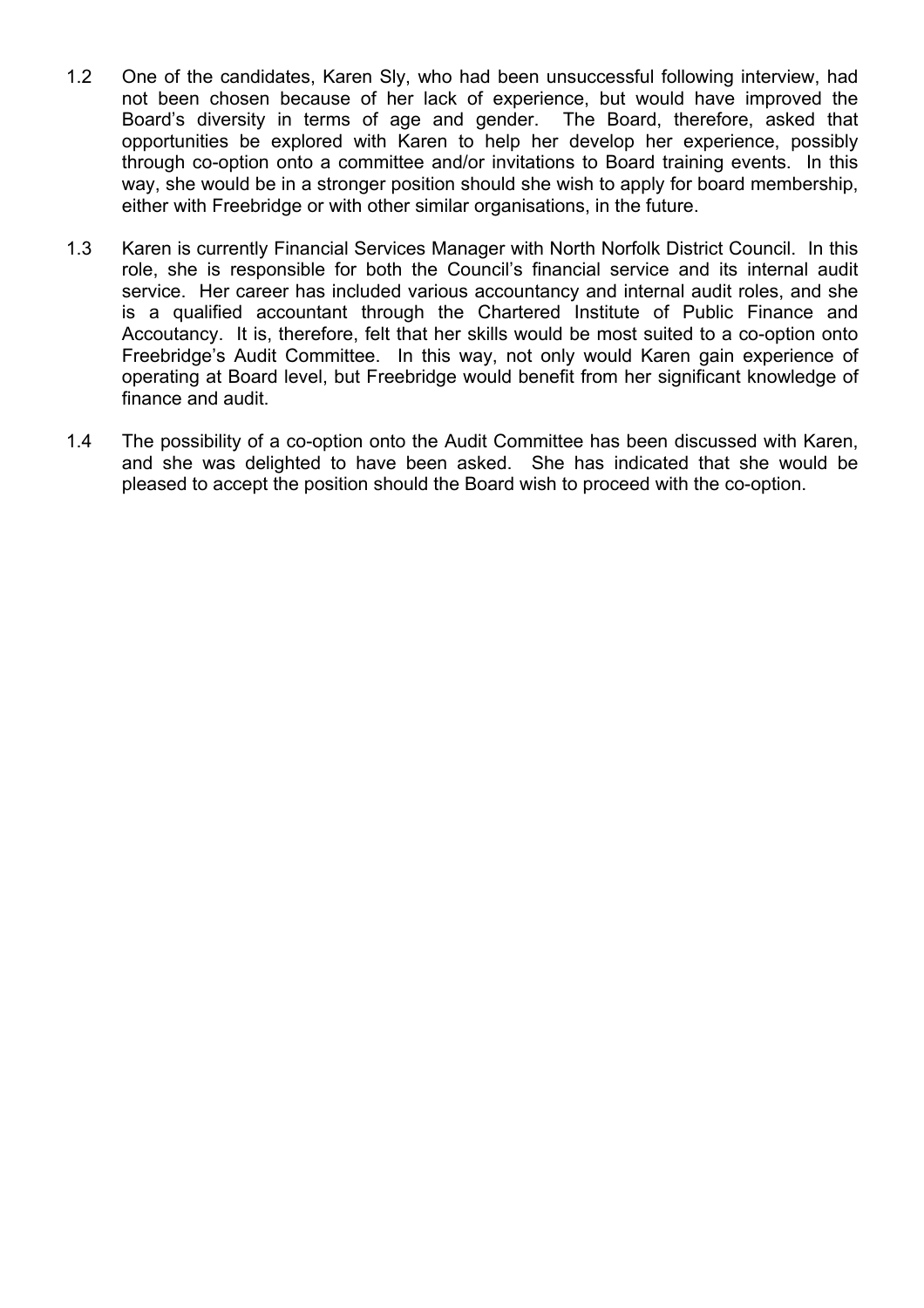1.2 One of the candidates, Karen Sly, who had been unsuccessful following interview, had not been chosen because of her lack of experience, but would have improved the Board's diversity in terms of age and gender. The Board, therefore, asked that opportunities be explored with Karen to help her develop her experience, possibly through co-option onto a committee and/or invitations to Board training events. In this way, she would be in a stronger position should she wish to apply for board membership, either with Freebridge or with other similar organisations, in the future.

1.3 Karen is currently Financial Services Manager with North Norfolk District Council. In this role, she is responsible for both the Council's financial service and its internal audit service. Her career has included various accountancy and internal audit roles, and she is a qualified accountant through the Chartered Institute of Public Finance and Accoutancy. It is, therefore, felt that her skills would be most suited to a co-option onto Freebridge's Audit Committee. In this way, not only would Karen gain experience of operating at Board level, but Freebridge would benefit from her significant knowledge of finance and audit.

1.4 The possibility of a co-option onto the Audit Committee has been discussed with Karen, and she was delighted to have been asked. She has indicated that she would be pleased to accept the position should the Board wish to proceed with the co-option.